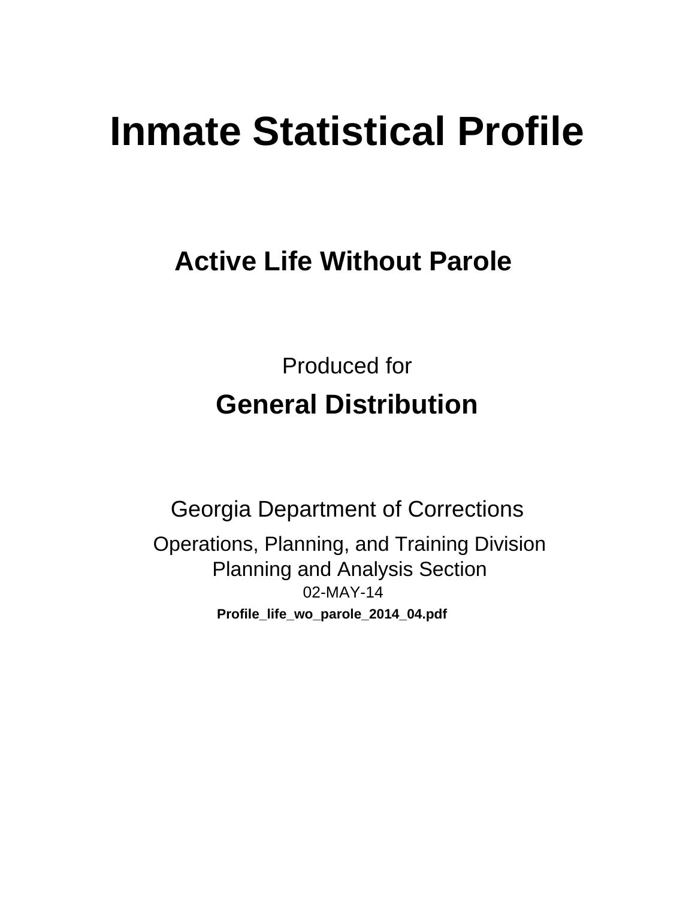# Inmate Statistical Profile

## Active Life Without Parole

Produced for

## General Distribution

Georgia Department of Corrections

Operations, Planning, and Training Division
Planning and Analysis Section
02-MAY-14

**Profile_life_wo_parole_2014_04.pdf**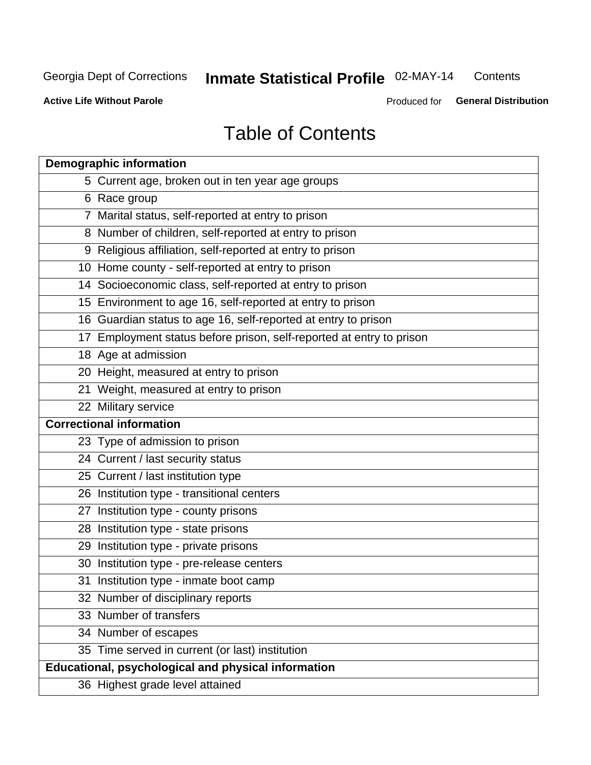Georgia Dept of Corrections **Inmate Statistical Profile** 02-MAY-14 Contents

**Active Life Without Parole** Produced for **General Distribution**

# Table of Contents

| **Demographic information** | |
|---|---|
| 5 | Current age, broken out in ten year age groups |
| 6 | Race group |
| 7 | Marital status, self-reported at entry to prison |
| 8 | Number of children, self-reported at entry to prison |
| 9 | Religious affiliation, self-reported at entry to prison |
| 10 | Home county - self-reported at entry to prison |
| 14 | Socioeconomic class, self-reported at entry to prison |
| 15 | Environment to age 16, self-reported at entry to prison |
| 16 | Guardian status to age 16, self-reported at entry to prison |
| 17 | Employment status before prison, self-reported at entry to prison |
| 18 | Age at admission |
| 20 | Height, measured at entry to prison |
| 21 | Weight, measured at entry to prison |
| 22 | Military service |
| **Correctional information** | |
| 23 | Type of admission to prison |
| 24 | Current / last security status |
| 25 | Current / last institution type |
| 26 | Institution type - transitional centers |
| 27 | Institution type - county prisons |
| 28 | Institution type - state prisons |
| 29 | Institution type - private prisons |
| 30 | Institution type - pre-release centers |
| 31 | Institution type - inmate boot camp |
| 32 | Number of disciplinary reports |
| 33 | Number of transfers |
| 34 | Number of escapes |
| 35 | Time served in current (or last) institution |
| **Educational, psychological and physical information** | |
| 36 | Highest grade level attained |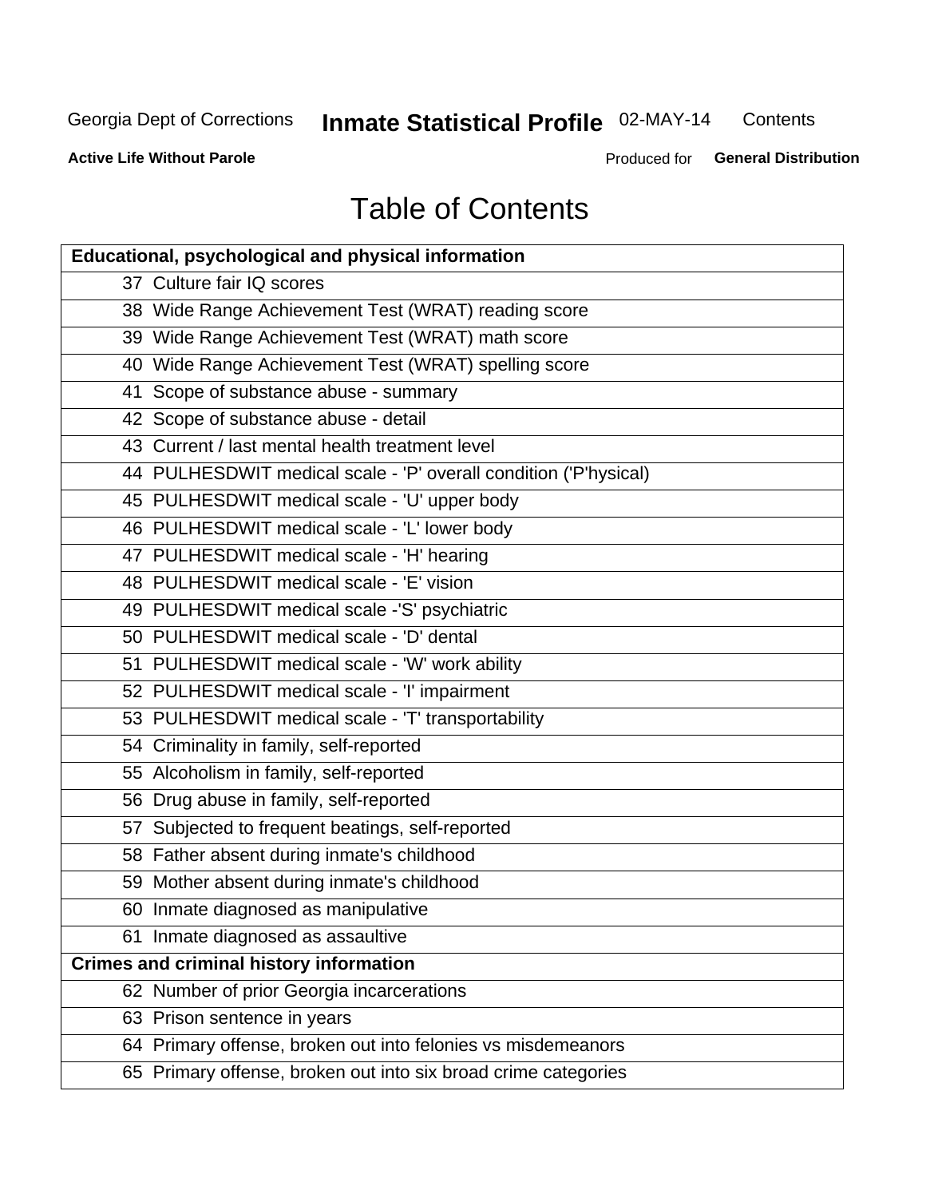# Table of Contents

| Educational, psychological and physical information |
|---|
| 37 Culture fair IQ scores |
| 38 Wide Range Achievement Test (WRAT) reading score |
| 39 Wide Range Achievement Test (WRAT) math score |
| 40 Wide Range Achievement Test (WRAT) spelling score |
| 41 Scope of substance abuse - summary |
| 42 Scope of substance abuse - detail |
| 43 Current / last mental health treatment level |
| 44 PULHESDWIT medical scale - 'P' overall condition ('P'hysical) |
| 45 PULHESDWIT medical scale - 'U' upper body |
| 46 PULHESDWIT medical scale - 'L' lower body |
| 47 PULHESDWIT medical scale - 'H' hearing |
| 48 PULHESDWIT medical scale - 'E' vision |
| 49 PULHESDWIT medical scale -'S' psychiatric |
| 50 PULHESDWIT medical scale - 'D' dental |
| 51 PULHESDWIT medical scale - 'W' work ability |
| 52 PULHESDWIT medical scale - 'I' impairment |
| 53 PULHESDWIT medical scale - 'T' transportability |
| 54 Criminality in family, self-reported |
| 55 Alcoholism in family, self-reported |
| 56 Drug abuse in family, self-reported |
| 57 Subjected to frequent beatings, self-reported |
| 58 Father absent during inmate's childhood |
| 59 Mother absent during inmate's childhood |
| 60 Inmate diagnosed as manipulative |
| 61 Inmate diagnosed as assaultive |
| **Crimes and criminal history information** |
| 62 Number of prior Georgia incarcerations |
| 63 Prison sentence in years |
| 64 Primary offense, broken out into felonies vs misdemeanors |
| 65 Primary offense, broken out into six broad crime categories |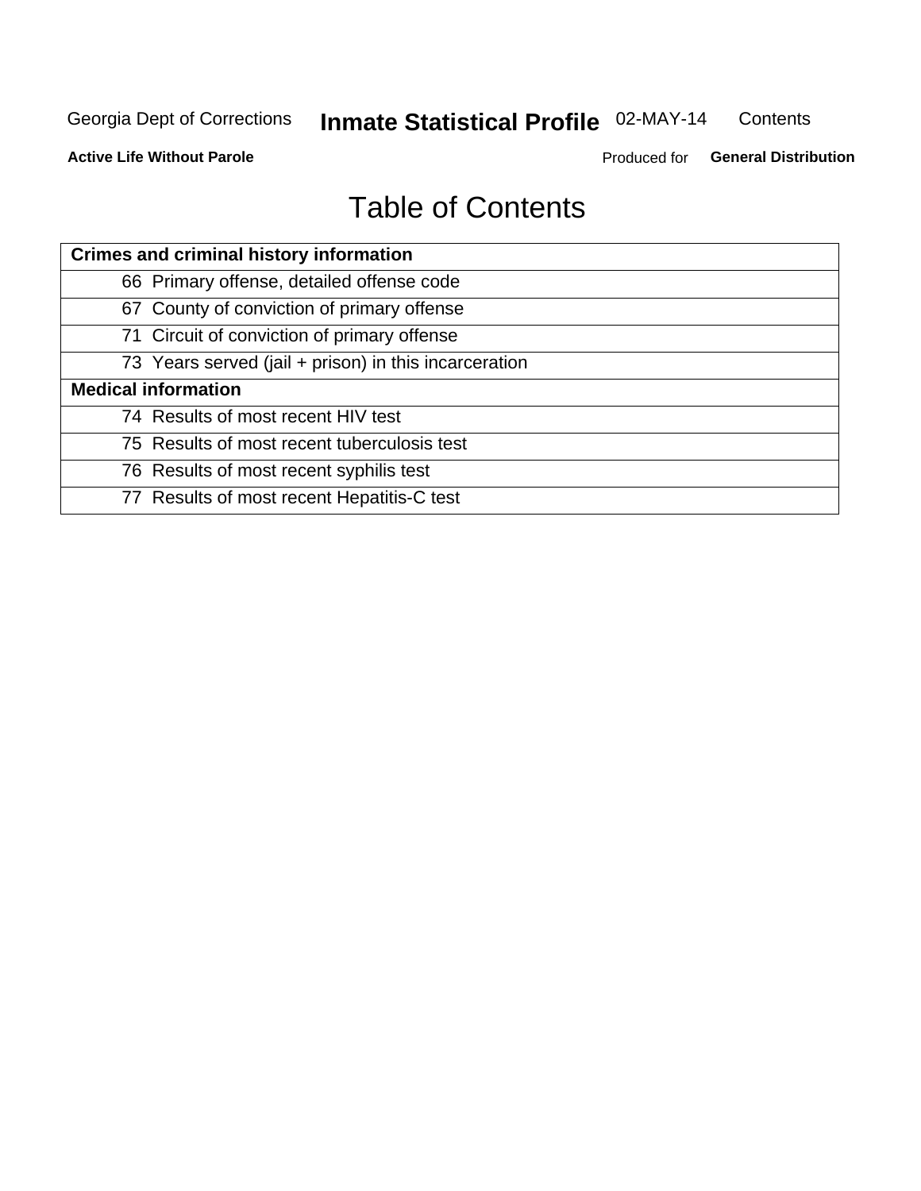# Table of Contents

| Crimes and criminal history information | |
|---|---|
| 66 | Primary offense, detailed offense code |
| 67 | County of conviction of primary offense |
| 71 | Circuit of conviction of primary offense |
| 73 | Years served (jail + prison) in this incarceration |
| **Medical information** | |
| 74 | Results of most recent HIV test |
| 75 | Results of most recent tuberculosis test |
| 76 | Results of most recent syphilis test |
| 77 | Results of most recent Hepatitis-C test |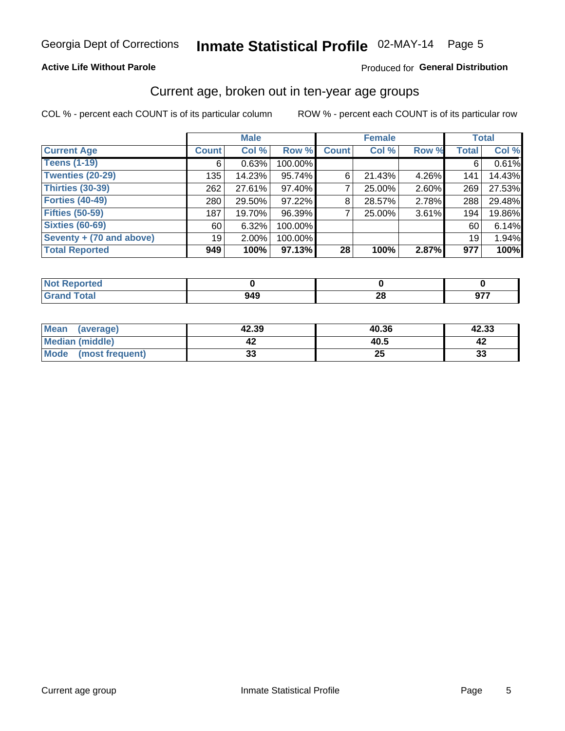Georgia Dept of Corrections **Inmate Statistical Profile** 02-MAY-14

**Active Life Without Parole**

Produced for **General Distribution**

## Current age, broken out in ten-year age groups

COL % - percent each COUNT is of its particular column

ROW % - percent each COUNT is of its particular row

| | Male | | | Female | | | Total | |
|---|---|---|---|---|---|---|---|---|
| **Current Age** | **Count** | **Col %** | **Row %** | **Count** | **Col %** | **Row %** | **Total** | **Col %** |
| **Teens (1-19)** | 6 | 0.63% | 100.00% | | | | 6 | 0.61% |
| **Twenties (20-29)** | 135 | 14.23% | 95.74% | 6 | 21.43% | 4.26% | 141 | 14.43% |
| **Thirties (30-39)** | 262 | 27.61% | 97.40% | 7 | 25.00% | 2.60% | 269 | 27.53% |
| **Forties (40-49)** | 280 | 29.50% | 97.22% | 8 | 28.57% | 2.78% | 288 | 29.48% |
| **Fifties (50-59)** | 187 | 19.70% | 96.39% | 7 | 25.00% | 3.61% | 194 | 19.86% |
| **Sixties (60-69)** | 60 | 6.32% | 100.00% | | | | 60 | 6.14% |
| **Seventy + (70 and above)** | 19 | 2.00% | 100.00% | | | | 19 | 1.94% |
| **Total Reported** | **949** | **100%** | **97.13%** | **28** | **100%** | **2.87%** | **977** | **100%** |

| | Male | Female | Total |
|---|---|---|---|
| **Not Reported** | **0** | **0** | **0** |
| **Grand Total** | **949** | **28** | **977** |

| | Male | Female | Total |
|---|---|---|---|
| **Mean (average)** | **42.39** | **40.36** | **42.33** |
| **Median (middle)** | **42** | **40.5** | **42** |
| **Mode (most frequent)** | **33** | **25** | **33** |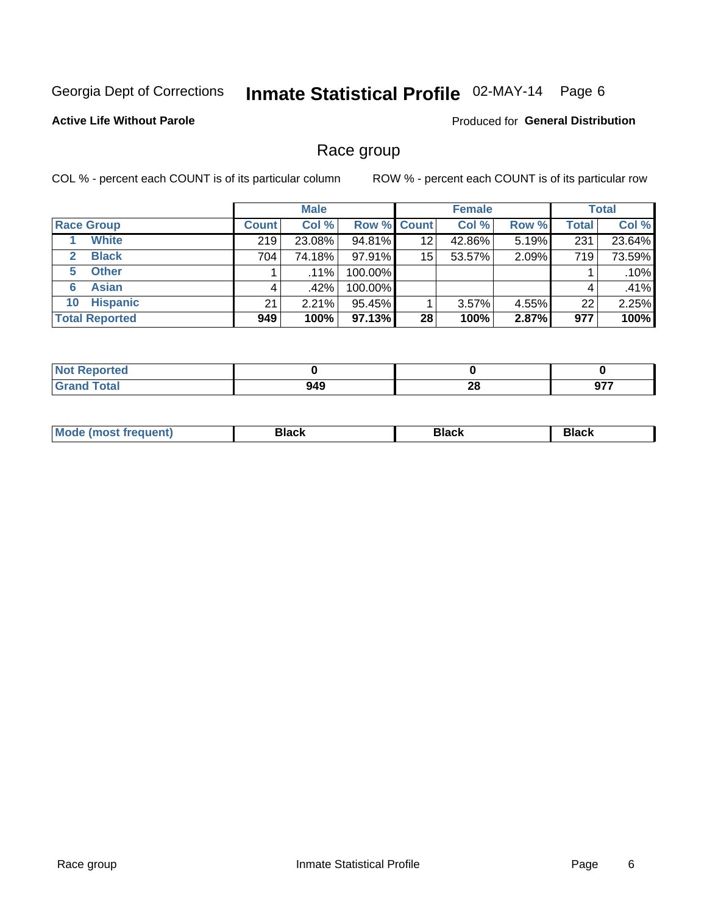Georgia Dept of Corrections **Inmate Statistical Profile** 02-MAY-14

**Active Life Without Parole**

Produced for **General Distribution**

## Race group

COL % - percent each COUNT is of its particular column ROW % - percent each COUNT is of its particular row

| | Male | | | Female | | | Total | |
|---|---|---|---|---|---|---|---|---|
| **Race Group** | **Count** | **Col %** | **Row %** | **Count** | **Col %** | **Row %** | **Total** | **Col %** |
| 1 White | 219 | 23.08% | 94.81% | 12 | 42.86% | 5.19% | 231 | 23.64% |
| 2 Black | 704 | 74.18% | 97.91% | 15 | 53.57% | 2.09% | 719 | 73.59% |
| 5 Other | 1 | .11% | 100.00% | | | | 1 | .10% |
| 6 Asian | 4 | .42% | 100.00% | | | | 4 | .41% |
| 10 Hispanic | 21 | 2.21% | 95.45% | 1 | 3.57% | 4.55% | 22 | 2.25% |
| **Total Reported** | **949** | **100%** | **97.13%** | **28** | **100%** | **2.87%** | **977** | **100%** |

| | Male | Female | Total |
|---|---|---|---|
| **Not Reported** | **0** | **0** | **0** |
| **Grand Total** | **949** | **28** | **977** |

| | Male | Female | Total |
|---|---|---|---|
| **Mode (most frequent)** | **Black** | **Black** | **Black** |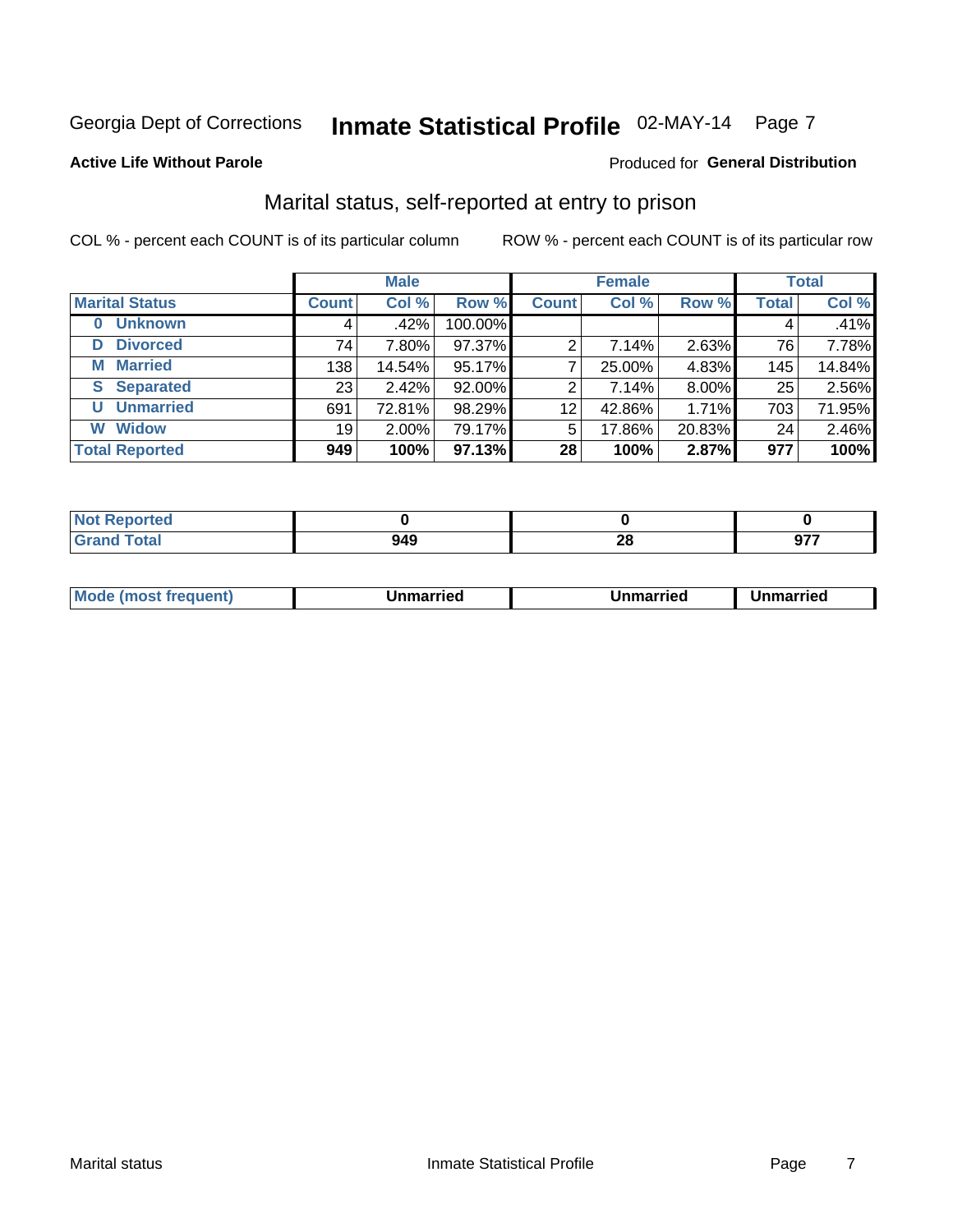Georgia Dept of Corrections **Inmate Statistical Profile** 02-MAY-14 Page 7

**Active Life Without Parole**

Produced for **General Distribution**

## Marital status, self-reported at entry to prison

COL % - percent each COUNT is of its particular column

ROW % - percent each COUNT is of its particular row

| | Male | | | Female | | | Total | |
|---|---|---|---|---|---|---|---|---|
| **Marital Status** | **Count** | **Col %** | **Row %** | **Count** | **Col %** | **Row %** | **Total** | **Col %** |
| **0 Unknown** | 4 | .42% | 100.00% | | | | 4 | .41% |
| **D Divorced** | 74 | 7.80% | 97.37% | 2 | 7.14% | 2.63% | 76 | 7.78% |
| **M Married** | 138 | 14.54% | 95.17% | 7 | 25.00% | 4.83% | 145 | 14.84% |
| **S Separated** | 23 | 2.42% | 92.00% | 2 | 7.14% | 8.00% | 25 | 2.56% |
| **U Unmarried** | 691 | 72.81% | 98.29% | 12 | 42.86% | 1.71% | 703 | 71.95% |
| **W Widow** | 19 | 2.00% | 79.17% | 5 | 17.86% | 20.83% | 24 | 2.46% |
| **Total Reported** | **949** | **100%** | **97.13%** | **28** | **100%** | **2.87%** | **977** | **100%** |

| | Male | Female | Total |
|---|---|---|---|
| **Not Reported** | **0** | **0** | **0** |
| **Grand Total** | **949** | **28** | **977** |

| | Male | Female | Total |
|---|---|---|---|
| **Mode (most frequent)** | **Unmarried** | **Unmarried** | **Unmarried** |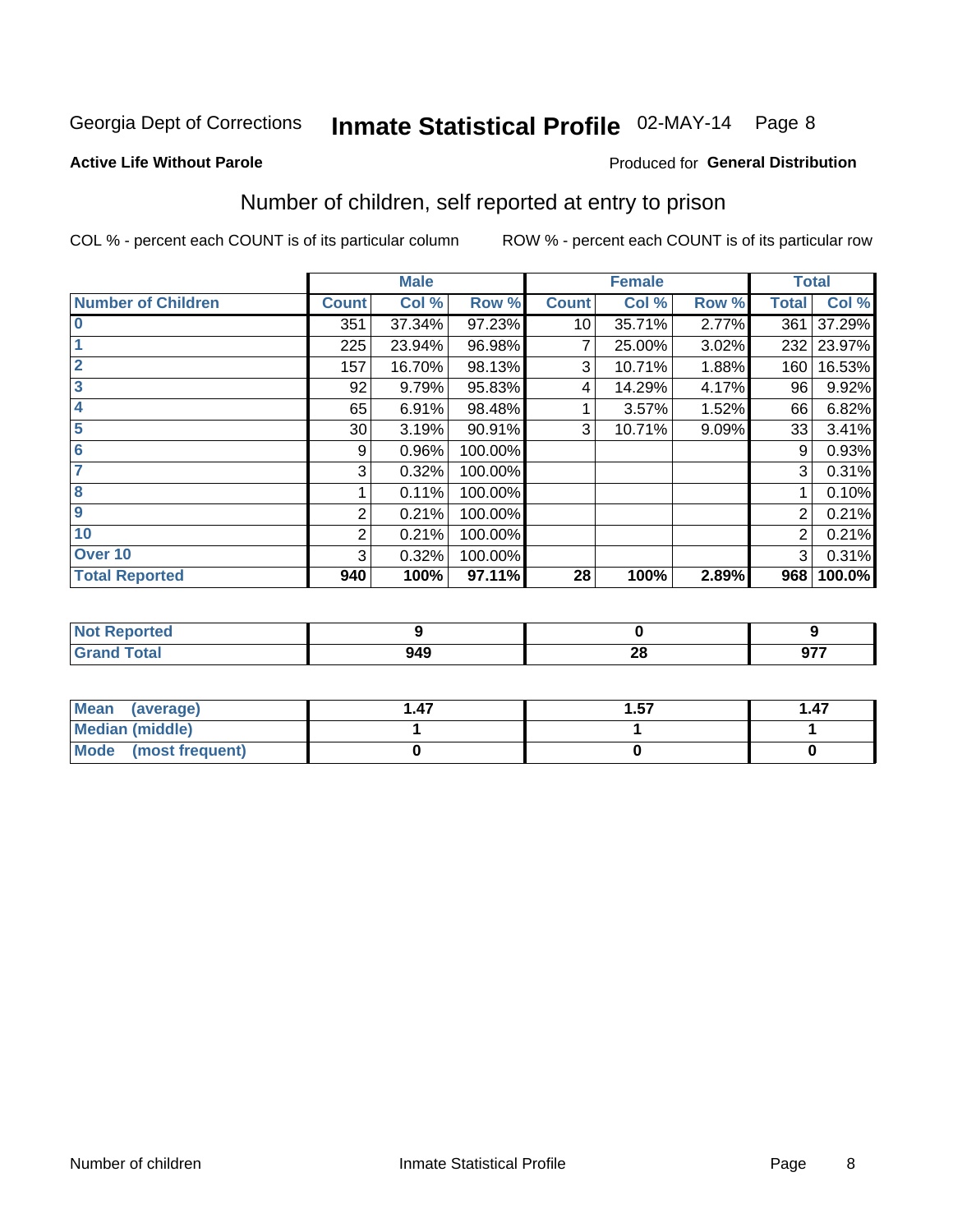Georgia Dept of Corrections **Inmate Statistical Profile** 02-MAY-14

**Active Life Without Parole**

Produced for **General Distribution**

## Number of children, self reported at entry to prison

COL % - percent each COUNT is of its particular column ROW % - percent each COUNT is of its particular row

| | Male | | | Female | | | Total | |
|---|---|---|---|---|---|---|---|---|
| **Number of Children** | **Count** | **Col %** | **Row %** | **Count** | **Col %** | **Row %** | **Total** | **Col %** |
| 0 | 351 | 37.34% | 97.23% | 10 | 35.71% | 2.77% | 361 | 37.29% |
| 1 | 225 | 23.94% | 96.98% | 7 | 25.00% | 3.02% | 232 | 23.97% |
| 2 | 157 | 16.70% | 98.13% | 3 | 10.71% | 1.88% | 160 | 16.53% |
| 3 | 92 | 9.79% | 95.83% | 4 | 14.29% | 4.17% | 96 | 9.92% |
| 4 | 65 | 6.91% | 98.48% | 1 | 3.57% | 1.52% | 66 | 6.82% |
| 5 | 30 | 3.19% | 90.91% | 3 | 10.71% | 9.09% | 33 | 3.41% |
| 6 | 9 | 0.96% | 100.00% | | | | 9 | 0.93% |
| 7 | 3 | 0.32% | 100.00% | | | | 3 | 0.31% |
| 8 | 1 | 0.11% | 100.00% | | | | 1 | 0.10% |
| 9 | 2 | 0.21% | 100.00% | | | | 2 | 0.21% |
| 10 | 2 | 0.21% | 100.00% | | | | 2 | 0.21% |
| Over 10 | 3 | 0.32% | 100.00% | | | | 3 | 0.31% |
| **Total Reported** | **940** | **100%** | **97.11%** | **28** | **100%** | **2.89%** | **968** | **100.0%** |

| | Male | Female | Total |
|---|---|---|---|
| Not Reported | 9 | 0 | 9 |
| Grand Total | 949 | 28 | 977 |

| | Male | Female | Total |
|---|---|---|---|
| Mean (average) | 1.47 | 1.57 | 1.47 |
| Median (middle) | 1 | 1 | 1 |
| Mode (most frequent) | 0 | 0 | 0 |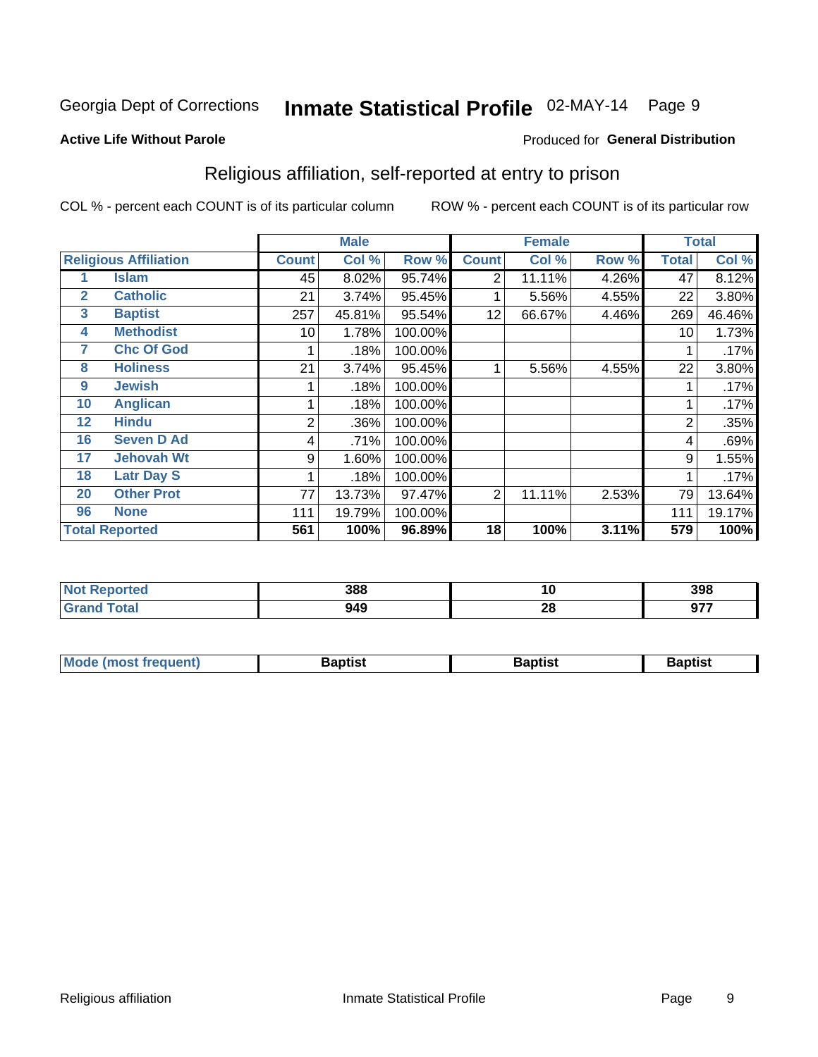Georgia Dept of Corrections **Inmate Statistical Profile** 02-MAY-14

**Active Life Without Parole**

Produced for **General Distribution**

## Religious affiliation, self-reported at entry to prison

COL % - percent each COUNT is of its particular column ROW % - percent each COUNT is of its particular row

| Religious Affiliation | | Male | | | Female | | | Total | |
|---|---|---|---|---|---|---|---|---|---|
| | | Count | Col % | Row % | Count | Col % | Row % | Total | Col % |
| 1 | Islam | 45 | 8.02% | 95.74% | 2 | 11.11% | 4.26% | 47 | 8.12% |
| 2 | Catholic | 21 | 3.74% | 95.45% | 1 | 5.56% | 4.55% | 22 | 3.80% |
| 3 | Baptist | 257 | 45.81% | 95.54% | 12 | 66.67% | 4.46% | 269 | 46.46% |
| 4 | Methodist | 10 | 1.78% | 100.00% | | | | 10 | 1.73% |
| 7 | Chc Of God | 1 | .18% | 100.00% | | | | 1 | .17% |
| 8 | Holiness | 21 | 3.74% | 95.45% | 1 | 5.56% | 4.55% | 22 | 3.80% |
| 9 | Jewish | 1 | .18% | 100.00% | | | | 1 | .17% |
| 10 | Anglican | 1 | .18% | 100.00% | | | | 1 | .17% |
| 12 | Hindu | 2 | .36% | 100.00% | | | | 2 | .35% |
| 16 | Seven D Ad | 4 | .71% | 100.00% | | | | 4 | .69% |
| 17 | Jehovah Wt | 9 | 1.60% | 100.00% | | | | 9 | 1.55% |
| 18 | Latr Day S | 1 | .18% | 100.00% | | | | 1 | .17% |
| 20 | Other Prot | 77 | 13.73% | 97.47% | 2 | 11.11% | 2.53% | 79 | 13.64% |
| 96 | None | 111 | 19.79% | 100.00% | | | | 111 | 19.17% |
| **Total Reported** | | **561** | **100%** | **96.89%** | **18** | **100%** | **3.11%** | **579** | **100%** |

| | Male | Female | Total |
|---|---|---|---|
| Not Reported | 388 | 10 | 398 |
| Grand Total | 949 | 28 | 977 |

| | Male | Female | Total |
|---|---|---|---|
| Mode (most frequent) | Baptist | Baptist | Baptist |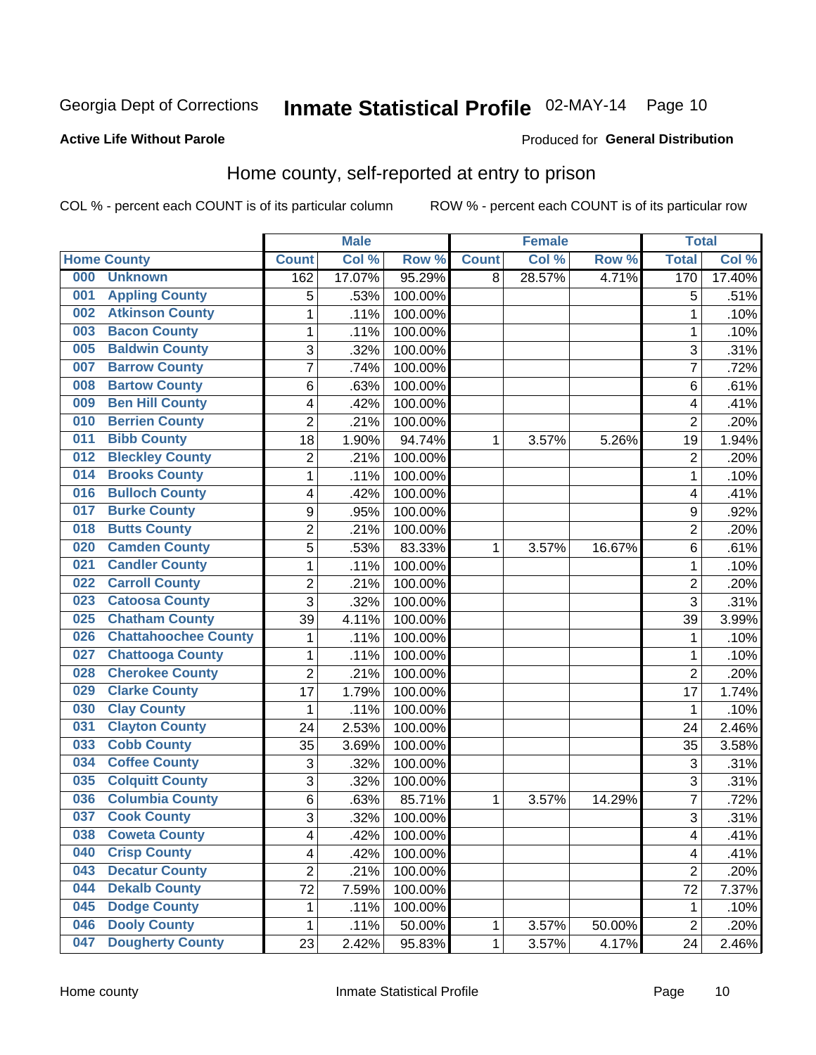Georgia Dept of Corrections **Inmate Statistical Profile** 02-MAY-14

**Active Life Without Parole**

Produced for **General Distribution**

## Home county, self-reported at entry to prison

COL % - percent each COUNT is of its particular column ROW % - percent each COUNT is of its particular row

| Home County | | Male | | | Female | | | Total | |
|---|---|---|---|---|---|---|---|---|---|
| | | Count | Col % | Row % | Count | Col % | Row % | Total | Col % |
| 000 | Unknown | 162 | 17.07% | 95.29% | 8 | 28.57% | 4.71% | 170 | 17.40% |
| 001 | Appling County | 5 | .53% | 100.00% | | | | 5 | .51% |
| 002 | Atkinson County | 1 | .11% | 100.00% | | | | 1 | .10% |
| 003 | Bacon County | 1 | .11% | 100.00% | | | | 1 | .10% |
| 005 | Baldwin County | 3 | .32% | 100.00% | | | | 3 | .31% |
| 007 | Barrow County | 7 | .74% | 100.00% | | | | 7 | .72% |
| 008 | Bartow County | 6 | .63% | 100.00% | | | | 6 | .61% |
| 009 | Ben Hill County | 4 | .42% | 100.00% | | | | 4 | .41% |
| 010 | Berrien County | 2 | .21% | 100.00% | | | | 2 | .20% |
| 011 | Bibb County | 18 | 1.90% | 94.74% | 1 | 3.57% | 5.26% | 19 | 1.94% |
| 012 | Bleckley County | 2 | .21% | 100.00% | | | | 2 | .20% |
| 014 | Brooks County | 1 | .11% | 100.00% | | | | 1 | .10% |
| 016 | Bulloch County | 4 | .42% | 100.00% | | | | 4 | .41% |
| 017 | Burke County | 9 | .95% | 100.00% | | | | 9 | .92% |
| 018 | Butts County | 2 | .21% | 100.00% | | | | 2 | .20% |
| 020 | Camden County | 5 | .53% | 83.33% | 1 | 3.57% | 16.67% | 6 | .61% |
| 021 | Candler County | 1 | .11% | 100.00% | | | | 1 | .10% |
| 022 | Carroll County | 2 | .21% | 100.00% | | | | 2 | .20% |
| 023 | Catoosa County | 3 | .32% | 100.00% | | | | 3 | .31% |
| 025 | Chatham County | 39 | 4.11% | 100.00% | | | | 39 | 3.99% |
| 026 | Chattahoochee County | 1 | .11% | 100.00% | | | | 1 | .10% |
| 027 | Chattooga County | 1 | .11% | 100.00% | | | | 1 | .10% |
| 028 | Cherokee County | 2 | .21% | 100.00% | | | | 2 | .20% |
| 029 | Clarke County | 17 | 1.79% | 100.00% | | | | 17 | 1.74% |
| 030 | Clay County | 1 | .11% | 100.00% | | | | 1 | .10% |
| 031 | Clayton County | 24 | 2.53% | 100.00% | | | | 24 | 2.46% |
| 033 | Cobb County | 35 | 3.69% | 100.00% | | | | 35 | 3.58% |
| 034 | Coffee County | 3 | .32% | 100.00% | | | | 3 | .31% |
| 035 | Colquitt County | 3 | .32% | 100.00% | | | | 3 | .31% |
| 036 | Columbia County | 6 | .63% | 85.71% | 1 | 3.57% | 14.29% | 7 | .72% |
| 037 | Cook County | 3 | .32% | 100.00% | | | | 3 | .31% |
| 038 | Coweta County | 4 | .42% | 100.00% | | | | 4 | .41% |
| 040 | Crisp County | 4 | .42% | 100.00% | | | | 4 | .41% |
| 043 | Decatur County | 2 | .21% | 100.00% | | | | 2 | .20% |
| 044 | Dekalb County | 72 | 7.59% | 100.00% | | | | 72 | 7.37% |
| 045 | Dodge County | 1 | .11% | 100.00% | | | | 1 | .10% |
| 046 | Dooly County | 1 | .11% | 50.00% | 1 | 3.57% | 50.00% | 2 | .20% |
| 047 | Dougherty County | 23 | 2.42% | 95.83% | 1 | 3.57% | 4.17% | 24 | 2.46% |

Home county Inmate Statistical Profile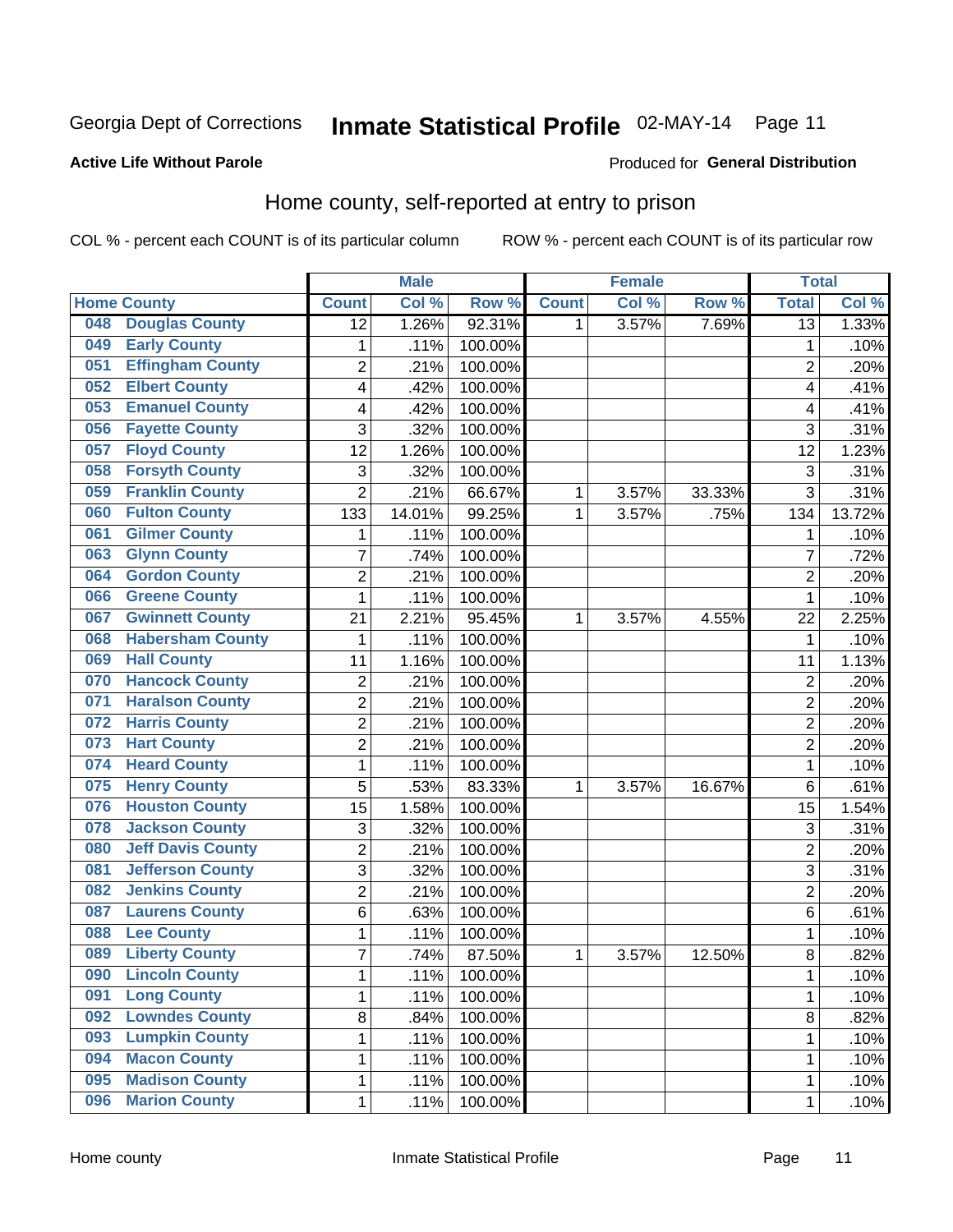Georgia Dept of Corrections **Inmate Statistical Profile** 02-MAY-14 Page 11

**Active Life Without Parole**

Produced for **General Distribution**

## Home county, self-reported at entry to prison

COL % - percent each COUNT is of its particular column ROW % - percent each COUNT is of its particular row

| Home County | | Male | | | Female | | | Total | |
|---|---|---|---|---|---|---|---|---|---|
| | | Count | Col % | Row % | Count | Col % | Row % | Total | Col % |
| 048 | Douglas County | 12 | 1.26% | 92.31% | 1 | 3.57% | 7.69% | 13 | 1.33% |
| 049 | Early County | 1 | .11% | 100.00% | | | | 1 | .10% |
| 051 | Effingham County | 2 | .21% | 100.00% | | | | 2 | .20% |
| 052 | Elbert County | 4 | .42% | 100.00% | | | | 4 | .41% |
| 053 | Emanuel County | 4 | .42% | 100.00% | | | | 4 | .41% |
| 056 | Fayette County | 3 | .32% | 100.00% | | | | 3 | .31% |
| 057 | Floyd County | 12 | 1.26% | 100.00% | | | | 12 | 1.23% |
| 058 | Forsyth County | 3 | .32% | 100.00% | | | | 3 | .31% |
| 059 | Franklin County | 2 | .21% | 66.67% | 1 | 3.57% | 33.33% | 3 | .31% |
| 060 | Fulton County | 133 | 14.01% | 99.25% | 1 | 3.57% | .75% | 134 | 13.72% |
| 061 | Gilmer County | 1 | .11% | 100.00% | | | | 1 | .10% |
| 063 | Glynn County | 7 | .74% | 100.00% | | | | 7 | .72% |
| 064 | Gordon County | 2 | .21% | 100.00% | | | | 2 | .20% |
| 066 | Greene County | 1 | .11% | 100.00% | | | | 1 | .10% |
| 067 | Gwinnett County | 21 | 2.21% | 95.45% | 1 | 3.57% | 4.55% | 22 | 2.25% |
| 068 | Habersham County | 1 | .11% | 100.00% | | | | 1 | .10% |
| 069 | Hall County | 11 | 1.16% | 100.00% | | | | 11 | 1.13% |
| 070 | Hancock County | 2 | .21% | 100.00% | | | | 2 | .20% |
| 071 | Haralson County | 2 | .21% | 100.00% | | | | 2 | .20% |
| 072 | Harris County | 2 | .21% | 100.00% | | | | 2 | .20% |
| 073 | Hart County | 2 | .21% | 100.00% | | | | 2 | .20% |
| 074 | Heard County | 1 | .11% | 100.00% | | | | 1 | .10% |
| 075 | Henry County | 5 | .53% | 83.33% | 1 | 3.57% | 16.67% | 6 | .61% |
| 076 | Houston County | 15 | 1.58% | 100.00% | | | | 15 | 1.54% |
| 078 | Jackson County | 3 | .32% | 100.00% | | | | 3 | .31% |
| 080 | Jeff Davis County | 2 | .21% | 100.00% | | | | 2 | .20% |
| 081 | Jefferson County | 3 | .32% | 100.00% | | | | 3 | .31% |
| 082 | Jenkins County | 2 | .21% | 100.00% | | | | 2 | .20% |
| 087 | Laurens County | 6 | .63% | 100.00% | | | | 6 | .61% |
| 088 | Lee County | 1 | .11% | 100.00% | | | | 1 | .10% |
| 089 | Liberty County | 7 | .74% | 87.50% | 1 | 3.57% | 12.50% | 8 | .82% |
| 090 | Lincoln County | 1 | .11% | 100.00% | | | | 1 | .10% |
| 091 | Long County | 1 | .11% | 100.00% | | | | 1 | .10% |
| 092 | Lowndes County | 8 | .84% | 100.00% | | | | 8 | .82% |
| 093 | Lumpkin County | 1 | .11% | 100.00% | | | | 1 | .10% |
| 094 | Macon County | 1 | .11% | 100.00% | | | | 1 | .10% |
| 095 | Madison County | 1 | .11% | 100.00% | | | | 1 | .10% |
| 096 | Marion County | 1 | .11% | 100.00% | | | | 1 | .10% |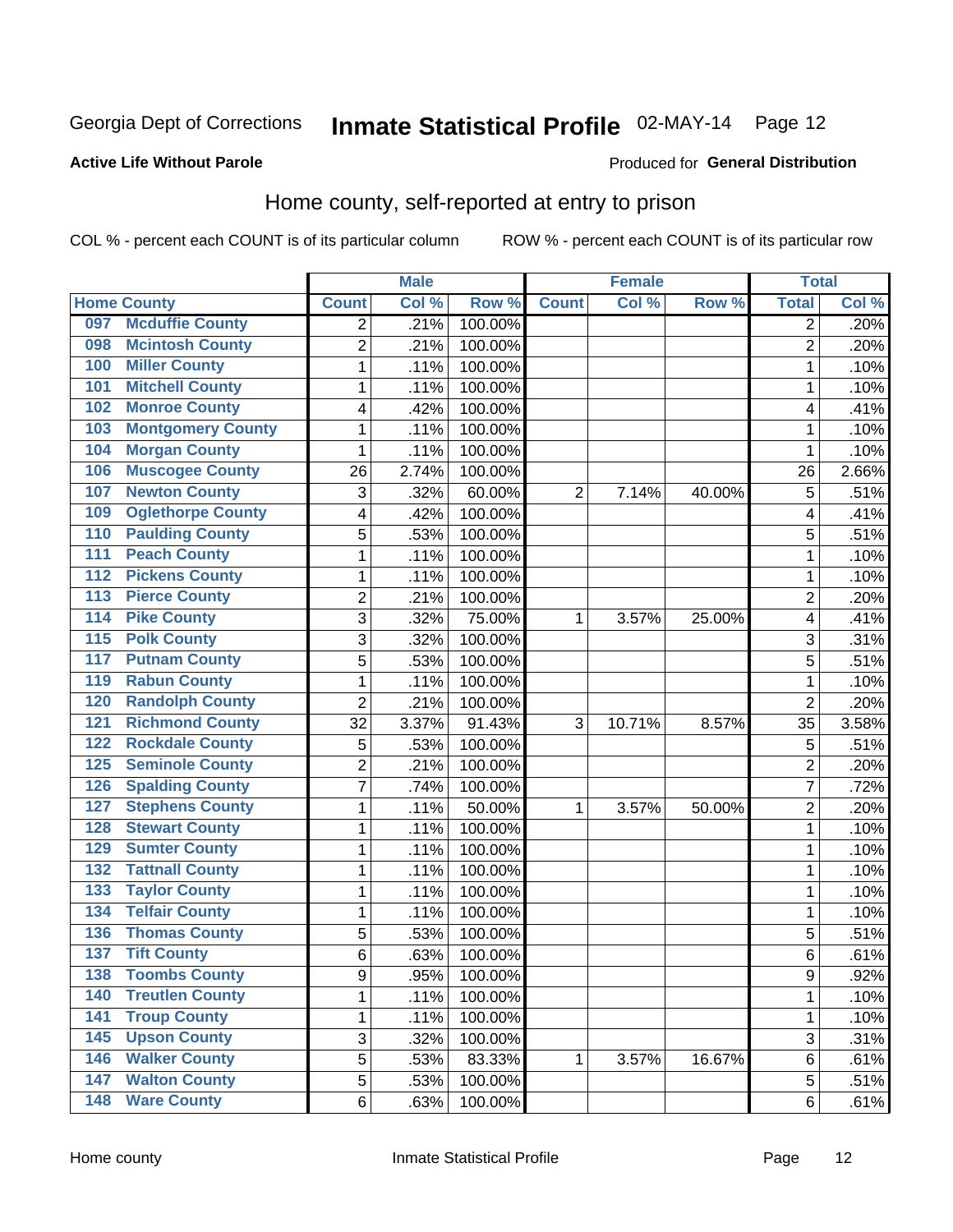Georgia Dept of Corrections **Inmate Statistical Profile** 02-MAY-14

**Active Life Without Parole**

Produced for **General Distribution**

## Home county, self-reported at entry to prison

COL % - percent each COUNT is of its particular column ROW % - percent each COUNT is of its particular row

| Home County | | Male | | | Female | | | Total | |
|---|---|---|---|---|---|---|---|---|---|
| | | Count | Col % | Row % | Count | Col % | Row % | Total | Col % |
| 097 | Mcduffie County | 2 | .21% | 100.00% | | | | 2 | .20% |
| 098 | Mcintosh County | 2 | .21% | 100.00% | | | | 2 | .20% |
| 100 | Miller County | 1 | .11% | 100.00% | | | | 1 | .10% |
| 101 | Mitchell County | 1 | .11% | 100.00% | | | | 1 | .10% |
| 102 | Monroe County | 4 | .42% | 100.00% | | | | 4 | .41% |
| 103 | Montgomery County | 1 | .11% | 100.00% | | | | 1 | .10% |
| 104 | Morgan County | 1 | .11% | 100.00% | | | | 1 | .10% |
| 106 | Muscogee County | 26 | 2.74% | 100.00% | | | | 26 | 2.66% |
| 107 | Newton County | 3 | .32% | 60.00% | 2 | 7.14% | 40.00% | 5 | .51% |
| 109 | Oglethorpe County | 4 | .42% | 100.00% | | | | 4 | .41% |
| 110 | Paulding County | 5 | .53% | 100.00% | | | | 5 | .51% |
| 111 | Peach County | 1 | .11% | 100.00% | | | | 1 | .10% |
| 112 | Pickens County | 1 | .11% | 100.00% | | | | 1 | .10% |
| 113 | Pierce County | 2 | .21% | 100.00% | | | | 2 | .20% |
| 114 | Pike County | 3 | .32% | 75.00% | 1 | 3.57% | 25.00% | 4 | .41% |
| 115 | Polk County | 3 | .32% | 100.00% | | | | 3 | .31% |
| 117 | Putnam County | 5 | .53% | 100.00% | | | | 5 | .51% |
| 119 | Rabun County | 1 | .11% | 100.00% | | | | 1 | .10% |
| 120 | Randolph County | 2 | .21% | 100.00% | | | | 2 | .20% |
| 121 | Richmond County | 32 | 3.37% | 91.43% | 3 | 10.71% | 8.57% | 35 | 3.58% |
| 122 | Rockdale County | 5 | .53% | 100.00% | | | | 5 | .51% |
| 125 | Seminole County | 2 | .21% | 100.00% | | | | 2 | .20% |
| 126 | Spalding County | 7 | .74% | 100.00% | | | | 7 | .72% |
| 127 | Stephens County | 1 | .11% | 50.00% | 1 | 3.57% | 50.00% | 2 | .20% |
| 128 | Stewart County | 1 | .11% | 100.00% | | | | 1 | .10% |
| 129 | Sumter County | 1 | .11% | 100.00% | | | | 1 | .10% |
| 132 | Tattnall County | 1 | .11% | 100.00% | | | | 1 | .10% |
| 133 | Taylor County | 1 | .11% | 100.00% | | | | 1 | .10% |
| 134 | Telfair County | 1 | .11% | 100.00% | | | | 1 | .10% |
| 136 | Thomas County | 5 | .53% | 100.00% | | | | 5 | .51% |
| 137 | Tift County | 6 | .63% | 100.00% | | | | 6 | .61% |
| 138 | Toombs County | 9 | .95% | 100.00% | | | | 9 | .92% |
| 140 | Treutlen County | 1 | .11% | 100.00% | | | | 1 | .10% |
| 141 | Troup County | 1 | .11% | 100.00% | | | | 1 | .10% |
| 145 | Upson County | 3 | .32% | 100.00% | | | | 3 | .31% |
| 146 | Walker County | 5 | .53% | 83.33% | 1 | 3.57% | 16.67% | 6 | .61% |
| 147 | Walton County | 5 | .53% | 100.00% | | | | 5 | .51% |
| 148 | Ware County | 6 | .63% | 100.00% | | | | 6 | .61% |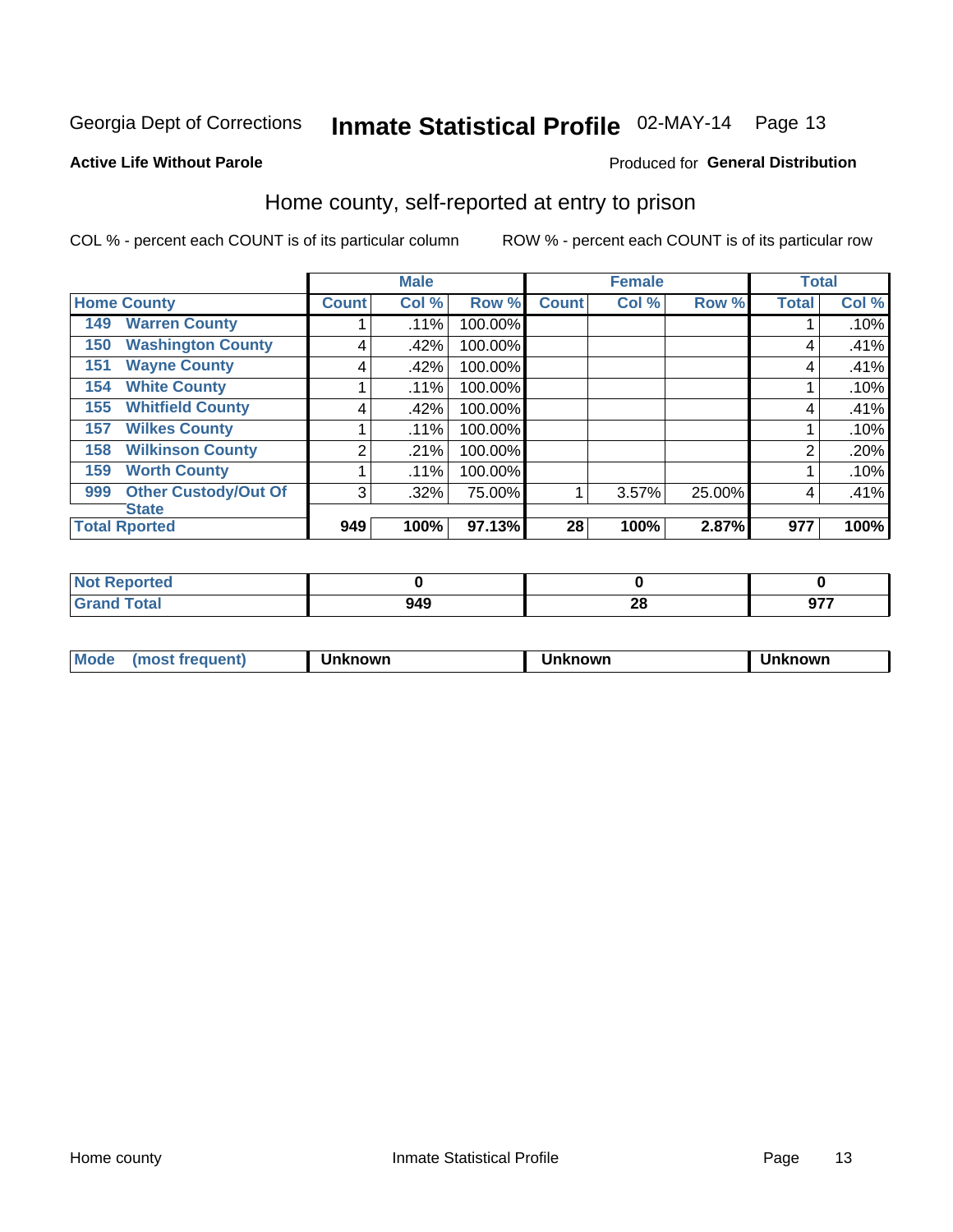Georgia Dept of Corrections **Inmate Statistical Profile** 02-MAY-14 Page 13

**Active Life Without Parole**

Produced for **General Distribution**

## Home county, self-reported at entry to prison

COL % - percent each COUNT is of its particular column

ROW % - percent each COUNT is of its particular row

| Home County | Male | | | Female | | | Total | |
|---|---|---|---|---|---|---|---|---|
| | Count | Col % | Row % | Count | Col % | Row % | Total | Col % |
| 149 Warren County | 1 | .11% | 100.00% | | | | 1 | .10% |
| 150 Washington County | 4 | .42% | 100.00% | | | | 4 | .41% |
| 151 Wayne County | 4 | .42% | 100.00% | | | | 4 | .41% |
| 154 White County | 1 | .11% | 100.00% | | | | 1 | .10% |
| 155 Whitfield County | 4 | .42% | 100.00% | | | | 4 | .41% |
| 157 Wilkes County | 1 | .11% | 100.00% | | | | 1 | .10% |
| 158 Wilkinson County | 2 | .21% | 100.00% | | | | 2 | .20% |
| 159 Worth County | 1 | .11% | 100.00% | | | | 1 | .10% |
| 999 Other Custody/Out Of State | 3 | .32% | 75.00% | 1 | 3.57% | 25.00% | 4 | .41% |
| **Total Rported** | **949** | **100%** | **97.13%** | **28** | **100%** | **2.87%** | **977** | **100%** |

| | Male | Female | Total |
|---|---|---|---|
| Not Reported | 0 | 0 | 0 |
| Grand Total | 949 | 28 | 977 |

| | Male | Female | Total |
|---|---|---|---|
| Mode (most frequent) | Unknown | Unknown | Unknown |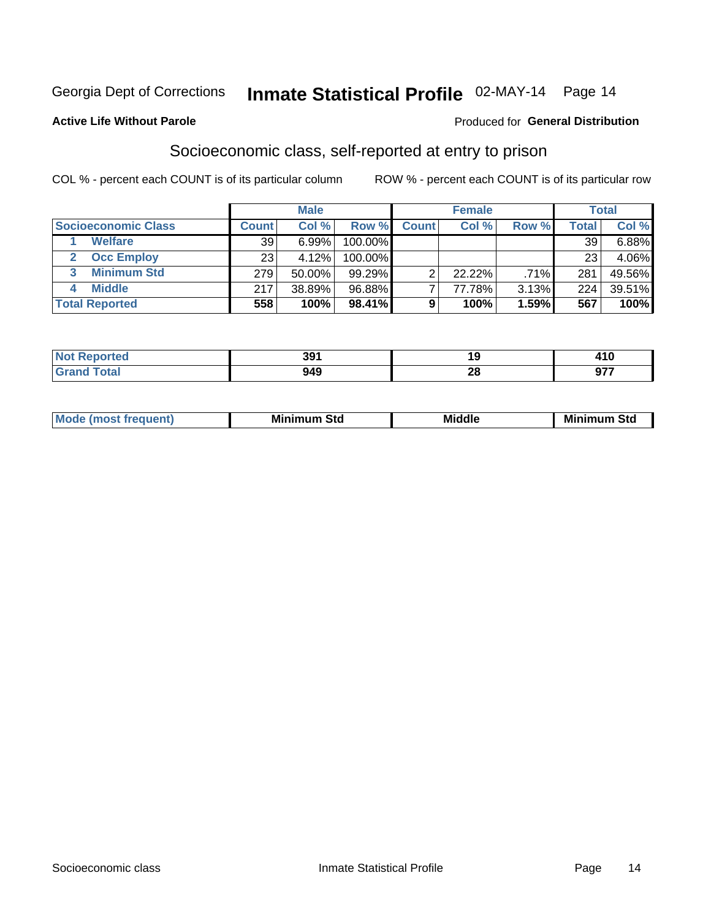Georgia Dept of Corrections **Inmate Statistical Profile** 02-MAY-14

**Active Life Without Parole**

Produced for **General Distribution**

## Socioeconomic class, self-reported at entry to prison

COL % - percent each COUNT is of its particular column

ROW % - percent each COUNT is of its particular row

| | Male | | | Female | | | Total | |
|---|---|---|---|---|---|---|---|---|
| **Socioeconomic Class** | **Count** | **Col %** | **Row %** | **Count** | **Col %** | **Row %** | **Total** | **Col %** |
| 1 Welfare | 39 | 6.99% | 100.00% | | | | 39 | 6.88% |
| 2 Occ Employ | 23 | 4.12% | 100.00% | | | | 23 | 4.06% |
| 3 Minimum Std | 279 | 50.00% | 99.29% | 2 | 22.22% | .71% | 281 | 49.56% |
| 4 Middle | 217 | 38.89% | 96.88% | 7 | 77.78% | 3.13% | 224 | 39.51% |
| **Total Reported** | **558** | **100%** | **98.41%** | **9** | **100%** | **1.59%** | **567** | **100%** |

| | Male | Female | Total |
|---|---|---|---|
| **Not Reported** | **391** | **19** | **410** |
| **Grand Total** | **949** | **28** | **977** |

| | Male | Female | Total |
|---|---|---|---|
| **Mode (most frequent)** | **Minimum Std** | **Middle** | **Minimum Std** |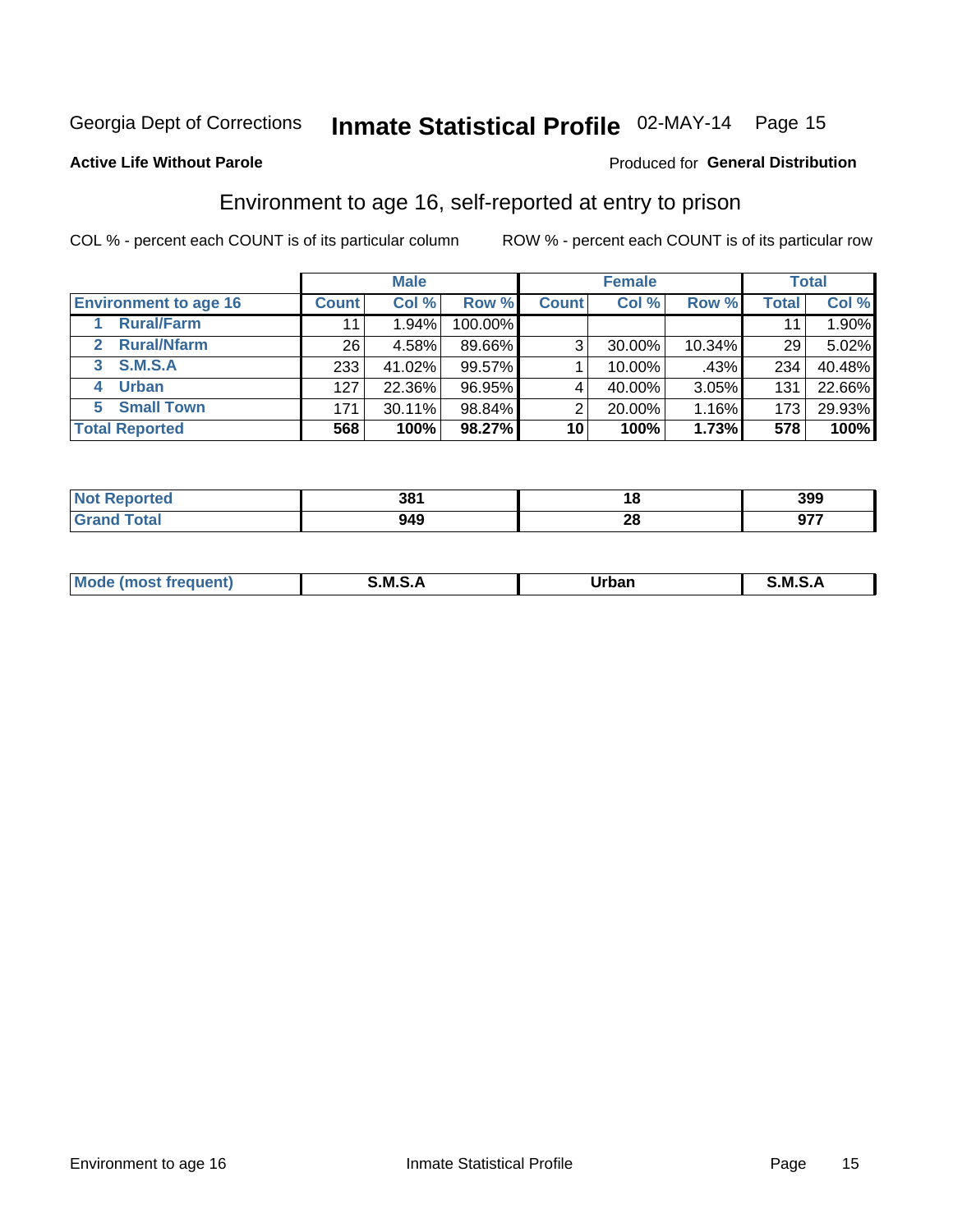Georgia Dept of Corrections **Inmate Statistical Profile** 02-MAY-14 Page 15

**Active Life Without Parole**

Produced for **General Distribution**

## Environment to age 16, self-reported at entry to prison

COL % - percent each COUNT is of its particular column

ROW % - percent each COUNT is of its particular row

| | Male | | | Female | | | Total | |
|---|---|---|---|---|---|---|---|---|
| **Environment to age 16** | **Count** | **Col %** | **Row %** | **Count** | **Col %** | **Row %** | **Total** | **Col %** |
| **1 Rural/Farm** | 11 | 1.94% | 100.00% | | | | 11 | 1.90% |
| **2 Rural/Nfarm** | 26 | 4.58% | 89.66% | 3 | 30.00% | 10.34% | 29 | 5.02% |
| **3 S.M.S.A** | 233 | 41.02% | 99.57% | 1 | 10.00% | .43% | 234 | 40.48% |
| **4 Urban** | 127 | 22.36% | 96.95% | 4 | 40.00% | 3.05% | 131 | 22.66% |
| **5 Small Town** | 171 | 30.11% | 98.84% | 2 | 20.00% | 1.16% | 173 | 29.93% |
| **Total Reported** | **568** | **100%** | **98.27%** | **10** | **100%** | **1.73%** | **578** | **100%** |

| | Male | Female | Total |
|---|---|---|---|
| **Not Reported** | **381** | **18** | **399** |
| **Grand Total** | **949** | **28** | **977** |

| | Male | Female | Total |
|---|---|---|---|
| **Mode (most frequent)** | **S.M.S.A** | **Urban** | **S.M.S.A** |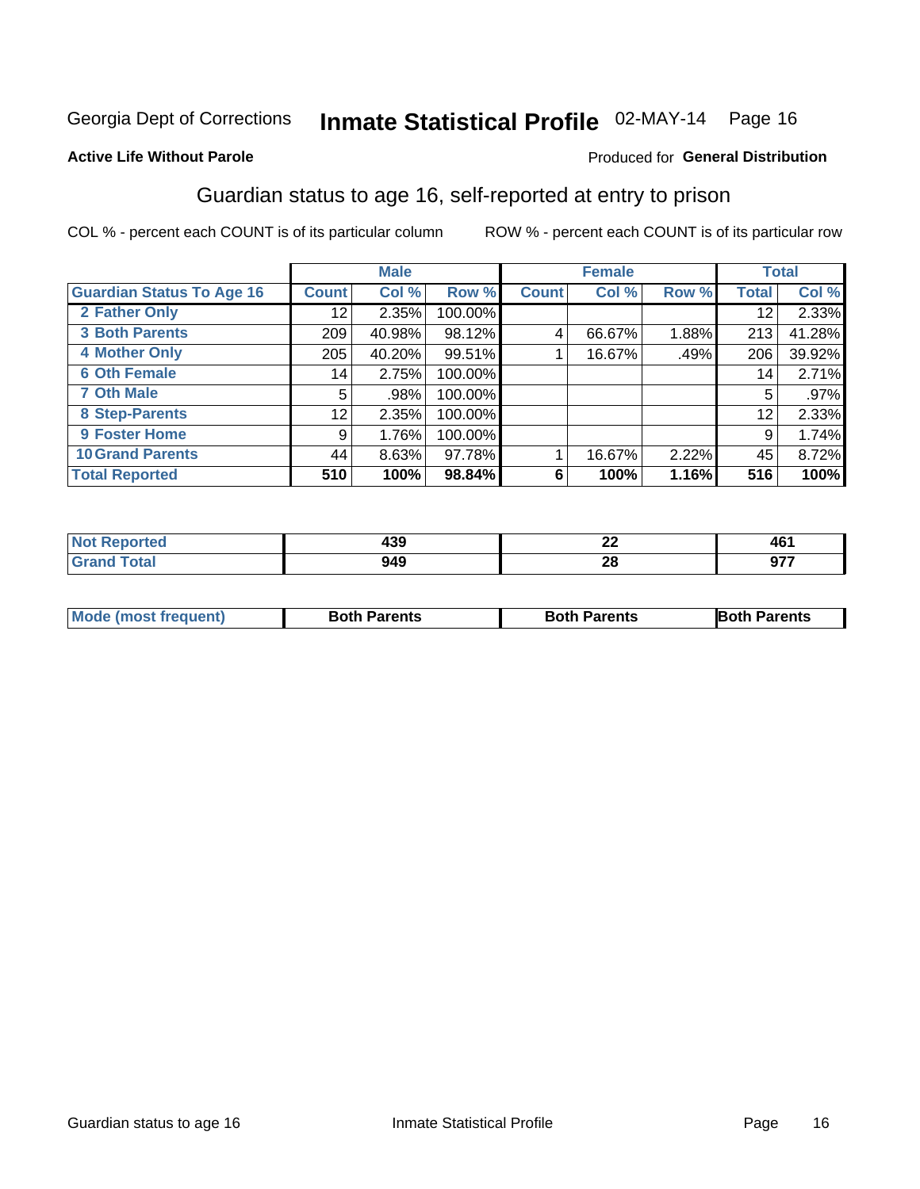Georgia Dept of Corrections **Inmate Statistical Profile** 02-MAY-14

**Active Life Without Parole**

Produced for **General Distribution**

## Guardian status to age 16, self-reported at entry to prison

COL % - percent each COUNT is of its particular column ROW % - percent each COUNT is of its particular row

| | Male | | | Female | | | Total | |
|---|---|---|---|---|---|---|---|---|
| **Guardian Status To Age 16** | **Count** | **Col %** | **Row %** | **Count** | **Col %** | **Row %** | **Total** | **Col %** |
| 2 Father Only | 12 | 2.35% | 100.00% | | | | 12 | 2.33% |
| 3 Both Parents | 209 | 40.98% | 98.12% | 4 | 66.67% | 1.88% | 213 | 41.28% |
| 4 Mother Only | 205 | 40.20% | 99.51% | 1 | 16.67% | .49% | 206 | 39.92% |
| 6 Oth Female | 14 | 2.75% | 100.00% | | | | 14 | 2.71% |
| 7 Oth Male | 5 | .98% | 100.00% | | | | 5 | .97% |
| 8 Step-Parents | 12 | 2.35% | 100.00% | | | | 12 | 2.33% |
| 9 Foster Home | 9 | 1.76% | 100.00% | | | | 9 | 1.74% |
| 10 Grand Parents | 44 | 8.63% | 97.78% | 1 | 16.67% | 2.22% | 45 | 8.72% |
| **Total Reported** | **510** | **100%** | **98.84%** | **6** | **100%** | **1.16%** | **516** | **100%** |

| | Male | Female | Total |
|---|---|---|---|
| Not Reported | 439 | 22 | 461 |
| Grand Total | 949 | 28 | 977 |

| | Male | Female | Total |
|---|---|---|---|
| Mode (most frequent) | Both Parents | Both Parents | Both Parents |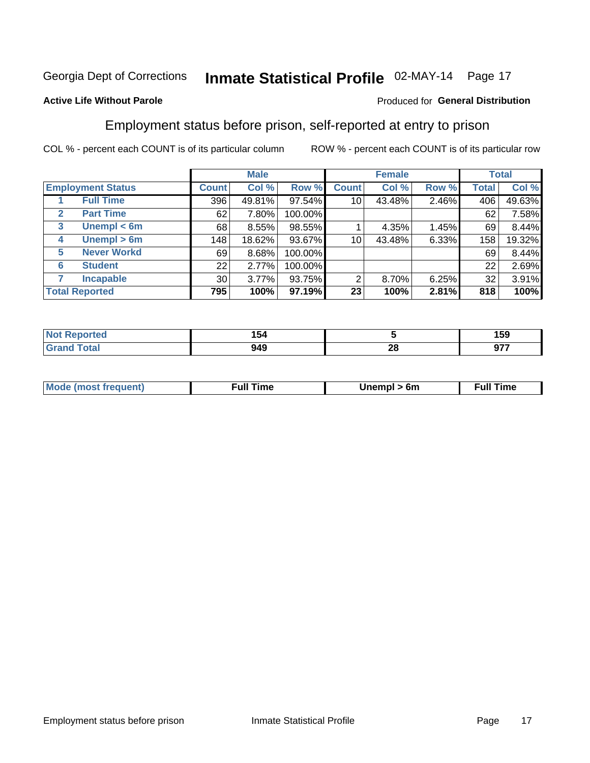Georgia Dept of Corrections **Inmate Statistical Profile** 02-MAY-14

**Active Life Without Parole**

Produced for **General Distribution**

## Employment status before prison, self-reported at entry to prison

COL % - percent each COUNT is of its particular column    ROW % - percent each COUNT is of its particular row

| Employment Status | | Male | | | Female | | | Total | |
|---|---|---|---|---|---|---|---|---|---|
| | | Count | Col % | Row % | Count | Col % | Row % | Total | Col % |
| 1 | Full Time | 396 | 49.81% | 97.54% | 10 | 43.48% | 2.46% | 406 | 49.63% |
| 2 | Part Time | 62 | 7.80% | 100.00% | | | | 62 | 7.58% |
| 3 | Unempl < 6m | 68 | 8.55% | 98.55% | 1 | 4.35% | 1.45% | 69 | 8.44% |
| 4 | Unempl > 6m | 148 | 18.62% | 93.67% | 10 | 43.48% | 6.33% | 158 | 19.32% |
| 5 | Never Workd | 69 | 8.68% | 100.00% | | | | 69 | 8.44% |
| 6 | Student | 22 | 2.77% | 100.00% | | | | 22 | 2.69% |
| 7 | Incapable | 30 | 3.77% | 93.75% | 2 | 8.70% | 6.25% | 32 | 3.91% |
| **Total Reported** | | **795** | **100%** | **97.19%** | **23** | **100%** | **2.81%** | **818** | **100%** |

| | Male | Female | Total |
|---|---|---|---|
| Not Reported | 154 | 5 | 159 |
| Grand Total | 949 | 28 | 977 |

| | Male | Female | Total |
|---|---|---|---|
| Mode (most frequent) | Full Time | Unempl > 6m | Full Time |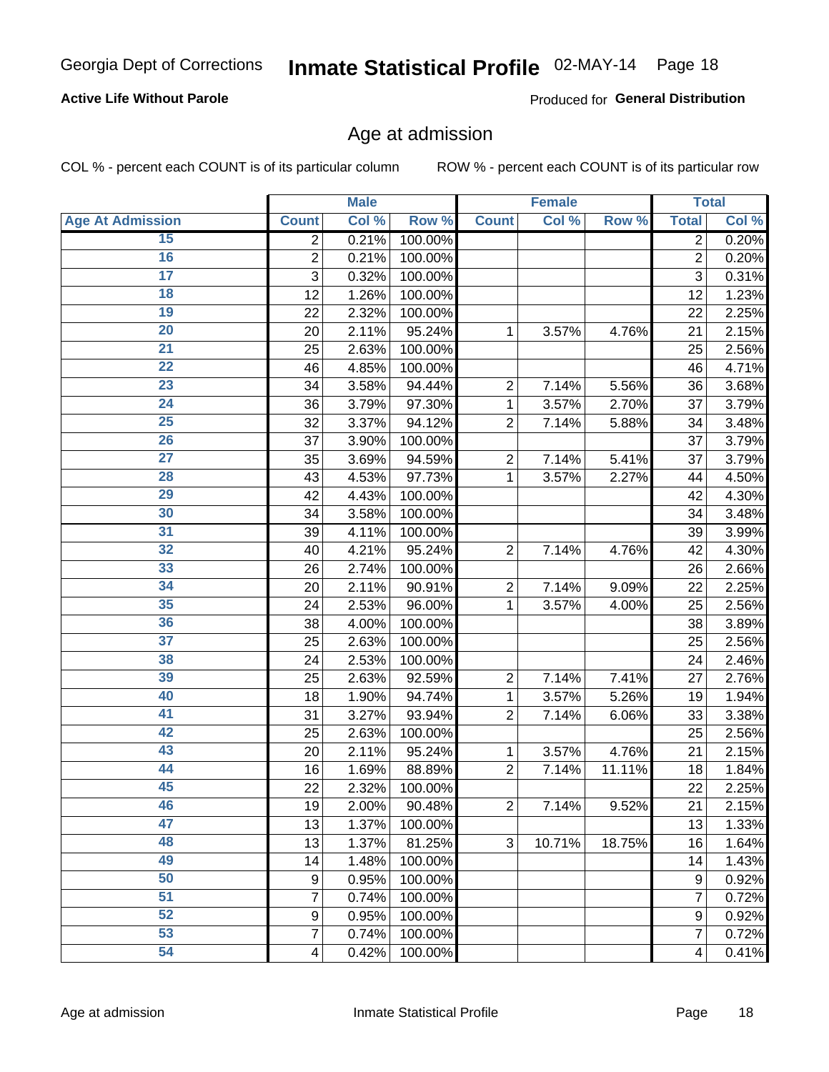Georgia Dept of Corrections **Inmate Statistical Profile** 02-MAY-14

**Active Life Without Parole**

Produced for **General Distribution**

## Age at admission

COL % - percent each COUNT is of its particular column    ROW % - percent each COUNT is of its particular row

| | Male | | | Female | | | Total | |
|---|---|---|---|---|---|---|---|---|
| **Age At Admission** | **Count** | **Col %** | **Row %** | **Count** | **Col %** | **Row %** | **Total** | **Col %** |
| 15 | 2 | 0.21% | 100.00% | | | | 2 | 0.20% |
| 16 | 2 | 0.21% | 100.00% | | | | 2 | 0.20% |
| 17 | 3 | 0.32% | 100.00% | | | | 3 | 0.31% |
| 18 | 12 | 1.26% | 100.00% | | | | 12 | 1.23% |
| 19 | 22 | 2.32% | 100.00% | | | | 22 | 2.25% |
| 20 | 20 | 2.11% | 95.24% | 1 | 3.57% | 4.76% | 21 | 2.15% |
| 21 | 25 | 2.63% | 100.00% | | | | 25 | 2.56% |
| 22 | 46 | 4.85% | 100.00% | | | | 46 | 4.71% |
| 23 | 34 | 3.58% | 94.44% | 2 | 7.14% | 5.56% | 36 | 3.68% |
| 24 | 36 | 3.79% | 97.30% | 1 | 3.57% | 2.70% | 37 | 3.79% |
| 25 | 32 | 3.37% | 94.12% | 2 | 7.14% | 5.88% | 34 | 3.48% |
| 26 | 37 | 3.90% | 100.00% | | | | 37 | 3.79% |
| 27 | 35 | 3.69% | 94.59% | 2 | 7.14% | 5.41% | 37 | 3.79% |
| 28 | 43 | 4.53% | 97.73% | 1 | 3.57% | 2.27% | 44 | 4.50% |
| 29 | 42 | 4.43% | 100.00% | | | | 42 | 4.30% |
| 30 | 34 | 3.58% | 100.00% | | | | 34 | 3.48% |
| 31 | 39 | 4.11% | 100.00% | | | | 39 | 3.99% |
| 32 | 40 | 4.21% | 95.24% | 2 | 7.14% | 4.76% | 42 | 4.30% |
| 33 | 26 | 2.74% | 100.00% | | | | 26 | 2.66% |
| 34 | 20 | 2.11% | 90.91% | 2 | 7.14% | 9.09% | 22 | 2.25% |
| 35 | 24 | 2.53% | 96.00% | 1 | 3.57% | 4.00% | 25 | 2.56% |
| 36 | 38 | 4.00% | 100.00% | | | | 38 | 3.89% |
| 37 | 25 | 2.63% | 100.00% | | | | 25 | 2.56% |
| 38 | 24 | 2.53% | 100.00% | | | | 24 | 2.46% |
| 39 | 25 | 2.63% | 92.59% | 2 | 7.14% | 7.41% | 27 | 2.76% |
| 40 | 18 | 1.90% | 94.74% | 1 | 3.57% | 5.26% | 19 | 1.94% |
| 41 | 31 | 3.27% | 93.94% | 2 | 7.14% | 6.06% | 33 | 3.38% |
| 42 | 25 | 2.63% | 100.00% | | | | 25 | 2.56% |
| 43 | 20 | 2.11% | 95.24% | 1 | 3.57% | 4.76% | 21 | 2.15% |
| 44 | 16 | 1.69% | 88.89% | 2 | 7.14% | 11.11% | 18 | 1.84% |
| 45 | 22 | 2.32% | 100.00% | | | | 22 | 2.25% |
| 46 | 19 | 2.00% | 90.48% | 2 | 7.14% | 9.52% | 21 | 2.15% |
| 47 | 13 | 1.37% | 100.00% | | | | 13 | 1.33% |
| 48 | 13 | 1.37% | 81.25% | 3 | 10.71% | 18.75% | 16 | 1.64% |
| 49 | 14 | 1.48% | 100.00% | | | | 14 | 1.43% |
| 50 | 9 | 0.95% | 100.00% | | | | 9 | 0.92% |
| 51 | 7 | 0.74% | 100.00% | | | | 7 | 0.72% |
| 52 | 9 | 0.95% | 100.00% | | | | 9 | 0.92% |
| 53 | 7 | 0.74% | 100.00% | | | | 7 | 0.72% |
| 54 | 4 | 0.42% | 100.00% | | | | 4 | 0.41% |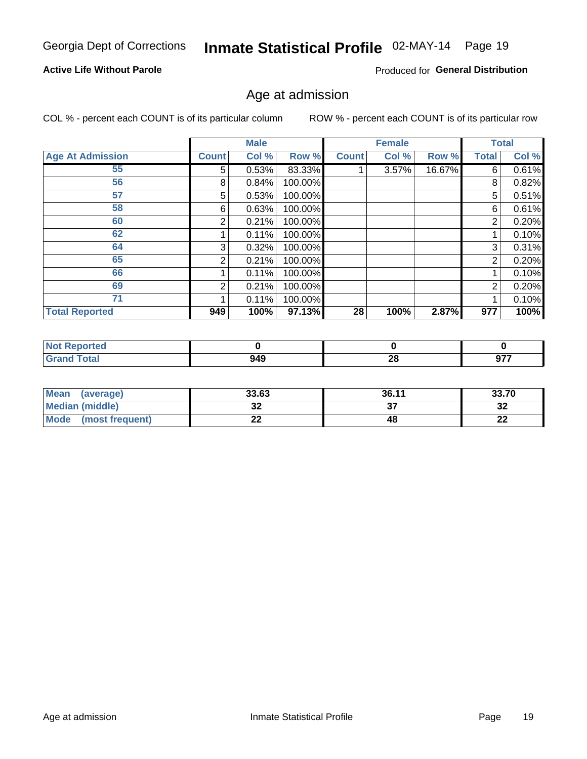Georgia Dept of Corrections **Inmate Statistical Profile** 02-MAY-14

**Active Life Without Parole** Produced for **General Distribution**

## Age at admission

COL % - percent each COUNT is of its particular column ROW % - percent each COUNT is of its particular row

| | Male | | | Female | | | Total | |
|---|---|---|---|---|---|---|---|---|
| **Age At Admission** | **Count** | **Col %** | **Row %** | **Count** | **Col %** | **Row %** | **Total** | **Col %** |
| 55 | 5 | 0.53% | 83.33% | 1 | 3.57% | 16.67% | 6 | 0.61% |
| 56 | 8 | 0.84% | 100.00% | | | | 8 | 0.82% |
| 57 | 5 | 0.53% | 100.00% | | | | 5 | 0.51% |
| 58 | 6 | 0.63% | 100.00% | | | | 6 | 0.61% |
| 60 | 2 | 0.21% | 100.00% | | | | 2 | 0.20% |
| 62 | 1 | 0.11% | 100.00% | | | | 1 | 0.10% |
| 64 | 3 | 0.32% | 100.00% | | | | 3 | 0.31% |
| 65 | 2 | 0.21% | 100.00% | | | | 2 | 0.20% |
| 66 | 1 | 0.11% | 100.00% | | | | 1 | 0.10% |
| 69 | 2 | 0.21% | 100.00% | | | | 2 | 0.20% |
| 71 | 1 | 0.11% | 100.00% | | | | 1 | 0.10% |
| **Total Reported** | **949** | **100%** | **97.13%** | **28** | **100%** | **2.87%** | **977** | **100%** |

| | Male | Female | Total |
|---|---|---|---|
| Not Reported | 0 | 0 | 0 |
| Grand Total | 949 | 28 | 977 |

| | Male | Female | Total |
|---|---|---|---|
| Mean (average) | 33.63 | 36.11 | 33.70 |
| Median (middle) | 32 | 37 | 32 |
| Mode (most frequent) | 22 | 48 | 22 |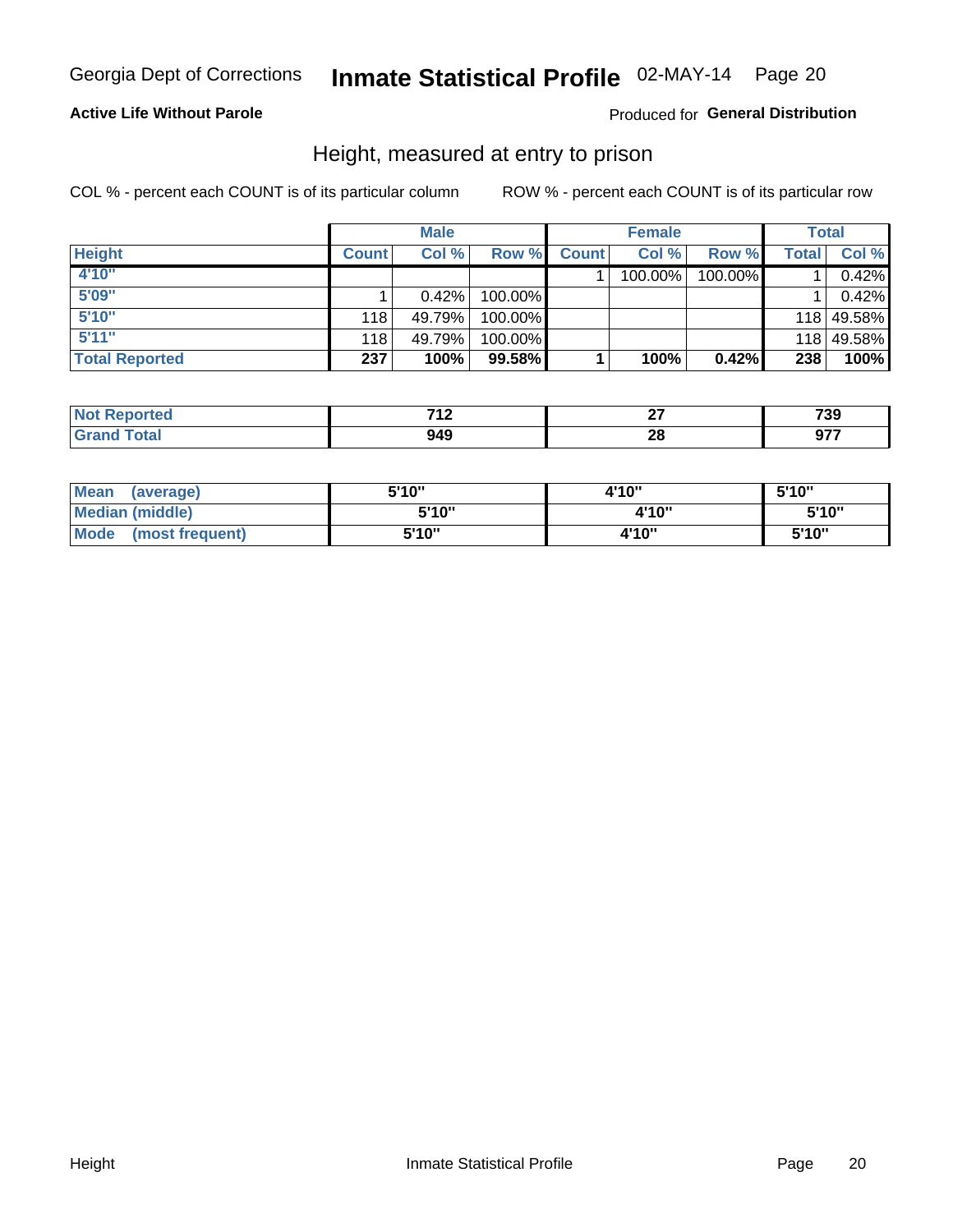Georgia Dept of Corrections **Inmate Statistical Profile** 02-MAY-14

**Active Life Without Parole**

Produced for **General Distribution**

## Height, measured at entry to prison

COL % - percent each COUNT is of its particular column ROW % - percent each COUNT is of its particular row

| | Male | | | Female | | | Total | |
|---|---|---|---|---|---|---|---|---|
| **Height** | **Count** | **Col %** | **Row %** | **Count** | **Col %** | **Row %** | **Total** | **Col %** |
| 4'10" | | | | 1 | 100.00% | 100.00% | 1 | 0.42% |
| 5'09" | 1 | 0.42% | 100.00% | | | | 1 | 0.42% |
| 5'10" | 118 | 49.79% | 100.00% | | | | 118 | 49.58% |
| 5'11" | 118 | 49.79% | 100.00% | | | | 118 | 49.58% |
| **Total Reported** | **237** | **100%** | **99.58%** | **1** | **100%** | **0.42%** | **238** | **100%** |

| | Male | Female | Total |
|---|---|---|---|
| **Not Reported** | **712** | **27** | **739** |
| **Grand Total** | **949** | **28** | **977** |

| | Male | Female | Total |
|---|---|---|---|
| **Mean (average)** | **5'10"** | **4'10"** | **5'10"** |
| **Median (middle)** | **5'10"** | **4'10"** | **5'10"** |
| **Mode (most frequent)** | **5'10"** | **4'10"** | **5'10"** |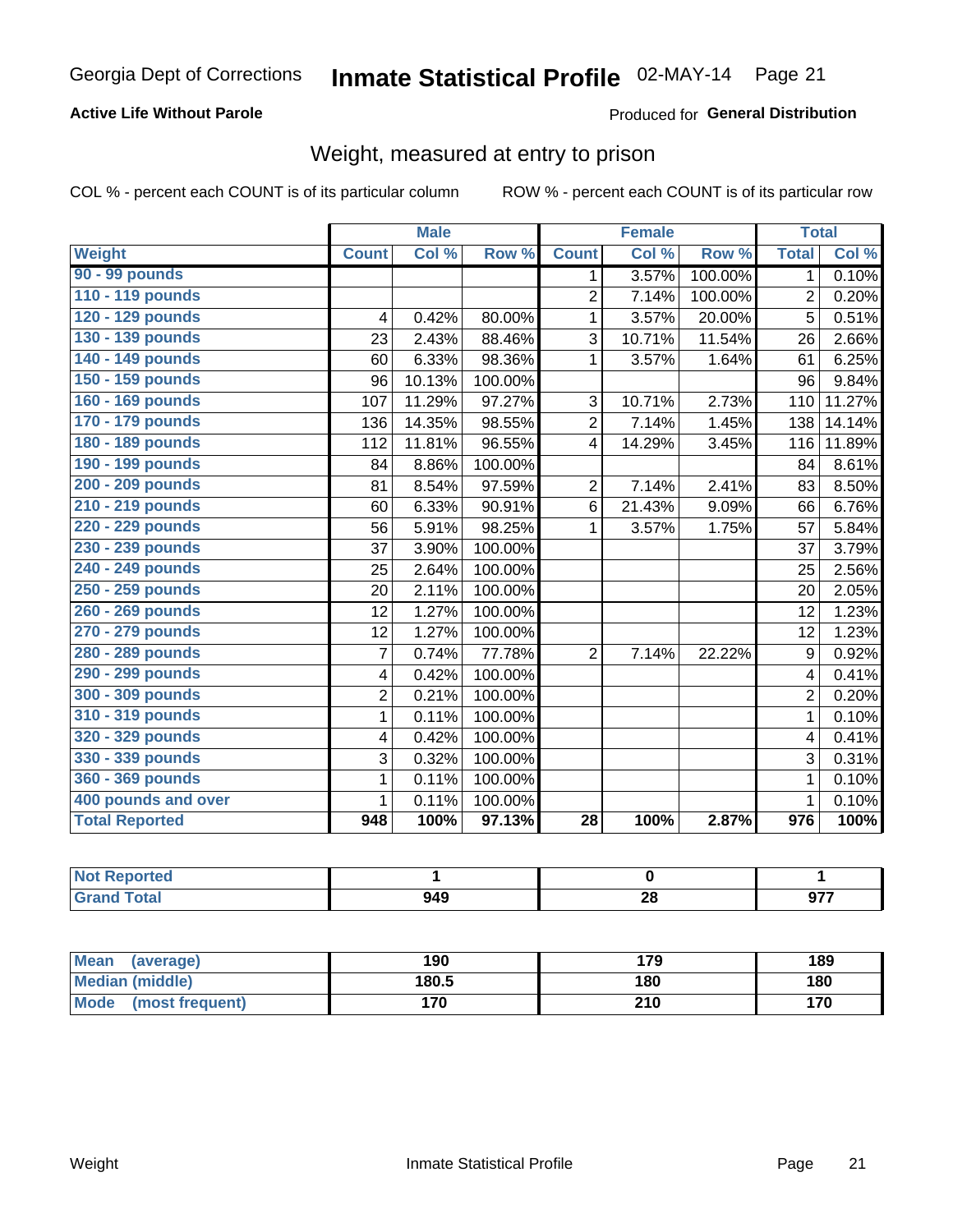Georgia Dept of Corrections **Inmate Statistical Profile** 02-MAY-14

**Active Life Without Parole**

Produced for **General Distribution**

## Weight, measured at entry to prison

COL % - percent each COUNT is of its particular column  ROW % - percent each COUNT is of its particular row

| | Male | | | Female | | | Total | |
|---|---|---|---|---|---|---|---|---|
| **Weight** | **Count** | **Col %** | **Row %** | **Count** | **Col %** | **Row %** | **Total** | **Col %** |
| 90 - 99 pounds | | | | 1 | 3.57% | 100.00% | 1 | 0.10% |
| 110 - 119 pounds | | | | 2 | 7.14% | 100.00% | 2 | 0.20% |
| 120 - 129 pounds | 4 | 0.42% | 80.00% | 1 | 3.57% | 20.00% | 5 | 0.51% |
| 130 - 139 pounds | 23 | 2.43% | 88.46% | 3 | 10.71% | 11.54% | 26 | 2.66% |
| 140 - 149 pounds | 60 | 6.33% | 98.36% | 1 | 3.57% | 1.64% | 61 | 6.25% |
| 150 - 159 pounds | 96 | 10.13% | 100.00% | | | | 96 | 9.84% |
| 160 - 169 pounds | 107 | 11.29% | 97.27% | 3 | 10.71% | 2.73% | 110 | 11.27% |
| 170 - 179 pounds | 136 | 14.35% | 98.55% | 2 | 7.14% | 1.45% | 138 | 14.14% |
| 180 - 189 pounds | 112 | 11.81% | 96.55% | 4 | 14.29% | 3.45% | 116 | 11.89% |
| 190 - 199 pounds | 84 | 8.86% | 100.00% | | | | 84 | 8.61% |
| 200 - 209 pounds | 81 | 8.54% | 97.59% | 2 | 7.14% | 2.41% | 83 | 8.50% |
| 210 - 219 pounds | 60 | 6.33% | 90.91% | 6 | 21.43% | 9.09% | 66 | 6.76% |
| 220 - 229 pounds | 56 | 5.91% | 98.25% | 1 | 3.57% | 1.75% | 57 | 5.84% |
| 230 - 239 pounds | 37 | 3.90% | 100.00% | | | | 37 | 3.79% |
| 240 - 249 pounds | 25 | 2.64% | 100.00% | | | | 25 | 2.56% |
| 250 - 259 pounds | 20 | 2.11% | 100.00% | | | | 20 | 2.05% |
| 260 - 269 pounds | 12 | 1.27% | 100.00% | | | | 12 | 1.23% |
| 270 - 279 pounds | 12 | 1.27% | 100.00% | | | | 12 | 1.23% |
| 280 - 289 pounds | 7 | 0.74% | 77.78% | 2 | 7.14% | 22.22% | 9 | 0.92% |
| 290 - 299 pounds | 4 | 0.42% | 100.00% | | | | 4 | 0.41% |
| 300 - 309 pounds | 2 | 0.21% | 100.00% | | | | 2 | 0.20% |
| 310 - 319 pounds | 1 | 0.11% | 100.00% | | | | 1 | 0.10% |
| 320 - 329 pounds | 4 | 0.42% | 100.00% | | | | 4 | 0.41% |
| 330 - 339 pounds | 3 | 0.32% | 100.00% | | | | 3 | 0.31% |
| 360 - 369 pounds | 1 | 0.11% | 100.00% | | | | 1 | 0.10% |
| 400 pounds and over | 1 | 0.11% | 100.00% | | | | 1 | 0.10% |
| **Total Reported** | **948** | **100%** | **97.13%** | **28** | **100%** | **2.87%** | **976** | **100%** |

| | Male | Female | Total |
|---|---|---|---|
| Not Reported | 1 | 0 | 1 |
| Grand Total | 949 | 28 | 977 |

| | Male | Female | Total |
|---|---|---|---|
| Mean (average) | 190 | 179 | 189 |
| Median (middle) | 180.5 | 180 | 180 |
| Mode (most frequent) | 170 | 210 | 170 |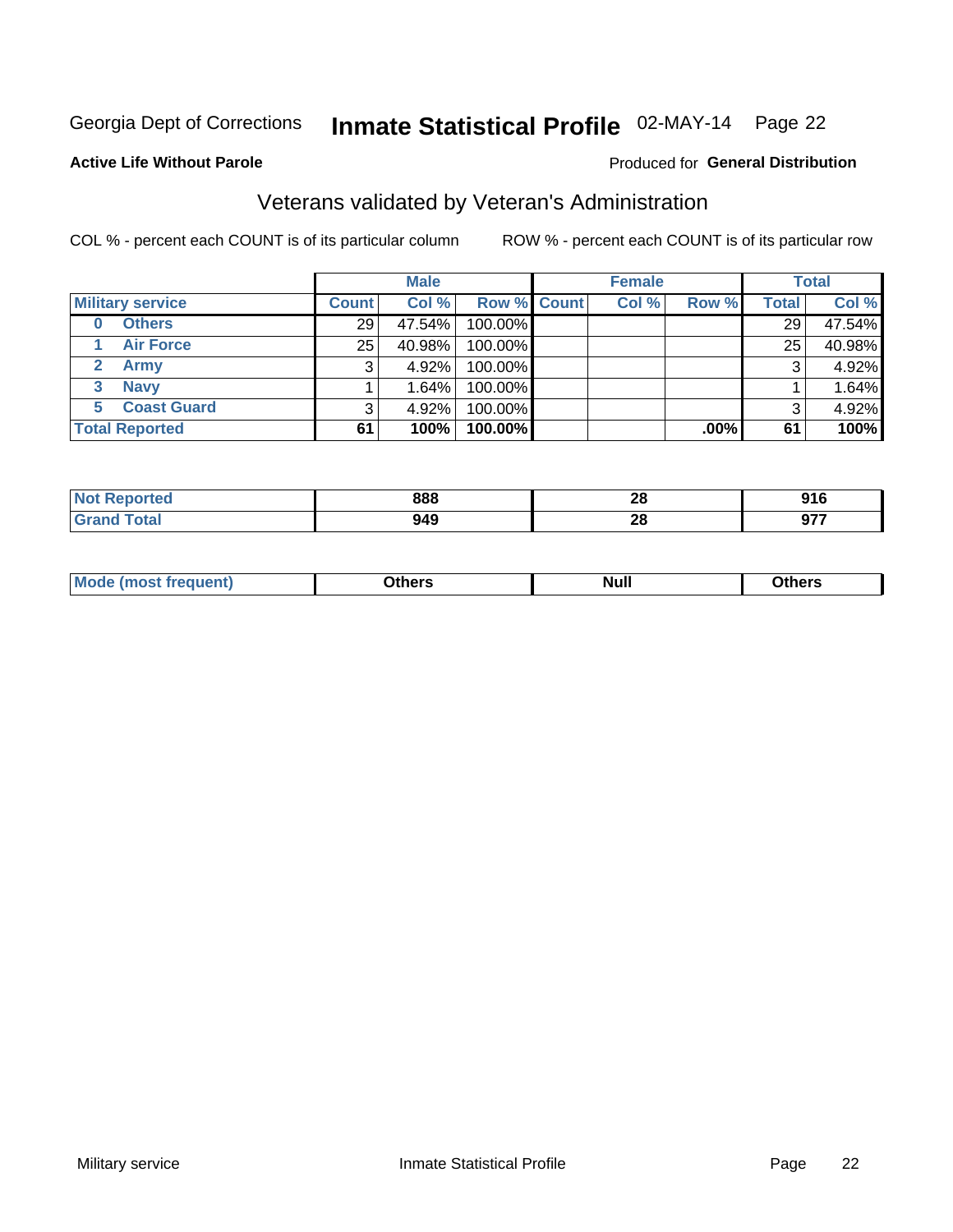Georgia Dept of Corrections **Inmate Statistical Profile** 02-MAY-14 Page 22

**Active Life Without Parole**

Produced for **General Distribution**

## Veterans validated by Veteran's Administration

COL % - percent each COUNT is of its particular column ROW % - percent each COUNT is of its particular row

| Military service | Male | | | Female | | | Total | |
|---|---|---|---|---|---|---|---|---|
| | Count | Col % | Row % | Count | Col % | Row % | Total | Col % |
| 0 Others | 29 | 47.54% | 100.00% | | | | 29 | 47.54% |
| 1 Air Force | 25 | 40.98% | 100.00% | | | | 25 | 40.98% |
| 2 Army | 3 | 4.92% | 100.00% | | | | 3 | 4.92% |
| 3 Navy | 1 | 1.64% | 100.00% | | | | 1 | 1.64% |
| 5 Coast Guard | 3 | 4.92% | 100.00% | | | | 3 | 4.92% |
| **Total Reported** | **61** | **100%** | **100.00%** | | | **.00%** | **61** | **100%** |

| | Male | Female | Total |
|---|---|---|---|
| Not Reported | 888 | 28 | 916 |
| Grand Total | 949 | 28 | 977 |

| | Male | Female | Total |
|---|---|---|---|
| Mode (most frequent) | Others | Null | Others |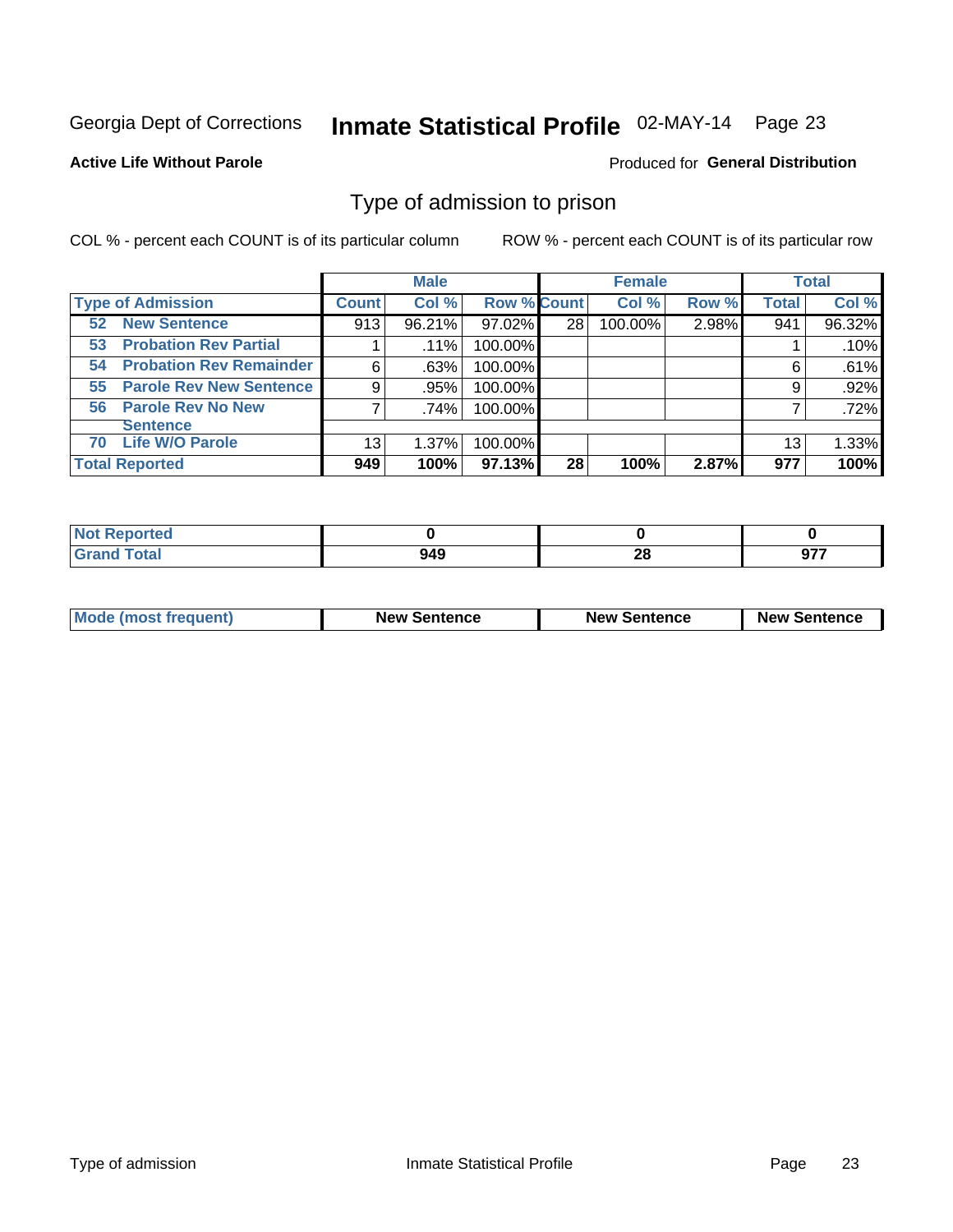Georgia Dept of Corrections **Inmate Statistical Profile** 02-MAY-14 Page 23

**Active Life Without Parole**

Produced for **General Distribution**

## Type of admission to prison

COL % - percent each COUNT is of its particular column

ROW % - percent each COUNT is of its particular row

| | Male | | | Female | | | Total | |
|---|---|---|---|---|---|---|---|---|
| **Type of Admission** | **Count** | **Col %** | **Row %** | **Count** | **Col %** | **Row %** | **Total** | **Col %** |
| **52 New Sentence** | 913 | 96.21% | 97.02% | 28 | 100.00% | 2.98% | 941 | 96.32% |
| **53 Probation Rev Partial** | 1 | .11% | 100.00% | | | | 1 | .10% |
| **54 Probation Rev Remainder** | 6 | .63% | 100.00% | | | | 6 | .61% |
| **55 Parole Rev New Sentence** | 9 | .95% | 100.00% | | | | 9 | .92% |
| **56 Parole Rev No New Sentence** | 7 | .74% | 100.00% | | | | 7 | .72% |
| **70 Life W/O Parole** | 13 | 1.37% | 100.00% | | | | 13 | 1.33% |
| **Total Reported** | **949** | **100%** | **97.13%** | **28** | **100%** | **2.87%** | **977** | **100%** |

| | Male | Female | Total |
|---|---|---|---|
| **Not Reported** | **0** | **0** | **0** |
| **Grand Total** | **949** | **28** | **977** |

| | Male | Female | Total |
|---|---|---|---|
| **Mode (most frequent)** | **New Sentence** | **New Sentence** | **New Sentence** |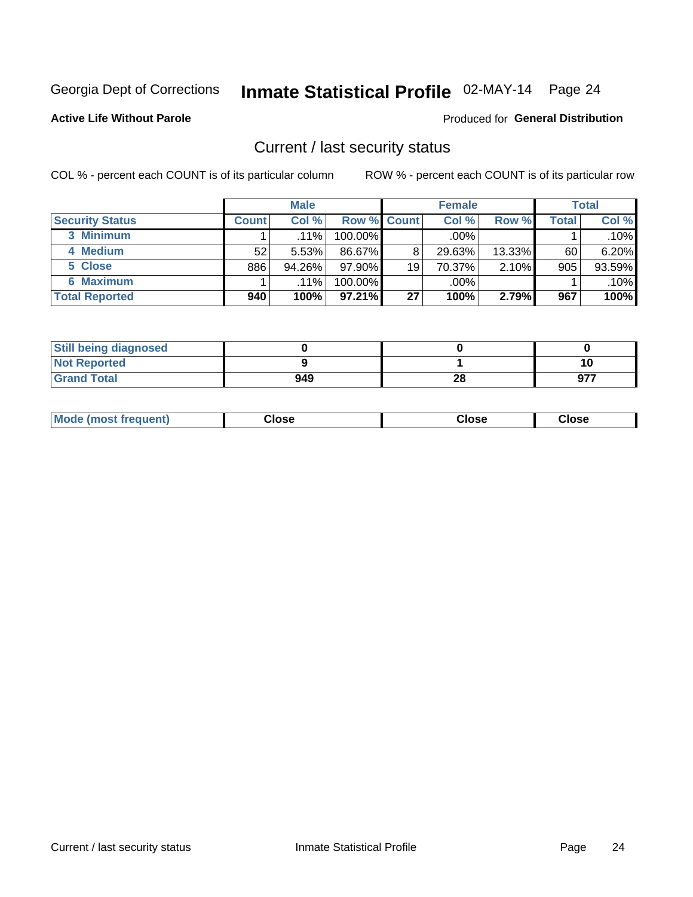Georgia Dept of Corrections **Inmate Statistical Profile** 02-MAY-14 Page 24

**Active Life Without Parole**

Produced for **General Distribution**

## Current / last security status

COL % - percent each COUNT is of its particular column

ROW % - percent each COUNT is of its particular row

| | Male | | | Female | | | Total | |
|---|---|---|---|---|---|---|---|---|
| **Security Status** | **Count** | **Col %** | **Row %** | **Count** | **Col %** | **Row %** | **Total** | **Col %** |
| 3 Minimum | 1 | .11% | 100.00% | | .00% | | 1 | .10% |
| 4 Medium | 52 | 5.53% | 86.67% | 8 | 29.63% | 13.33% | 60 | 6.20% |
| 5 Close | 886 | 94.26% | 97.90% | 19 | 70.37% | 2.10% | 905 | 93.59% |
| 6 Maximum | 1 | .11% | 100.00% | | .00% | | 1 | .10% |
| **Total Reported** | **940** | **100%** | **97.21%** | **27** | **100%** | **2.79%** | **967** | **100%** |

| | Male | Female | Total |
|---|---|---|---|
| Still being diagnosed | 0 | 0 | 0 |
| Not Reported | 9 | 1 | 10 |
| Grand Total | 949 | 28 | 977 |

| | Male | Female | Total |
|---|---|---|---|
| Mode (most frequent) | Close | Close | Close |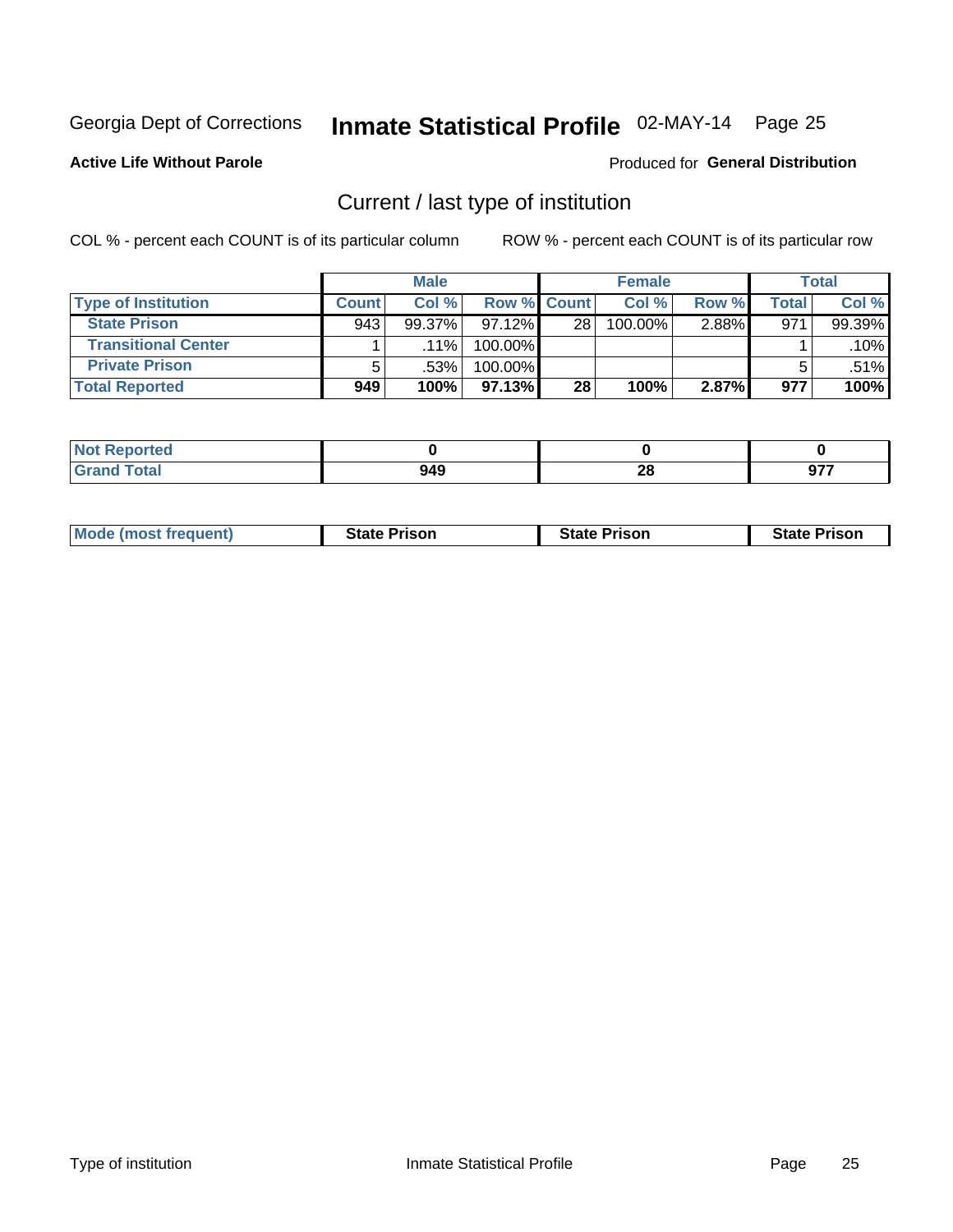Georgia Dept of Corrections **Inmate Statistical Profile** 02-MAY-14 Page 25

**Active Life Without Parole**

Produced for **General Distribution**

## Current / last type of institution

COL % - percent each COUNT is of its particular column

ROW % - percent each COUNT is of its particular row

| | Male | | | Female | | | Total | |
|---|---|---|---|---|---|---|---|---|
| **Type of Institution** | **Count** | **Col %** | **Row %** | **Count** | **Col %** | **Row %** | **Total** | **Col %** |
| **State Prison** | 943 | 99.37% | 97.12% | 28 | 100.00% | 2.88% | 971 | 99.39% |
| **Transitional Center** | 1 | .11% | 100.00% | | | | 1 | .10% |
| **Private Prison** | 5 | .53% | 100.00% | | | | 5 | .51% |
| **Total Reported** | **949** | **100%** | **97.13%** | **28** | **100%** | **2.87%** | **977** | **100%** |

| | Male | Female | Total |
|---|---|---|---|
| **Not Reported** | **0** | **0** | **0** |
| **Grand Total** | **949** | **28** | **977** |

| | Male | Female | Total |
|---|---|---|---|
| **Mode (most frequent)** | **State Prison** | **State Prison** | **State Prison** |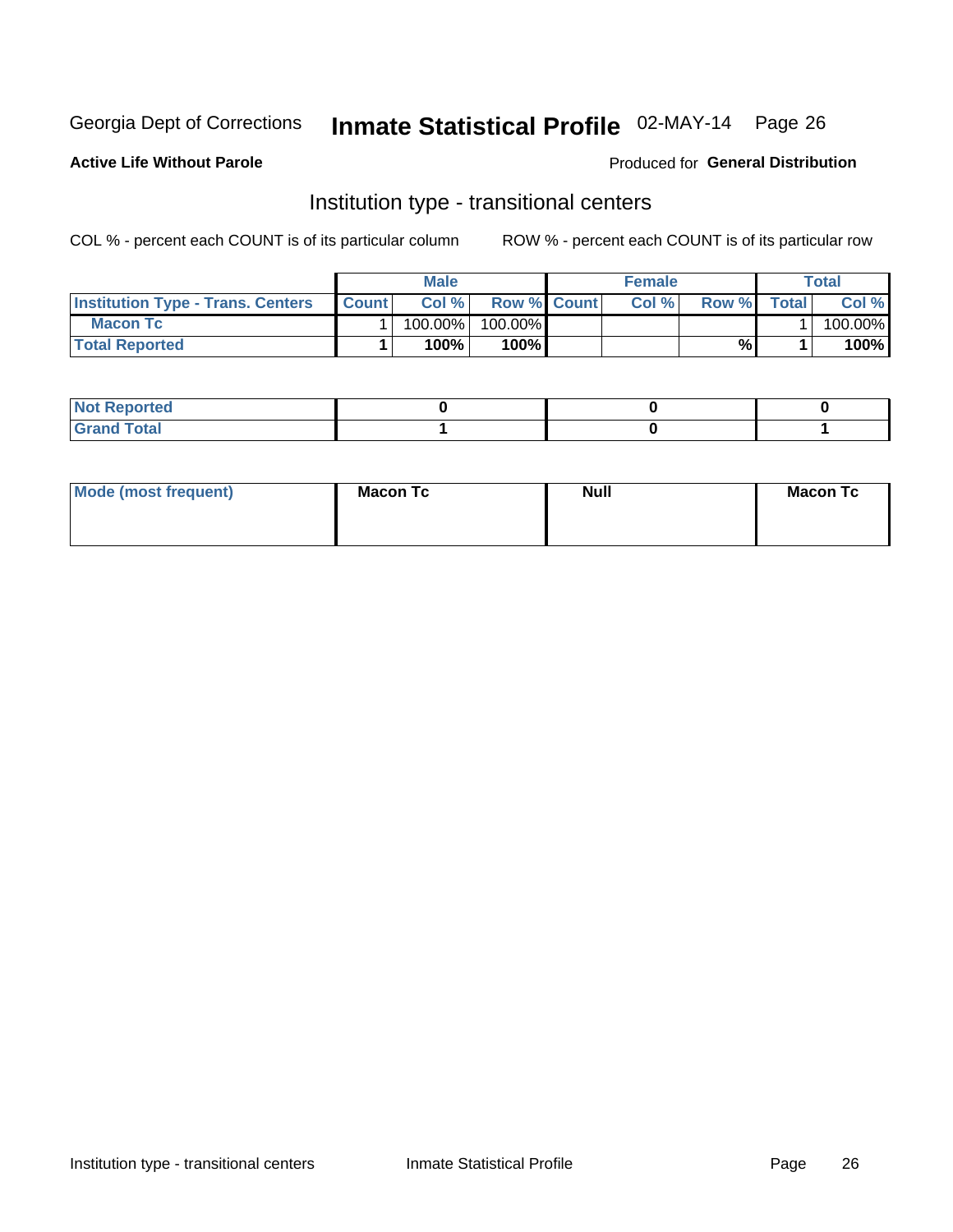Georgia Dept of Corrections **Inmate Statistical Profile** 02-MAY-14 Page 26

**Active Life Without Parole**

Produced for **General Distribution**

## Institution type - transitional centers

COL % - percent each COUNT is of its particular column

ROW % - percent each COUNT is of its particular row

| | Male | | | Female | | | Total | |
|---|---|---|---|---|---|---|---|---|
| **Institution Type - Trans. Centers** | **Count** | **Col %** | **Row %** | **Count** | **Col %** | **Row %** | **Total** | **Col %** |
| **Macon Tc** | 1 | 100.00% | 100.00% | | | | 1 | 100.00% |
| **Total Reported** | **1** | **100%** | **100%** | | | **%** | **1** | **100%** |

| | Male | Female | Total |
|---|---|---|---|
| **Not Reported** | **0** | **0** | **0** |
| **Grand Total** | **1** | **0** | **1** |

| | Male | Female | Total |
|---|---|---|---|
| **Mode (most frequent)** | **Macon Tc** | **Null** | **Macon Tc** |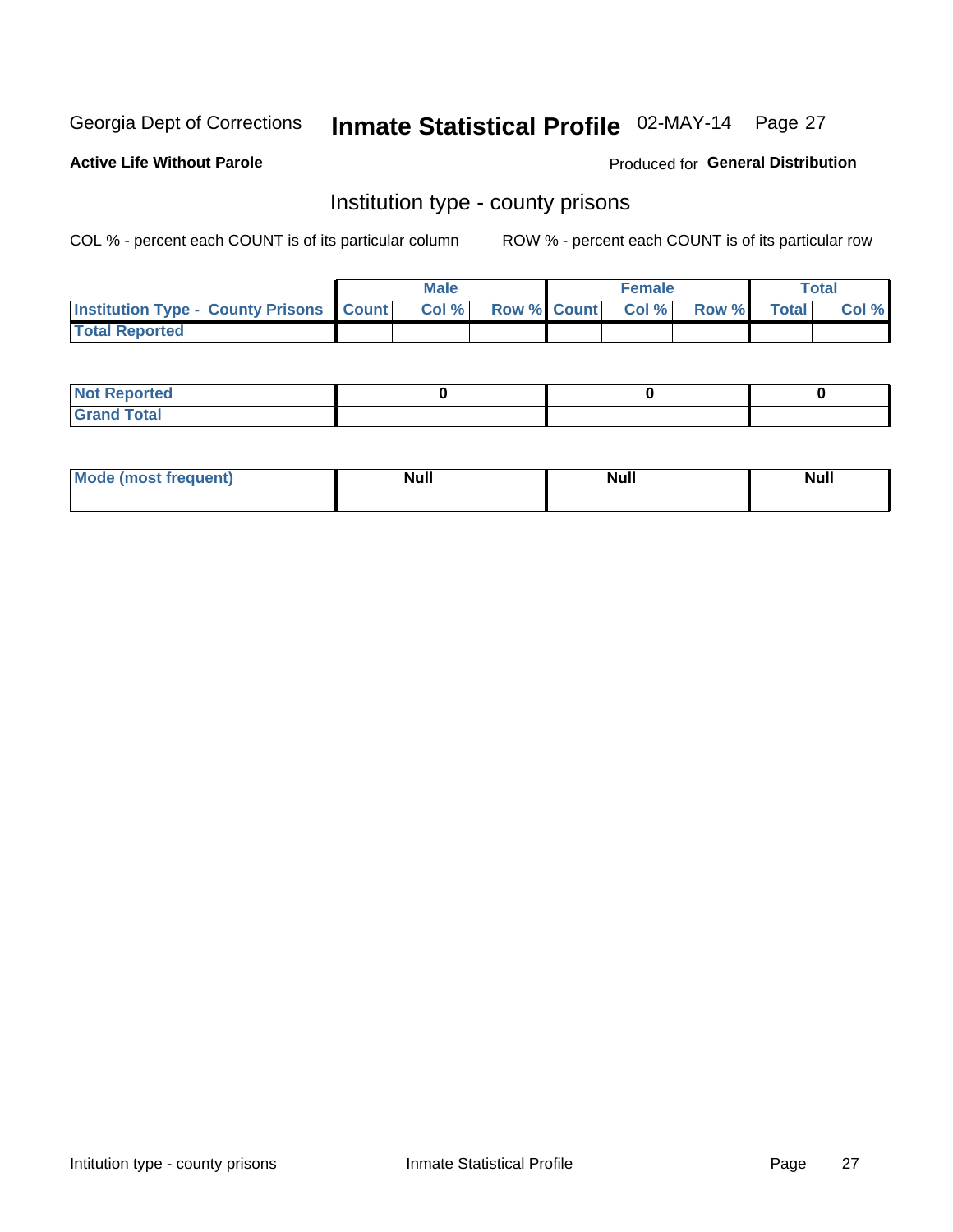Georgia Dept of Corrections **Inmate Statistical Profile** 02-MAY-14

**Active Life Without Parole**

Produced for **General Distribution**

## Institution type - county prisons

COL % - percent each COUNT is of its particular column

ROW % - percent each COUNT is of its particular row

| | Male | | | Female | | | Total | |
|---|---|---|---|---|---|---|---|---|
| **Institution Type - County Prisons** | **Count** | **Col %** | **Row %** | **Count** | **Col %** | **Row %** | **Total** | **Col %** |
| **Total Reported** | | | | | | | | |

| | Male | Female | Total |
|---|---|---|---|
| **Not Reported** | **0** | **0** | **0** |
| **Grand Total** | | | |

| | Male | Female | Total |
|---|---|---|---|
| **Mode (most frequent)** | **Null** | **Null** | **Null** |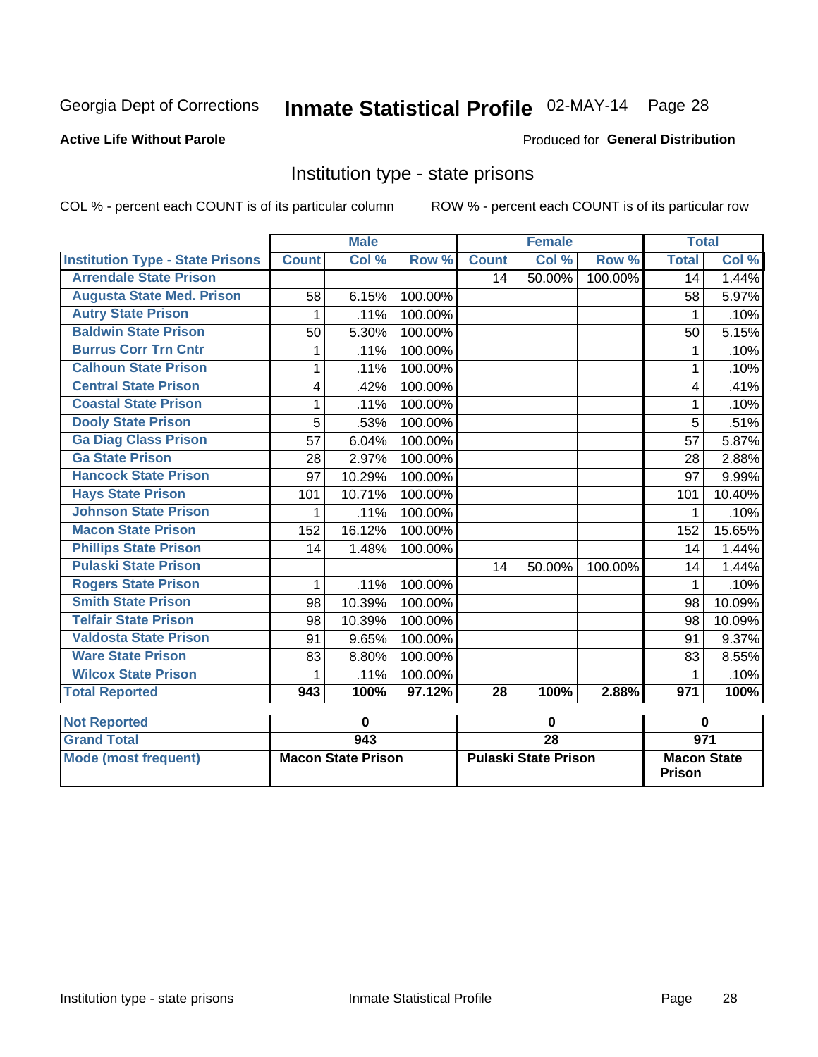Georgia Dept of Corrections **Inmate Statistical Profile** 02-MAY-14

**Active Life Without Parole**

Produced for **General Distribution**

## Institution type - state prisons

COL % - percent each COUNT is of its particular column      ROW % - percent each COUNT is of its particular row

| | Male | | | Female | | | Total | |
|---|---|---|---|---|---|---|---|---|
| **Institution Type - State Prisons** | **Count** | **Col %** | **Row %** | **Count** | **Col %** | **Row %** | **Total** | **Col %** |
| Arrendale State Prison | | | | 14 | 50.00% | 100.00% | 14 | 1.44% |
| Augusta State Med. Prison | 58 | 6.15% | 100.00% | | | | 58 | 5.97% |
| Autry State Prison | 1 | .11% | 100.00% | | | | 1 | .10% |
| Baldwin State Prison | 50 | 5.30% | 100.00% | | | | 50 | 5.15% |
| Burrus Corr Trn Cntr | 1 | .11% | 100.00% | | | | 1 | .10% |
| Calhoun State Prison | 1 | .11% | 100.00% | | | | 1 | .10% |
| Central State Prison | 4 | .42% | 100.00% | | | | 4 | .41% |
| Coastal State Prison | 1 | .11% | 100.00% | | | | 1 | .10% |
| Dooly State Prison | 5 | .53% | 100.00% | | | | 5 | .51% |
| Ga Diag Class Prison | 57 | 6.04% | 100.00% | | | | 57 | 5.87% |
| Ga State Prison | 28 | 2.97% | 100.00% | | | | 28 | 2.88% |
| Hancock State Prison | 97 | 10.29% | 100.00% | | | | 97 | 9.99% |
| Hays State Prison | 101 | 10.71% | 100.00% | | | | 101 | 10.40% |
| Johnson State Prison | 1 | .11% | 100.00% | | | | 1 | .10% |
| Macon State Prison | 152 | 16.12% | 100.00% | | | | 152 | 15.65% |
| Phillips State Prison | 14 | 1.48% | 100.00% | | | | 14 | 1.44% |
| Pulaski State Prison | | | | 14 | 50.00% | 100.00% | 14 | 1.44% |
| Rogers State Prison | 1 | .11% | 100.00% | | | | 1 | .10% |
| Smith State Prison | 98 | 10.39% | 100.00% | | | | 98 | 10.09% |
| Telfair State Prison | 98 | 10.39% | 100.00% | | | | 98 | 10.09% |
| Valdosta State Prison | 91 | 9.65% | 100.00% | | | | 91 | 9.37% |
| Ware State Prison | 83 | 8.80% | 100.00% | | | | 83 | 8.55% |
| Wilcox State Prison | 1 | .11% | 100.00% | | | | 1 | .10% |
| **Total Reported** | **943** | **100%** | **97.12%** | **28** | **100%** | **2.88%** | **971** | **100%** |

| | Male | Female | Total |
|---|---|---|---|
| **Not Reported** | **0** | **0** | **0** |
| **Grand Total** | **943** | **28** | **971** |
| **Mode (most frequent)** | **Macon State Prison** | **Pulaski State Prison** | **Macon State Prison** |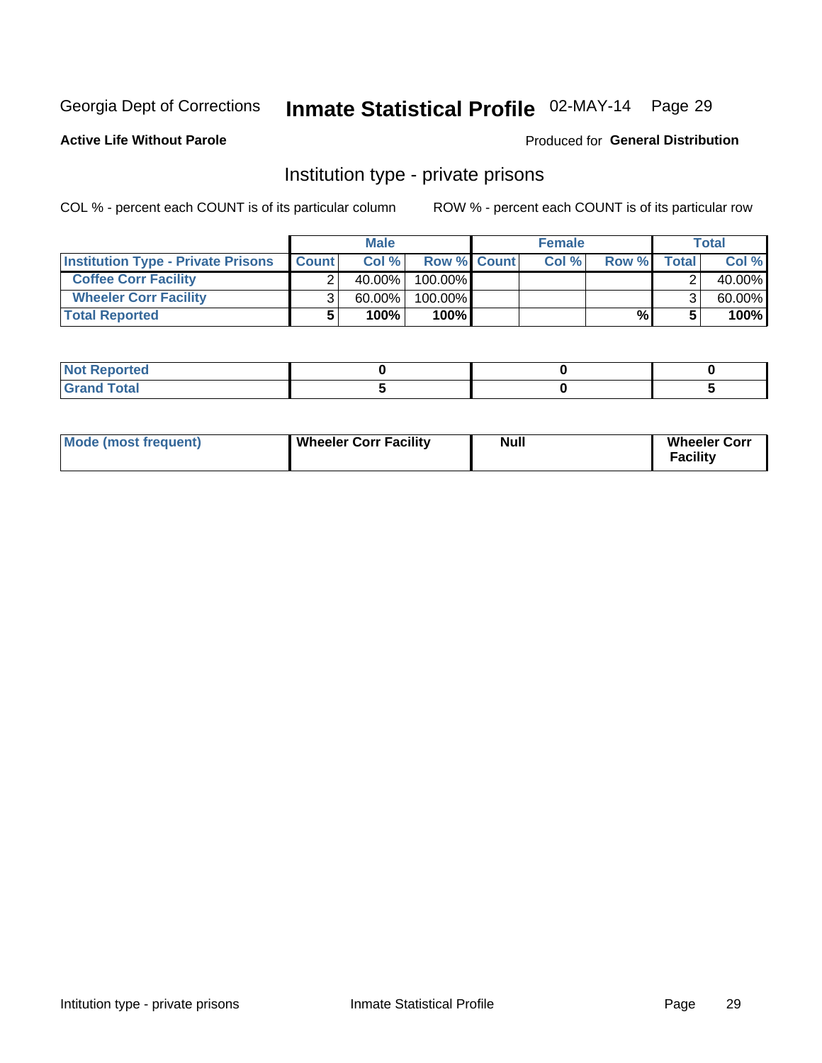Georgia Dept of Corrections **Inmate Statistical Profile** 02-MAY-14 Page 29

**Active Life Without Parole**

Produced for **General Distribution**

## Institution type - private prisons

COL % - percent each COUNT is of its particular column     ROW % - percent each COUNT is of its particular row

| | Male | | | Female | | | Total | |
|---|---|---|---|---|---|---|---|---|
| **Institution Type - Private Prisons** | **Count** | **Col %** | **Row %** | **Count** | **Col %** | **Row %** | **Total** | **Col %** |
| **Coffee Corr Facility** | 2 | 40.00% | 100.00% | | | | 2 | 40.00% |
| **Wheeler Corr Facility** | 3 | 60.00% | 100.00% | | | | 3 | 60.00% |
| **Total Reported** | **5** | **100%** | **100%** | | | **%** | **5** | **100%** |

| | Male | Female | Total |
|---|---|---|---|
| **Not Reported** | **0** | **0** | **0** |
| **Grand Total** | **5** | **0** | **5** |

| | Male | Female | Total |
|---|---|---|---|
| **Mode (most frequent)** | **Wheeler Corr Facility** | **Null** | **Wheeler Corr Facility** |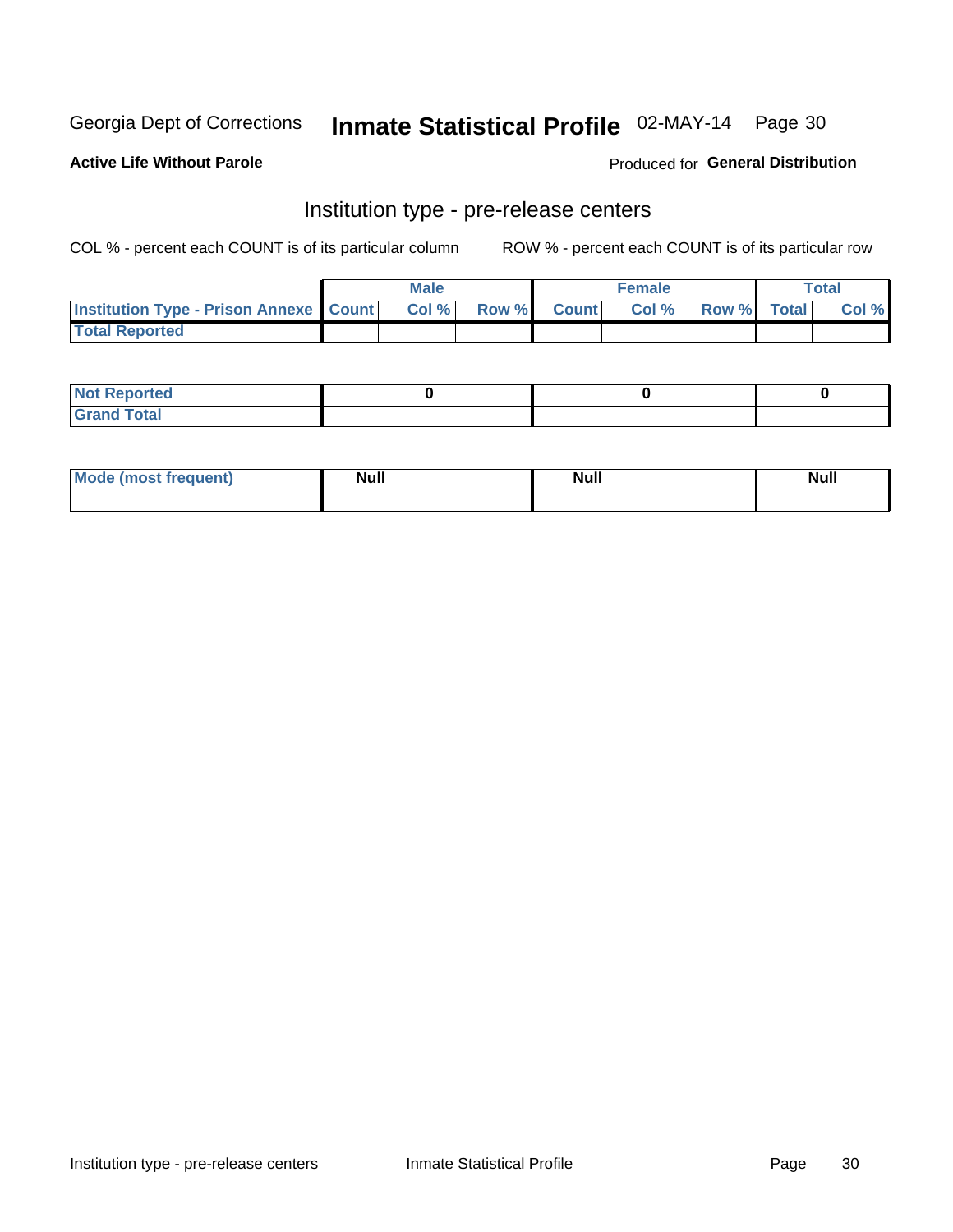Georgia Dept of Corrections **Inmate Statistical Profile** 02-MAY-14

**Active Life Without Parole**

Produced for **General Distribution**

## Institution type - pre-release centers

COL % - percent each COUNT is of its particular column ROW % - percent each COUNT is of its particular row

| | Male | | | Female | | | Total | |
|---|---|---|---|---|---|---|---|---|
| **Institution Type - Prison Annexe** | **Count** | **Col %** | **Row %** | **Count** | **Col %** | **Row %** | **Total** | **Col %** |
| **Total Reported** | | | | | | | | |

| | Male | Female | Total |
|---|---|---|---|
| **Not Reported** | 0 | 0 | 0 |
| **Grand Total** | | | |

| | Male | Female | Total |
|---|---|---|---|
| **Mode (most frequent)** | Null | Null | Null |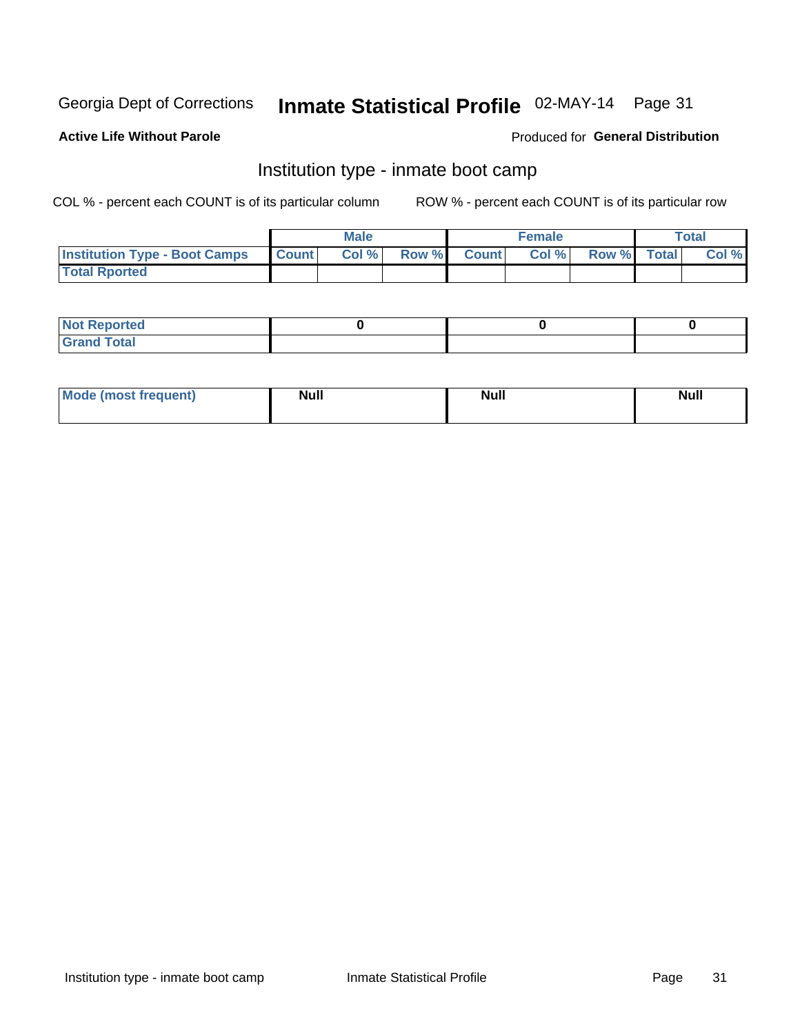Georgia Dept of Corrections **Inmate Statistical Profile** 02-MAY-14

**Active Life Without Parole**

Produced for **General Distribution**

## Institution type - inmate boot camp

COL % - percent each COUNT is of its particular column

ROW % - percent each COUNT is of its particular row

| | Male | | | Female | | | Total | |
|---|---|---|---|---|---|---|---|---|
| **Institution Type - Boot Camps** | **Count** | **Col %** | **Row %** | **Count** | **Col %** | **Row %** | **Total** | **Col %** |
| **Total Rported** | | | | | | | | |

| | Male | Female | Total |
|---|---|---|---|
| **Not Reported** | **0** | **0** | **0** |
| **Grand Total** | | | |

| | Male | Female | Total |
|---|---|---|---|
| **Mode (most frequent)** | **Null** | **Null** | **Null** |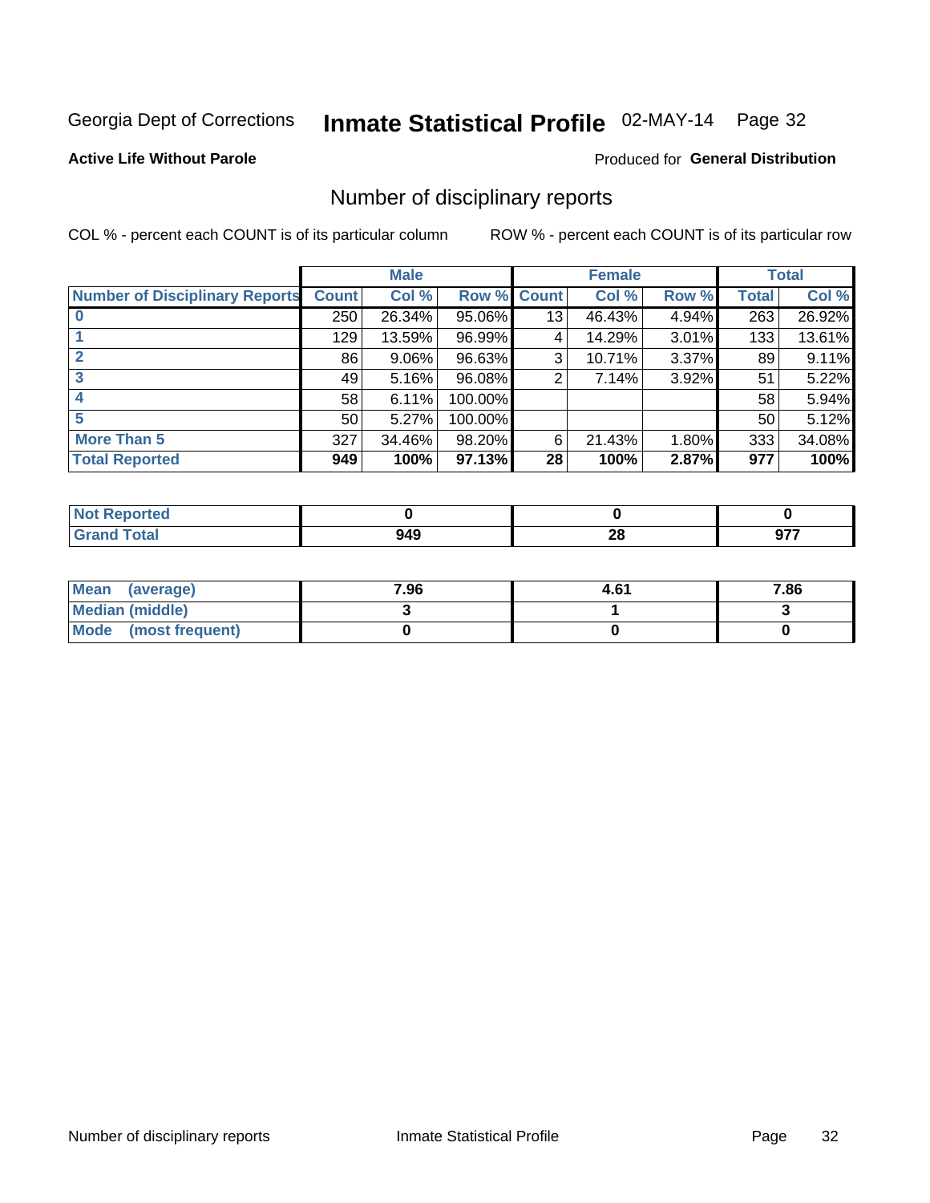Georgia Dept of Corrections **Inmate Statistical Profile** 02-MAY-14 Page 32

**Active Life Without Parole**

Produced for **General Distribution**

## Number of disciplinary reports

COL % - percent each COUNT is of its particular column

ROW % - percent each COUNT is of its particular row

| | Male | | | Female | | | Total | |
|---|---|---|---|---|---|---|---|---|
| **Number of Disciplinary Reports** | **Count** | **Col %** | **Row %** | **Count** | **Col %** | **Row %** | **Total** | **Col %** |
| **0** | 250 | 26.34% | 95.06% | 13 | 46.43% | 4.94% | 263 | 26.92% |
| **1** | 129 | 13.59% | 96.99% | 4 | 14.29% | 3.01% | 133 | 13.61% |
| **2** | 86 | 9.06% | 96.63% | 3 | 10.71% | 3.37% | 89 | 9.11% |
| **3** | 49 | 5.16% | 96.08% | 2 | 7.14% | 3.92% | 51 | 5.22% |
| **4** | 58 | 6.11% | 100.00% | | | | 58 | 5.94% |
| **5** | 50 | 5.27% | 100.00% | | | | 50 | 5.12% |
| **More Than 5** | 327 | 34.46% | 98.20% | 6 | 21.43% | 1.80% | 333 | 34.08% |
| **Total Reported** | **949** | **100%** | **97.13%** | **28** | **100%** | **2.87%** | **977** | **100%** |

| | Male | Female | Total |
|---|---|---|---|
| **Not Reported** | **0** | **0** | **0** |
| **Grand Total** | **949** | **28** | **977** |

| | Male | Female | Total |
|---|---|---|---|
| **Mean (average)** | **7.96** | **4.61** | **7.86** |
| **Median (middle)** | **3** | **1** | **3** |
| **Mode (most frequent)** | **0** | **0** | **0** |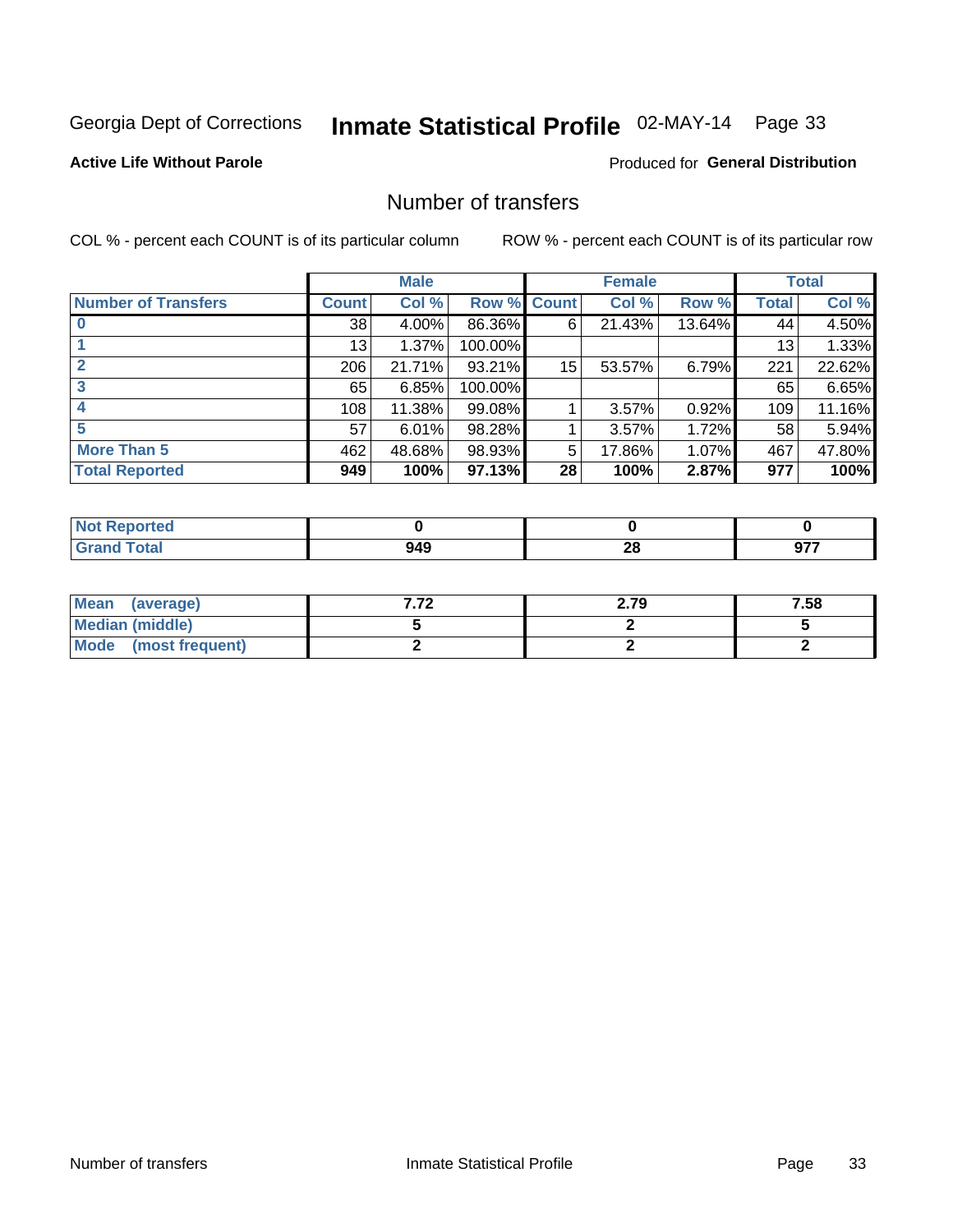Georgia Dept of Corrections **Inmate Statistical Profile** 02-MAY-14

**Active Life Without Parole**

Produced for **General Distribution**

## Number of transfers

COL % - percent each COUNT is of its particular column ROW % - percent each COUNT is of its particular row

| | Male | | | Female | | | Total | |
|---|---|---|---|---|---|---|---|---|
| **Number of Transfers** | **Count** | **Col %** | **Row %** | **Count** | **Col %** | **Row %** | **Total** | **Col %** |
| **0** | 38 | 4.00% | 86.36% | 6 | 21.43% | 13.64% | 44 | 4.50% |
| **1** | 13 | 1.37% | 100.00% | | | | 13 | 1.33% |
| **2** | 206 | 21.71% | 93.21% | 15 | 53.57% | 6.79% | 221 | 22.62% |
| **3** | 65 | 6.85% | 100.00% | | | | 65 | 6.65% |
| **4** | 108 | 11.38% | 99.08% | 1 | 3.57% | 0.92% | 109 | 11.16% |
| **5** | 57 | 6.01% | 98.28% | 1 | 3.57% | 1.72% | 58 | 5.94% |
| **More Than 5** | 462 | 48.68% | 98.93% | 5 | 17.86% | 1.07% | 467 | 47.80% |
| **Total Reported** | **949** | **100%** | **97.13%** | **28** | **100%** | **2.87%** | **977** | **100%** |

| | Male | Female | Total |
|---|---|---|---|
| **Not Reported** | **0** | **0** | **0** |
| **Grand Total** | **949** | **28** | **977** |

| | Male | Female | Total |
|---|---|---|---|
| **Mean (average)** | **7.72** | **2.79** | **7.58** |
| **Median (middle)** | **5** | **2** | **5** |
| **Mode (most frequent)** | **2** | **2** | **2** |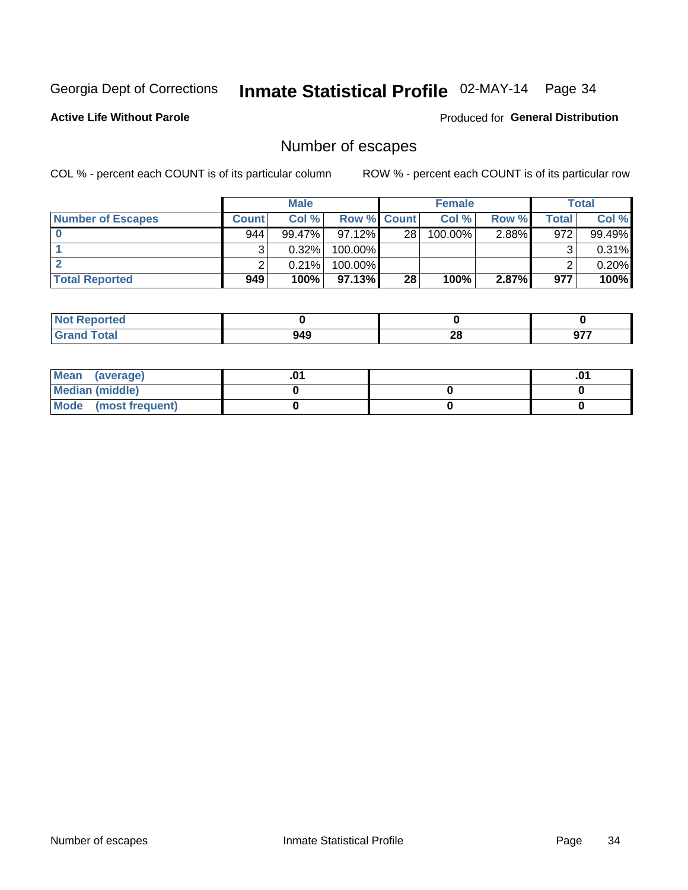Georgia Dept of Corrections **Inmate Statistical Profile** 02-MAY-14

**Active Life Without Parole**

Produced for **General Distribution**

## Number of escapes

COL % - percent each COUNT is of its particular column

ROW % - percent each COUNT is of its particular row

| | Male | | | Female | | | Total | |
|---|---|---|---|---|---|---|---|---|
| **Number of Escapes** | **Count** | **Col %** | **Row %** | **Count** | **Col %** | **Row %** | **Total** | **Col %** |
| **0** | 944 | 99.47% | 97.12% | 28 | 100.00% | 2.88% | 972 | 99.49% |
| **1** | 3 | 0.32% | 100.00% | | | | 3 | 0.31% |
| **2** | 2 | 0.21% | 100.00% | | | | 2 | 0.20% |
| **Total Reported** | **949** | **100%** | **97.13%** | **28** | **100%** | **2.87%** | **977** | **100%** |

| | Male | Female | Total |
|---|---|---|---|
| **Not Reported** | **0** | **0** | **0** |
| **Grand Total** | **949** | **28** | **977** |

| | Male | Female | Total |
|---|---|---|---|
| **Mean (average)** | **.01** | | **.01** |
| **Median (middle)** | **0** | **0** | **0** |
| **Mode (most frequent)** | **0** | **0** | **0** |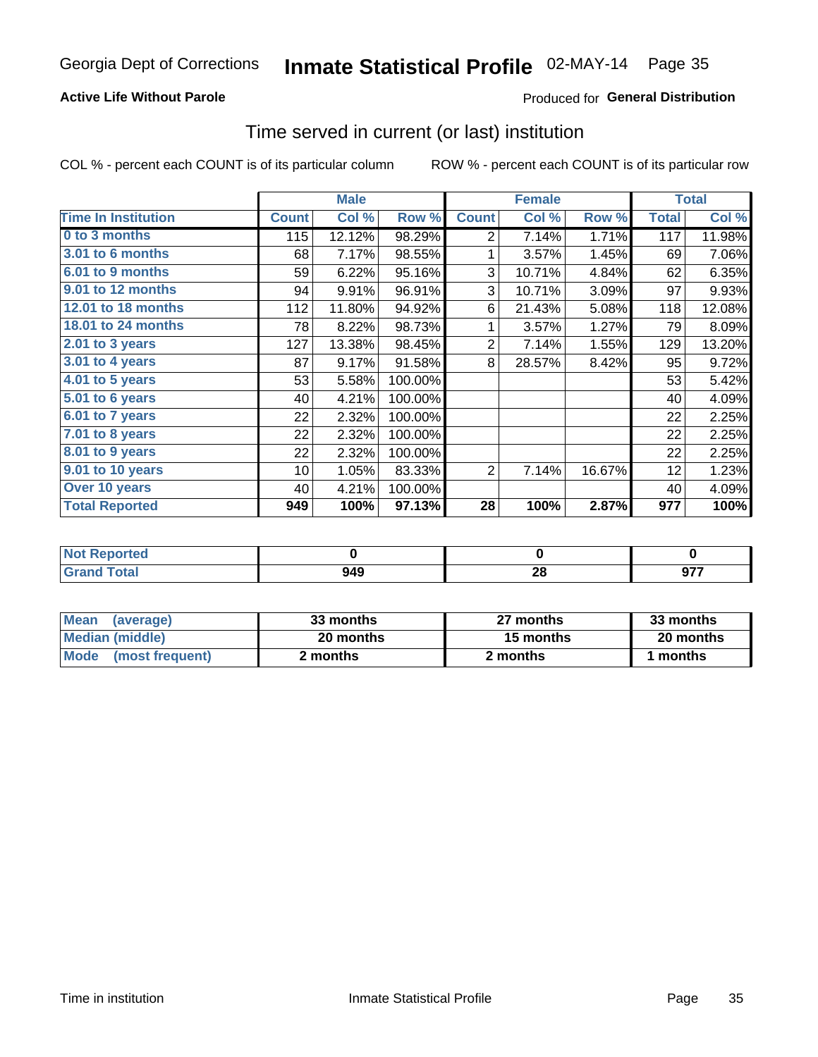Georgia Dept of Corrections **Inmate Statistical Profile** 02-MAY-14

**Active Life Without Parole**

Produced for **General Distribution**

## Time served in current (or last) institution

COL % - percent each COUNT is of its particular column

ROW % - percent each COUNT is of its particular row

| | Male | | | Female | | | Total | |
|---|---|---|---|---|---|---|---|---|
| **Time In Institution** | **Count** | **Col %** | **Row %** | **Count** | **Col %** | **Row %** | **Total** | **Col %** |
| **0 to 3 months** | 115 | 12.12% | 98.29% | 2 | 7.14% | 1.71% | 117 | 11.98% |
| **3.01 to 6 months** | 68 | 7.17% | 98.55% | 1 | 3.57% | 1.45% | 69 | 7.06% |
| **6.01 to 9 months** | 59 | 6.22% | 95.16% | 3 | 10.71% | 4.84% | 62 | 6.35% |
| **9.01 to 12 months** | 94 | 9.91% | 96.91% | 3 | 10.71% | 3.09% | 97 | 9.93% |
| **12.01 to 18 months** | 112 | 11.80% | 94.92% | 6 | 21.43% | 5.08% | 118 | 12.08% |
| **18.01 to 24 months** | 78 | 8.22% | 98.73% | 1 | 3.57% | 1.27% | 79 | 8.09% |
| **2.01 to 3 years** | 127 | 13.38% | 98.45% | 2 | 7.14% | 1.55% | 129 | 13.20% |
| **3.01 to 4 years** | 87 | 9.17% | 91.58% | 8 | 28.57% | 8.42% | 95 | 9.72% |
| **4.01 to 5 years** | 53 | 5.58% | 100.00% | | | | 53 | 5.42% |
| **5.01 to 6 years** | 40 | 4.21% | 100.00% | | | | 40 | 4.09% |
| **6.01 to 7 years** | 22 | 2.32% | 100.00% | | | | 22 | 2.25% |
| **7.01 to 8 years** | 22 | 2.32% | 100.00% | | | | 22 | 2.25% |
| **8.01 to 9 years** | 22 | 2.32% | 100.00% | | | | 22 | 2.25% |
| **9.01 to 10 years** | 10 | 1.05% | 83.33% | 2 | 7.14% | 16.67% | 12 | 1.23% |
| **Over 10 years** | 40 | 4.21% | 100.00% | | | | 40 | 4.09% |
| **Total Reported** | **949** | **100%** | **97.13%** | **28** | **100%** | **2.87%** | **977** | **100%** |

| | Male | Female | Total |
|---|---|---|---|
| **Not Reported** | **0** | **0** | **0** |
| **Grand Total** | **949** | **28** | **977** |

| | Male | Female | Total |
|---|---|---|---|
| **Mean (average)** | **33 months** | **27 months** | **33 months** |
| **Median (middle)** | **20 months** | **15 months** | **20 months** |
| **Mode (most frequent)** | **2 months** | **2 months** | **1 months** |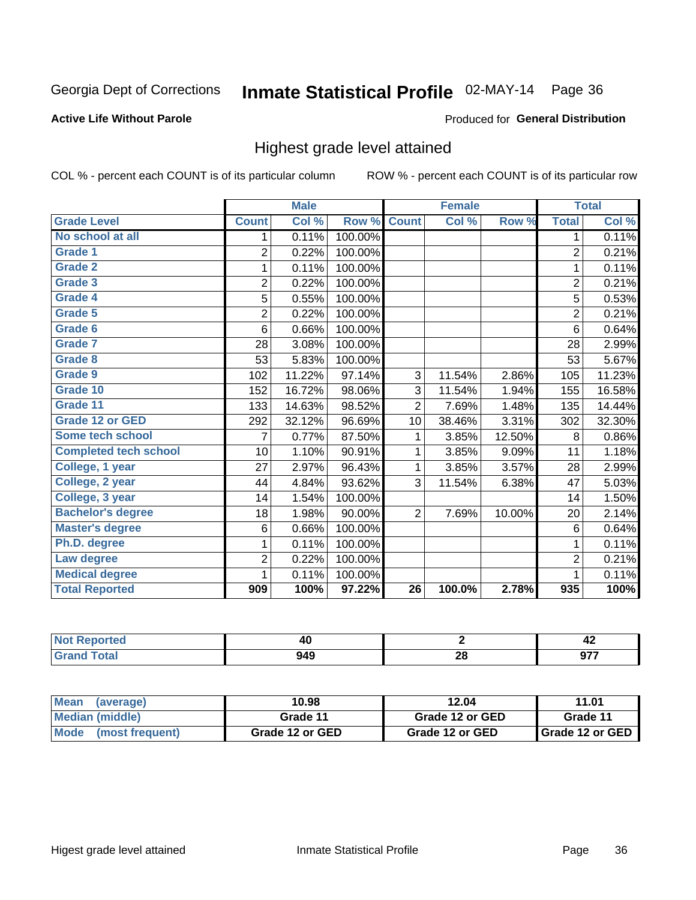Georgia Dept of Corrections **Inmate Statistical Profile** 02-MAY-14

**Active Life Without Parole**

Produced for **General Distribution**

## Highest grade level attained

COL % - percent each COUNT is of its particular column

ROW % - percent each COUNT is of its particular row

| | Male | | | Female | | | Total | |
|---|---|---|---|---|---|---|---|---|
| **Grade Level** | **Count** | **Col %** | **Row %** | **Count** | **Col %** | **Row %** | **Total** | **Col %** |
| No school at all | 1 | 0.11% | 100.00% | | | | 1 | 0.11% |
| Grade 1 | 2 | 0.22% | 100.00% | | | | 2 | 0.21% |
| Grade 2 | 1 | 0.11% | 100.00% | | | | 1 | 0.11% |
| Grade 3 | 2 | 0.22% | 100.00% | | | | 2 | 0.21% |
| Grade 4 | 5 | 0.55% | 100.00% | | | | 5 | 0.53% |
| Grade 5 | 2 | 0.22% | 100.00% | | | | 2 | 0.21% |
| Grade 6 | 6 | 0.66% | 100.00% | | | | 6 | 0.64% |
| Grade 7 | 28 | 3.08% | 100.00% | | | | 28 | 2.99% |
| Grade 8 | 53 | 5.83% | 100.00% | | | | 53 | 5.67% |
| Grade 9 | 102 | 11.22% | 97.14% | 3 | 11.54% | 2.86% | 105 | 11.23% |
| Grade 10 | 152 | 16.72% | 98.06% | 3 | 11.54% | 1.94% | 155 | 16.58% |
| Grade 11 | 133 | 14.63% | 98.52% | 2 | 7.69% | 1.48% | 135 | 14.44% |
| Grade 12 or GED | 292 | 32.12% | 96.69% | 10 | 38.46% | 3.31% | 302 | 32.30% |
| Some tech school | 7 | 0.77% | 87.50% | 1 | 3.85% | 12.50% | 8 | 0.86% |
| Completed tech school | 10 | 1.10% | 90.91% | 1 | 3.85% | 9.09% | 11 | 1.18% |
| College, 1 year | 27 | 2.97% | 96.43% | 1 | 3.85% | 3.57% | 28 | 2.99% |
| College, 2 year | 44 | 4.84% | 93.62% | 3 | 11.54% | 6.38% | 47 | 5.03% |
| College, 3 year | 14 | 1.54% | 100.00% | | | | 14 | 1.50% |
| Bachelor's degree | 18 | 1.98% | 90.00% | 2 | 7.69% | 10.00% | 20 | 2.14% |
| Master's degree | 6 | 0.66% | 100.00% | | | | 6 | 0.64% |
| Ph.D. degree | 1 | 0.11% | 100.00% | | | | 1 | 0.11% |
| Law degree | 2 | 0.22% | 100.00% | | | | 2 | 0.21% |
| Medical degree | 1 | 0.11% | 100.00% | | | | 1 | 0.11% |
| **Total Reported** | **909** | **100%** | **97.22%** | **26** | **100.0%** | **2.78%** | **935** | **100%** |

| | Male | Female | Total |
|---|---|---|---|
| Not Reported | 40 | 2 | 42 |
| Grand Total | 949 | 28 | 977 |

| | Male | Female | Total |
|---|---|---|---|
| Mean (average) | 10.98 | 12.04 | 11.01 |
| Median (middle) | Grade 11 | Grade 12 or GED | Grade 11 |
| Mode (most frequent) | Grade 12 or GED | Grade 12 or GED | Grade 12 or GED |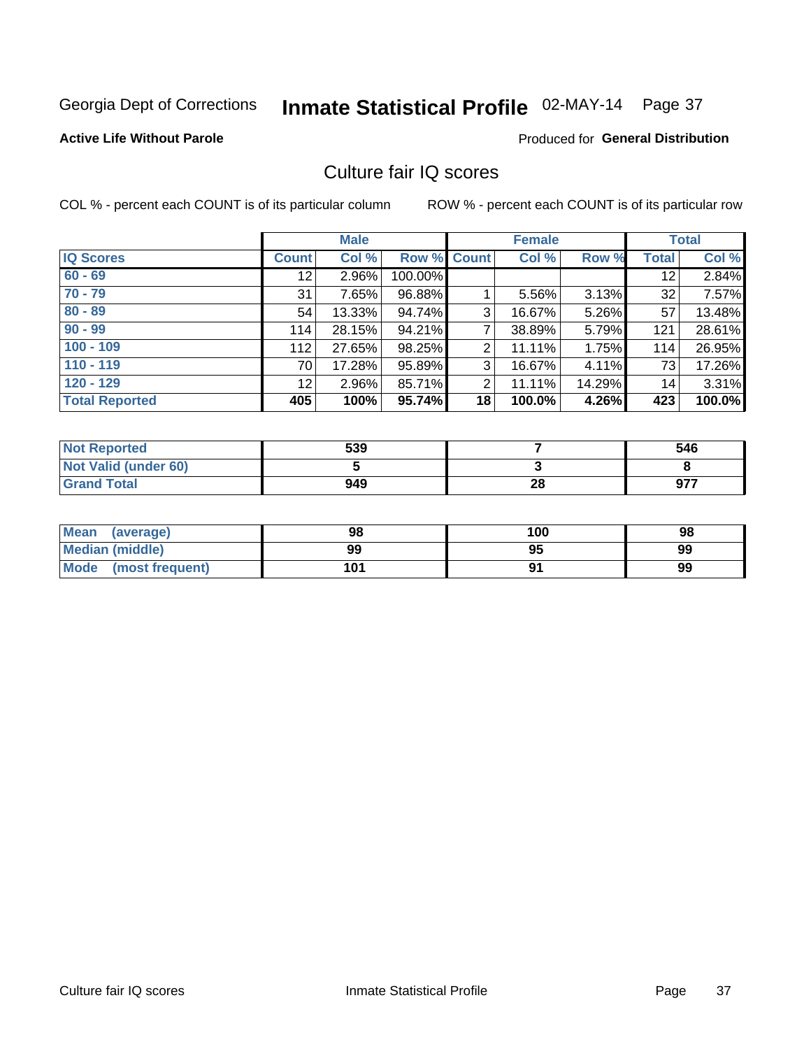Georgia Dept of Corrections **Inmate Statistical Profile** 02-MAY-14 Page 37

**Active Life Without Parole**

Produced for **General Distribution**

## Culture fair IQ scores

COL % - percent each COUNT is of its particular column

ROW % - percent each COUNT is of its particular row

| | Male | | | Female | | | Total | |
|---|---|---|---|---|---|---|---|---|
| **IQ Scores** | **Count** | **Col %** | **Row %** | **Count** | **Col %** | **Row %** | **Total** | **Col %** |
| 60 - 69 | 12 | 2.96% | 100.00% | | | | 12 | 2.84% |
| 70 - 79 | 31 | 7.65% | 96.88% | 1 | 5.56% | 3.13% | 32 | 7.57% |
| 80 - 89 | 54 | 13.33% | 94.74% | 3 | 16.67% | 5.26% | 57 | 13.48% |
| 90 - 99 | 114 | 28.15% | 94.21% | 7 | 38.89% | 5.79% | 121 | 28.61% |
| 100 - 109 | 112 | 27.65% | 98.25% | 2 | 11.11% | 1.75% | 114 | 26.95% |
| 110 - 119 | 70 | 17.28% | 95.89% | 3 | 16.67% | 4.11% | 73 | 17.26% |
| 120 - 129 | 12 | 2.96% | 85.71% | 2 | 11.11% | 14.29% | 14 | 3.31% |
| **Total Reported** | **405** | **100%** | **95.74%** | **18** | **100.0%** | **4.26%** | **423** | **100.0%** |

| | Male | Female | Total |
|---|---|---|---|
| **Not Reported** | **539** | **7** | **546** |
| **Not Valid (under 60)** | **5** | **3** | **8** |
| **Grand Total** | **949** | **28** | **977** |

| | Male | Female | Total |
|---|---|---|---|
| **Mean (average)** | **98** | **100** | **98** |
| **Median (middle)** | **99** | **95** | **99** |
| **Mode (most frequent)** | **101** | **91** | **99** |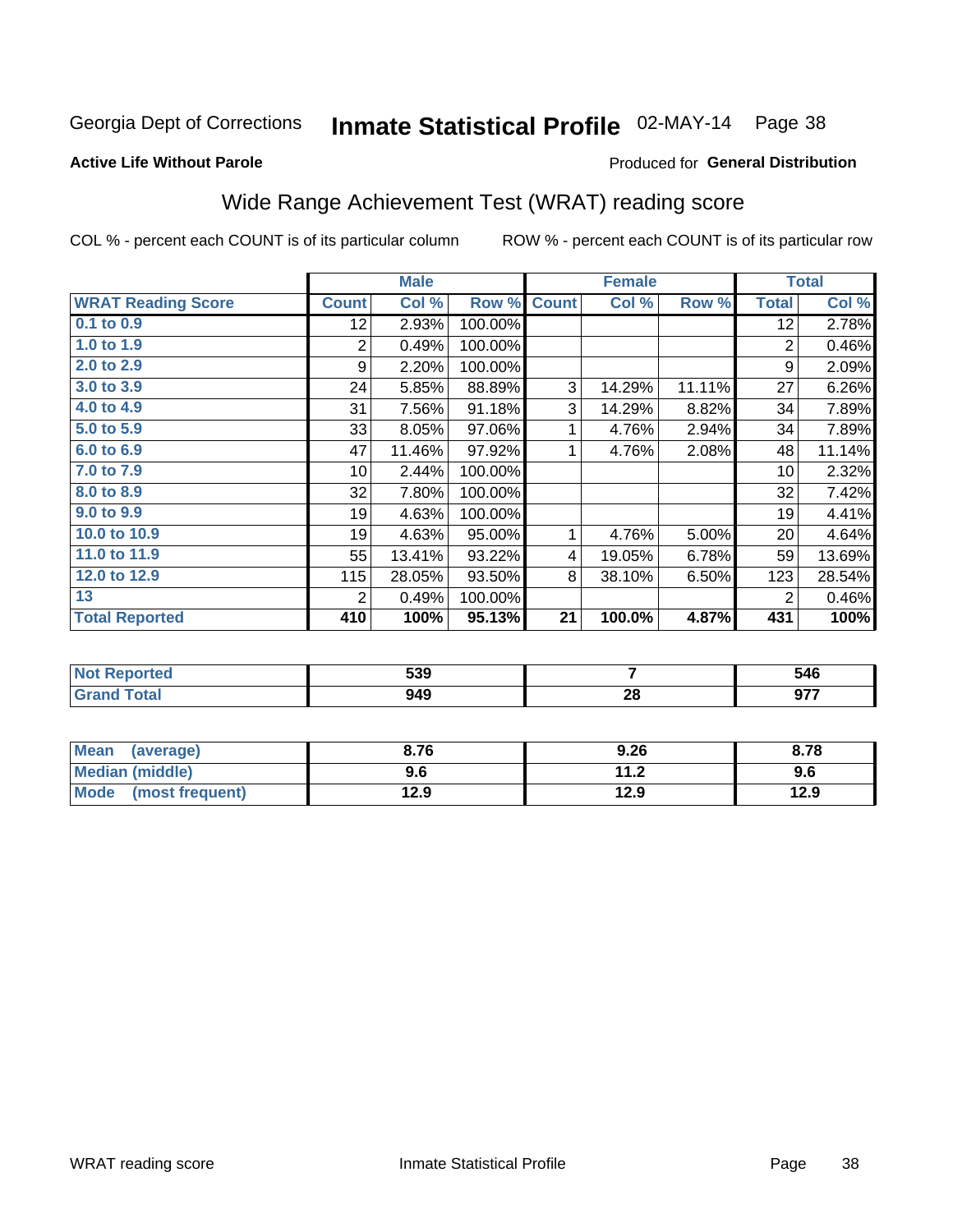Georgia Dept of Corrections **Inmate Statistical Profile** 02-MAY-14

**Active Life Without Parole**

Produced for **General Distribution**

## Wide Range Achievement Test (WRAT) reading score

COL % - percent each COUNT is of its particular column    ROW % - percent each COUNT is of its particular row

| | Male | | | Female | | | Total | |
|---|---|---|---|---|---|---|---|---|
| **WRAT Reading Score** | **Count** | **Col %** | **Row %** | **Count** | **Col %** | **Row %** | **Total** | **Col %** |
| **0.1 to 0.9** | 12 | 2.93% | 100.00% | | | | 12 | 2.78% |
| **1.0 to 1.9** | 2 | 0.49% | 100.00% | | | | 2 | 0.46% |
| **2.0 to 2.9** | 9 | 2.20% | 100.00% | | | | 9 | 2.09% |
| **3.0 to 3.9** | 24 | 5.85% | 88.89% | 3 | 14.29% | 11.11% | 27 | 6.26% |
| **4.0 to 4.9** | 31 | 7.56% | 91.18% | 3 | 14.29% | 8.82% | 34 | 7.89% |
| **5.0 to 5.9** | 33 | 8.05% | 97.06% | 1 | 4.76% | 2.94% | 34 | 7.89% |
| **6.0 to 6.9** | 47 | 11.46% | 97.92% | 1 | 4.76% | 2.08% | 48 | 11.14% |
| **7.0 to 7.9** | 10 | 2.44% | 100.00% | | | | 10 | 2.32% |
| **8.0 to 8.9** | 32 | 7.80% | 100.00% | | | | 32 | 7.42% |
| **9.0 to 9.9** | 19 | 4.63% | 100.00% | | | | 19 | 4.41% |
| **10.0 to 10.9** | 19 | 4.63% | 95.00% | 1 | 4.76% | 5.00% | 20 | 4.64% |
| **11.0 to 11.9** | 55 | 13.41% | 93.22% | 4 | 19.05% | 6.78% | 59 | 13.69% |
| **12.0 to 12.9** | 115 | 28.05% | 93.50% | 8 | 38.10% | 6.50% | 123 | 28.54% |
| **13** | 2 | 0.49% | 100.00% | | | | 2 | 0.46% |
| **Total Reported** | **410** | **100%** | **95.13%** | **21** | **100.0%** | **4.87%** | **431** | **100%** |

| | Male | Female | Total |
|---|---|---|---|
| **Not Reported** | **539** | **7** | **546** |
| **Grand Total** | **949** | **28** | **977** |

| | Male | Female | Total |
|---|---|---|---|
| **Mean (average)** | **8.76** | **9.26** | **8.78** |
| **Median (middle)** | **9.6** | **11.2** | **9.6** |
| **Mode (most frequent)** | **12.9** | **12.9** | **12.9** |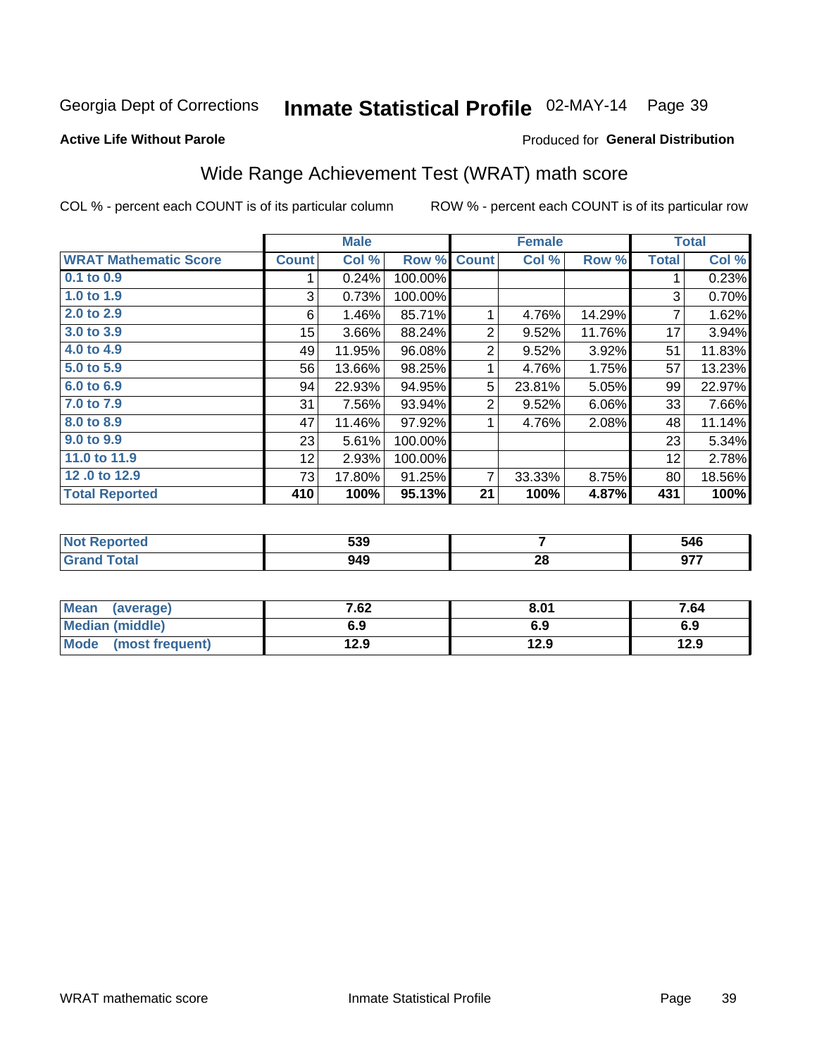Georgia Dept of Corrections **Inmate Statistical Profile** 02-MAY-14 Page 39

**Active Life Without Parole**

Produced for **General Distribution**

## Wide Range Achievement Test (WRAT) math score

COL % - percent each COUNT is of its particular column ROW % - percent each COUNT is of its particular row

| | Male | | | Female | | | Total | |
|---|---|---|---|---|---|---|---|---|
| **WRAT Mathematic Score** | **Count** | **Col %** | **Row %** | **Count** | **Col %** | **Row %** | **Total** | **Col %** |
| 0.1 to 0.9 | 1 | 0.24% | 100.00% | | | | 1 | 0.23% |
| 1.0 to 1.9 | 3 | 0.73% | 100.00% | | | | 3 | 0.70% |
| 2.0 to 2.9 | 6 | 1.46% | 85.71% | 1 | 4.76% | 14.29% | 7 | 1.62% |
| 3.0 to 3.9 | 15 | 3.66% | 88.24% | 2 | 9.52% | 11.76% | 17 | 3.94% |
| 4.0 to 4.9 | 49 | 11.95% | 96.08% | 2 | 9.52% | 3.92% | 51 | 11.83% |
| 5.0 to 5.9 | 56 | 13.66% | 98.25% | 1 | 4.76% | 1.75% | 57 | 13.23% |
| 6.0 to 6.9 | 94 | 22.93% | 94.95% | 5 | 23.81% | 5.05% | 99 | 22.97% |
| 7.0 to 7.9 | 31 | 7.56% | 93.94% | 2 | 9.52% | 6.06% | 33 | 7.66% |
| 8.0 to 8.9 | 47 | 11.46% | 97.92% | 1 | 4.76% | 2.08% | 48 | 11.14% |
| 9.0 to 9.9 | 23 | 5.61% | 100.00% | | | | 23 | 5.34% |
| 11.0 to 11.9 | 12 | 2.93% | 100.00% | | | | 12 | 2.78% |
| 12 .0 to 12.9 | 73 | 17.80% | 91.25% | 7 | 33.33% | 8.75% | 80 | 18.56% |
| **Total Reported** | **410** | **100%** | **95.13%** | **21** | **100%** | **4.87%** | **431** | **100%** |

| | Male | Female | Total |
|---|---|---|---|
| Not Reported | 539 | 7 | 546 |
| Grand Total | 949 | 28 | 977 |

| | Male | Female | Total |
|---|---|---|---|
| Mean (average) | 7.62 | 8.01 | 7.64 |
| Median (middle) | 6.9 | 6.9 | 6.9 |
| Mode (most frequent) | 12.9 | 12.9 | 12.9 |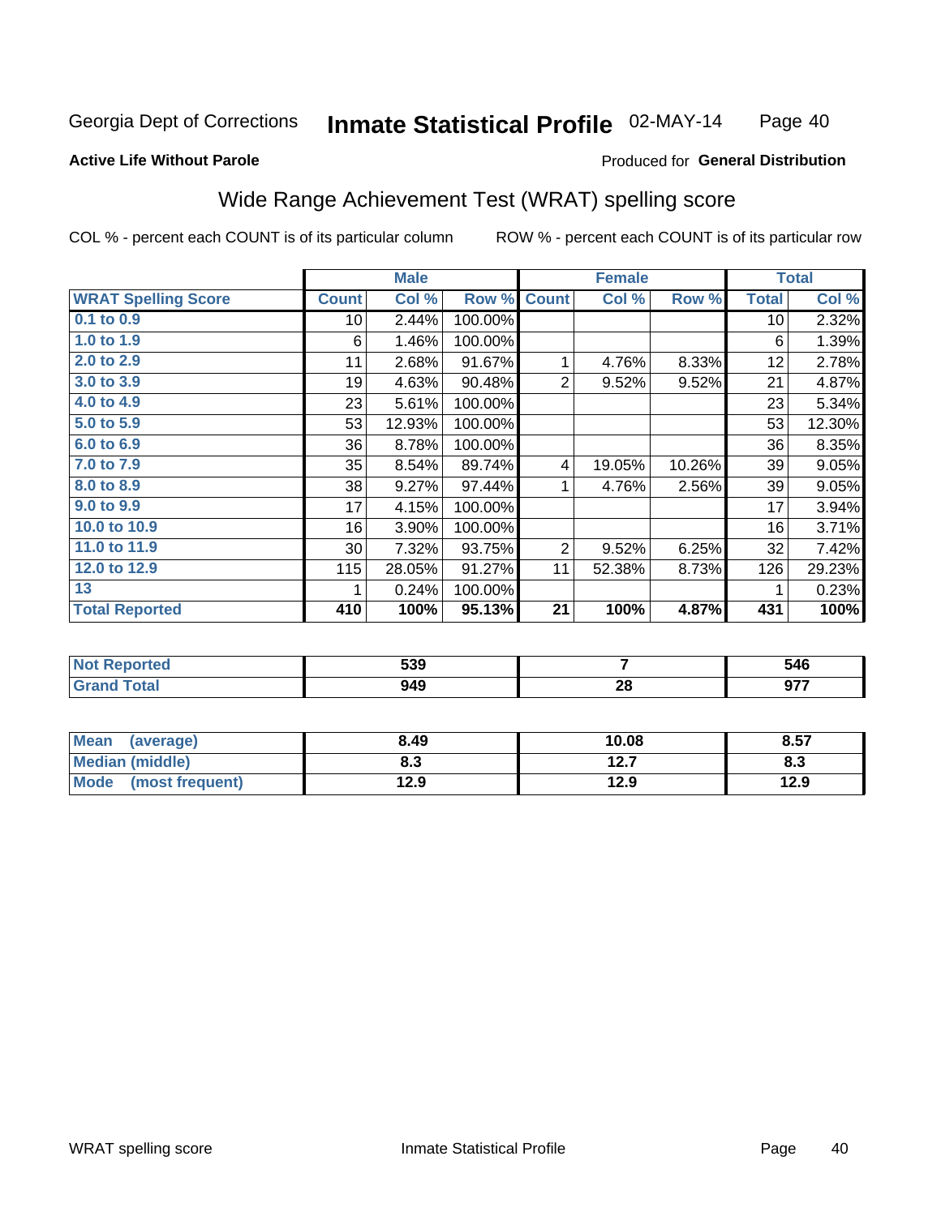Georgia Dept of Corrections **Inmate Statistical Profile** 02-MAY-14

**Active Life Without Parole**

Produced for **General Distribution**

## Wide Range Achievement Test (WRAT) spelling score

COL % - percent each COUNT is of its particular column ROW % - percent each COUNT is of its particular row

| | Male | | | Female | | | Total | |
|---|---|---|---|---|---|---|---|---|
| **WRAT Spelling Score** | **Count** | **Col %** | **Row %** | **Count** | **Col %** | **Row %** | **Total** | **Col %** |
| 0.1 to 0.9 | 10 | 2.44% | 100.00% | | | | 10 | 2.32% |
| 1.0 to 1.9 | 6 | 1.46% | 100.00% | | | | 6 | 1.39% |
| 2.0 to 2.9 | 11 | 2.68% | 91.67% | 1 | 4.76% | 8.33% | 12 | 2.78% |
| 3.0 to 3.9 | 19 | 4.63% | 90.48% | 2 | 9.52% | 9.52% | 21 | 4.87% |
| 4.0 to 4.9 | 23 | 5.61% | 100.00% | | | | 23 | 5.34% |
| 5.0 to 5.9 | 53 | 12.93% | 100.00% | | | | 53 | 12.30% |
| 6.0 to 6.9 | 36 | 8.78% | 100.00% | | | | 36 | 8.35% |
| 7.0 to 7.9 | 35 | 8.54% | 89.74% | 4 | 19.05% | 10.26% | 39 | 9.05% |
| 8.0 to 8.9 | 38 | 9.27% | 97.44% | 1 | 4.76% | 2.56% | 39 | 9.05% |
| 9.0 to 9.9 | 17 | 4.15% | 100.00% | | | | 17 | 3.94% |
| 10.0 to 10.9 | 16 | 3.90% | 100.00% | | | | 16 | 3.71% |
| 11.0 to 11.9 | 30 | 7.32% | 93.75% | 2 | 9.52% | 6.25% | 32 | 7.42% |
| 12.0 to 12.9 | 115 | 28.05% | 91.27% | 11 | 52.38% | 8.73% | 126 | 29.23% |
| 13 | 1 | 0.24% | 100.00% | | | | 1 | 0.23% |
| **Total Reported** | **410** | **100%** | **95.13%** | **21** | **100%** | **4.87%** | **431** | **100%** |

| | Male | Female | Total |
|---|---|---|---|
| **Not Reported** | **539** | **7** | **546** |
| **Grand Total** | **949** | **28** | **977** |

| | Male | Female | Total |
|---|---|---|---|
| **Mean (average)** | **8.49** | **10.08** | **8.57** |
| **Median (middle)** | **8.3** | **12.7** | **8.3** |
| **Mode (most frequent)** | **12.9** | **12.9** | **12.9** |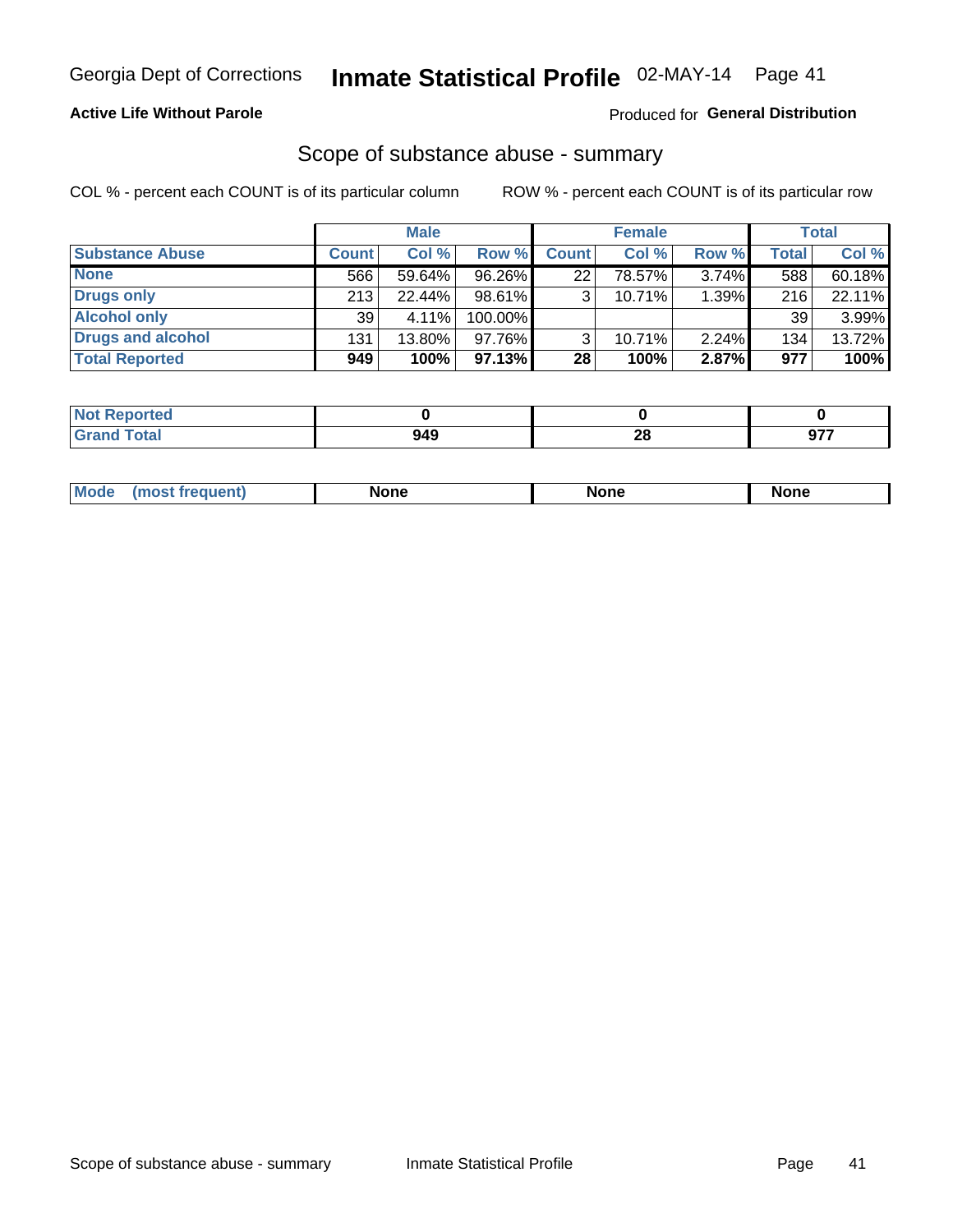Georgia Dept of Corrections **Inmate Statistical Profile** 02-MAY-14

**Active Life Without Parole**

Produced for **General Distribution**

## Scope of substance abuse - summary

COL % - percent each COUNT is of its particular column

ROW % - percent each COUNT is of its particular row

| | Male | | | Female | | | Total | |
|---|---|---|---|---|---|---|---|---|
| **Substance Abuse** | **Count** | **Col %** | **Row %** | **Count** | **Col %** | **Row %** | **Total** | **Col %** |
| **None** | 566 | 59.64% | 96.26% | 22 | 78.57% | 3.74% | 588 | 60.18% |
| **Drugs only** | 213 | 22.44% | 98.61% | 3 | 10.71% | 1.39% | 216 | 22.11% |
| **Alcohol only** | 39 | 4.11% | 100.00% | | | | 39 | 3.99% |
| **Drugs and alcohol** | 131 | 13.80% | 97.76% | 3 | 10.71% | 2.24% | 134 | 13.72% |
| **Total Reported** | **949** | **100%** | **97.13%** | **28** | **100%** | **2.87%** | **977** | **100%** |

| | Male | Female | Total |
|---|---|---|---|
| **Not Reported** | **0** | **0** | **0** |
| **Grand Total** | **949** | **28** | **977** |

| | Male | Female | Total |
|---|---|---|---|
| **Mode (most frequent)** | **None** | **None** | **None** |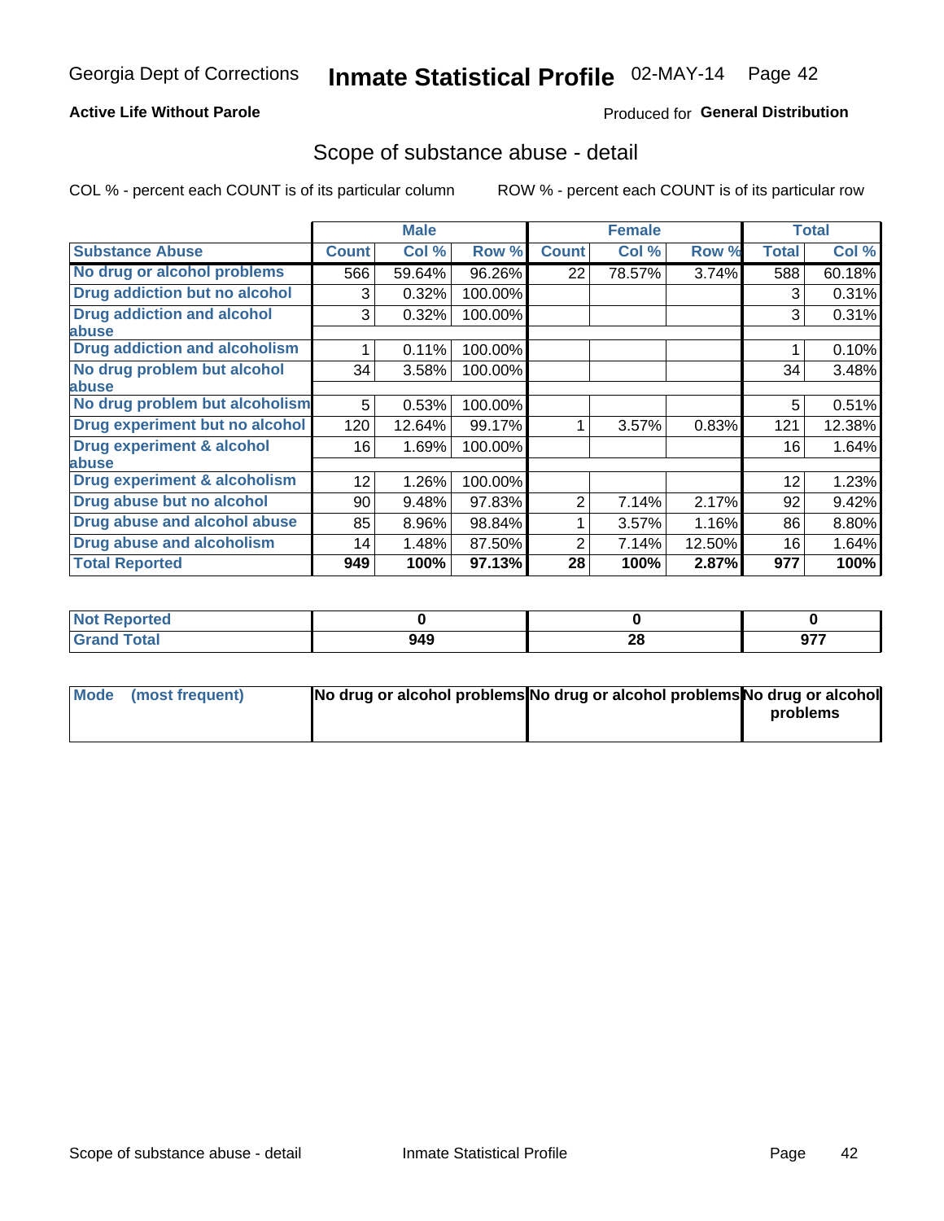Georgia Dept of Corrections **Inmate Statistical Profile** 02-MAY-14

**Active Life Without Parole**

Produced for **General Distribution**

## Scope of substance abuse - detail

COL % - percent each COUNT is of its particular column ROW % - percent each COUNT is of its particular row

| Substance Abuse | Male | | | Female | | | Total | |
|---|---|---|---|---|---|---|---|---|
| | Count | Col % | Row % | Count | Col % | Row % | Total | Col % |
| No drug or alcohol problems | 566 | 59.64% | 96.26% | 22 | 78.57% | 3.74% | 588 | 60.18% |
| Drug addiction but no alcohol | 3 | 0.32% | 100.00% | | | | 3 | 0.31% |
| Drug addiction and alcohol abuse | 3 | 0.32% | 100.00% | | | | 3 | 0.31% |
| Drug addiction and alcoholism | 1 | 0.11% | 100.00% | | | | 1 | 0.10% |
| No drug problem but alcohol abuse | 34 | 3.58% | 100.00% | | | | 34 | 3.48% |
| No drug problem but alcoholism | 5 | 0.53% | 100.00% | | | | 5 | 0.51% |
| Drug experiment but no alcohol | 120 | 12.64% | 99.17% | 1 | 3.57% | 0.83% | 121 | 12.38% |
| Drug experiment & alcohol abuse | 16 | 1.69% | 100.00% | | | | 16 | 1.64% |
| Drug experiment & alcoholism | 12 | 1.26% | 100.00% | | | | 12 | 1.23% |
| Drug abuse but no alcohol | 90 | 9.48% | 97.83% | 2 | 7.14% | 2.17% | 92 | 9.42% |
| Drug abuse and alcohol abuse | 85 | 8.96% | 98.84% | 1 | 3.57% | 1.16% | 86 | 8.80% |
| Drug abuse and alcoholism | 14 | 1.48% | 87.50% | 2 | 7.14% | 12.50% | 16 | 1.64% |
| **Total Reported** | **949** | **100%** | **97.13%** | **28** | **100%** | **2.87%** | **977** | **100%** |

| | Male | Female | Total |
|---|---|---|---|
| Not Reported | **0** | **0** | **0** |
| Grand Total | **949** | **28** | **977** |

| | Male | Female | Total |
|---|---|---|---|
| Mode (most frequent) | **No drug or alcohol problems** | **No drug or alcohol problems** | **No drug or alcohol problems** |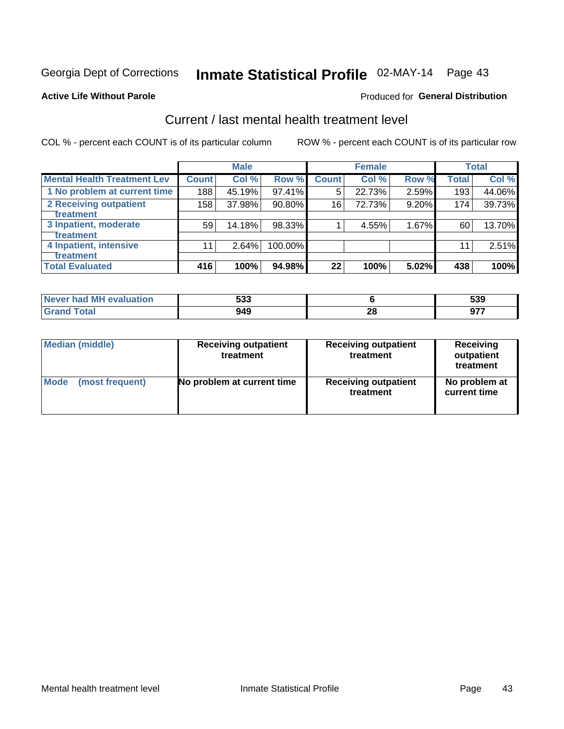Georgia Dept of Corrections **Inmate Statistical Profile** 02-MAY-14

**Active Life Without Parole**

Produced for **General Distribution**

## Current / last mental health treatment level

COL % - percent each COUNT is of its particular column

ROW % - percent each COUNT is of its particular row

| | Male | | | Female | | | Total | |
|---|---|---|---|---|---|---|---|---|
| **Mental Health Treatment Lev** | **Count** | **Col %** | **Row %** | **Count** | **Col %** | **Row %** | **Total** | **Col %** |
| 1 No problem at current time | 188 | 45.19% | 97.41% | 5 | 22.73% | 2.59% | 193 | 44.06% |
| 2 Receiving outpatient treatment | 158 | 37.98% | 90.80% | 16 | 72.73% | 9.20% | 174 | 39.73% |
| 3 Inpatient, moderate treatment | 59 | 14.18% | 98.33% | 1 | 4.55% | 1.67% | 60 | 13.70% |
| 4 Inpatient, intensive treatment | 11 | 2.64% | 100.00% | | | | 11 | 2.51% |
| **Total Evaluated** | **416** | **100%** | **94.98%** | **22** | **100%** | **5.02%** | **438** | **100%** |

| | Male | Female | Total |
|---|---|---|---|
| **Never had MH evaluation** | **533** | **6** | **539** |
| **Grand Total** | **949** | **28** | **977** |

| | Male | Female | Total |
|---|---|---|---|
| **Median (middle)** | **Receiving outpatient treatment** | **Receiving outpatient treatment** | **Receiving outpatient treatment** |
| **Mode (most frequent)** | **No problem at current time** | **Receiving outpatient treatment** | **No problem at current time** |

Mental health treatment level

Inmate Statistical Profile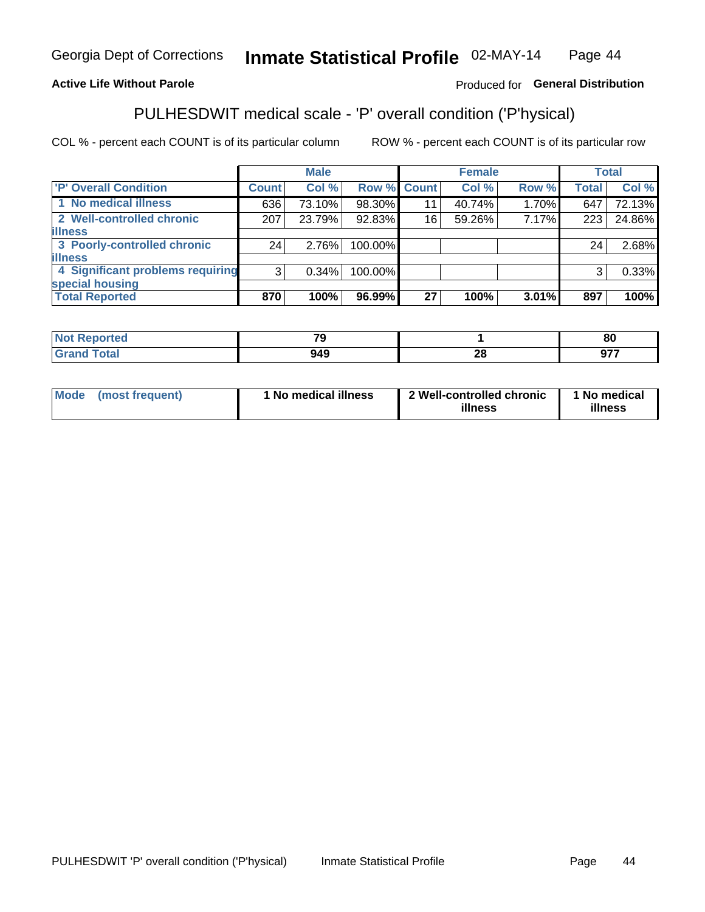Georgia Dept of Corrections **Inmate Statistical Profile** 02-MAY-14

**Active Life Without Parole**

Produced for **General Distribution**

## PULHESDWIT medical scale - 'P' overall condition ('P'hysical)

COL % - percent each COUNT is of its particular column

ROW % - percent each COUNT is of its particular row

| | Male | | | Female | | | Total | |
|---|---|---|---|---|---|---|---|---|
| 'P' Overall Condition | Count | Col % | Row % | Count | Col % | Row % | Total | Col % |
| 1 No medical illness | 636 | 73.10% | 98.30% | 11 | 40.74% | 1.70% | 647 | 72.13% |
| 2 Well-controlled chronic illness | 207 | 23.79% | 92.83% | 16 | 59.26% | 7.17% | 223 | 24.86% |
| 3 Poorly-controlled chronic illness | 24 | 2.76% | 100.00% | | | | 24 | 2.68% |
| 4 Significant problems requiring special housing | 3 | 0.34% | 100.00% | | | | 3 | 0.33% |
| **Total Reported** | **870** | **100%** | **96.99%** | **27** | **100%** | **3.01%** | **897** | **100%** |

| | Male | Female | Total |
|---|---|---|---|
| Not Reported | 79 | 1 | 80 |
| Grand Total | 949 | 28 | 977 |

| | Male | Female | Total |
|---|---|---|---|
| Mode (most frequent) | 1 No medical illness | 2 Well-controlled chronic illness | 1 No medical illness |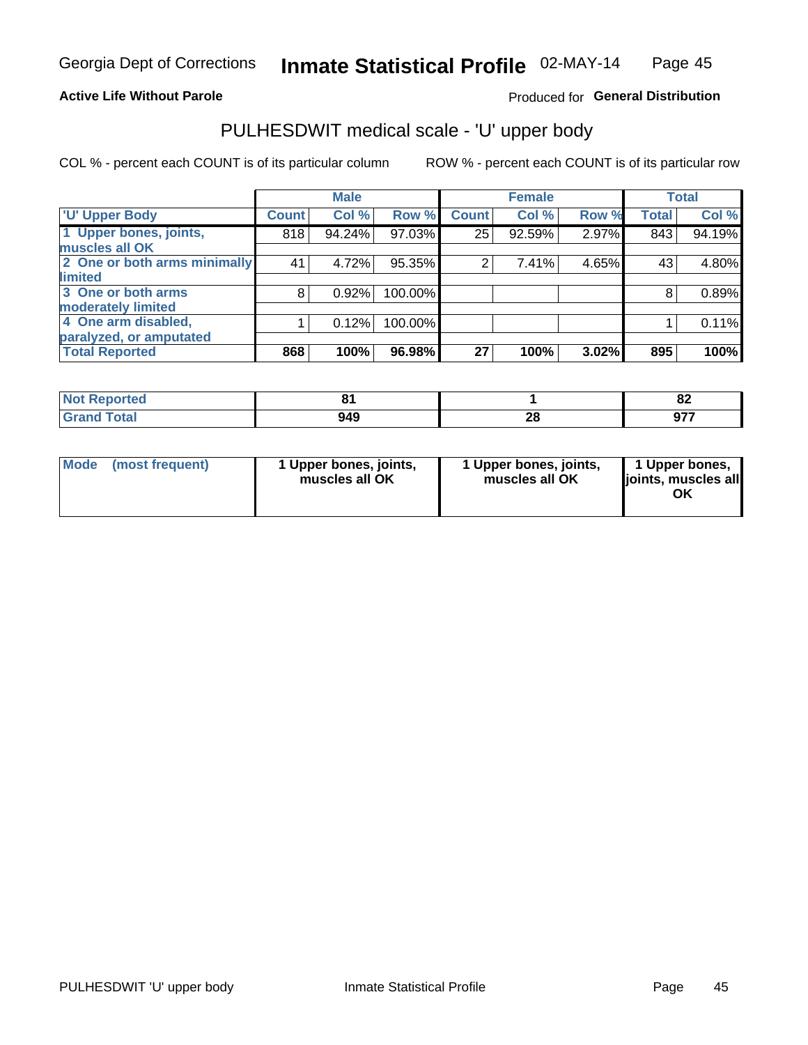Georgia Dept of Corrections **Inmate Statistical Profile** 02-MAY-14

**Active Life Without Parole**

Produced for **General Distribution**

## PULHESDWIT medical scale - 'U' upper body

COL % - percent each COUNT is of its particular column

ROW % - percent each COUNT is of its particular row

| | Male | | | Female | | | Total | |
|---|---|---|---|---|---|---|---|---|
| 'U' Upper Body | Count | Col % | Row % | Count | Col % | Row % | Total | Col % |
| 1 Upper bones, joints, muscles all OK | 818 | 94.24% | 97.03% | 25 | 92.59% | 2.97% | 843 | 94.19% |
| 2 One or both arms minimally limited | 41 | 4.72% | 95.35% | 2 | 7.41% | 4.65% | 43 | 4.80% |
| 3 One or both arms moderately limited | 8 | 0.92% | 100.00% | | | | 8 | 0.89% |
| 4 One arm disabled, paralyzed, or amputated | 1 | 0.12% | 100.00% | | | | 1 | 0.11% |
| **Total Reported** | **868** | **100%** | **96.98%** | **27** | **100%** | **3.02%** | **895** | **100%** |

| | Male | Female | Total |
|---|---|---|---|
| Not Reported | 81 | 1 | 82 |
| Grand Total | 949 | 28 | 977 |

| | Male | Female | Total |
|---|---|---|---|
| Mode (most frequent) | 1 Upper bones, joints, muscles all OK | 1 Upper bones, joints, muscles all OK | 1 Upper bones, joints, muscles all OK |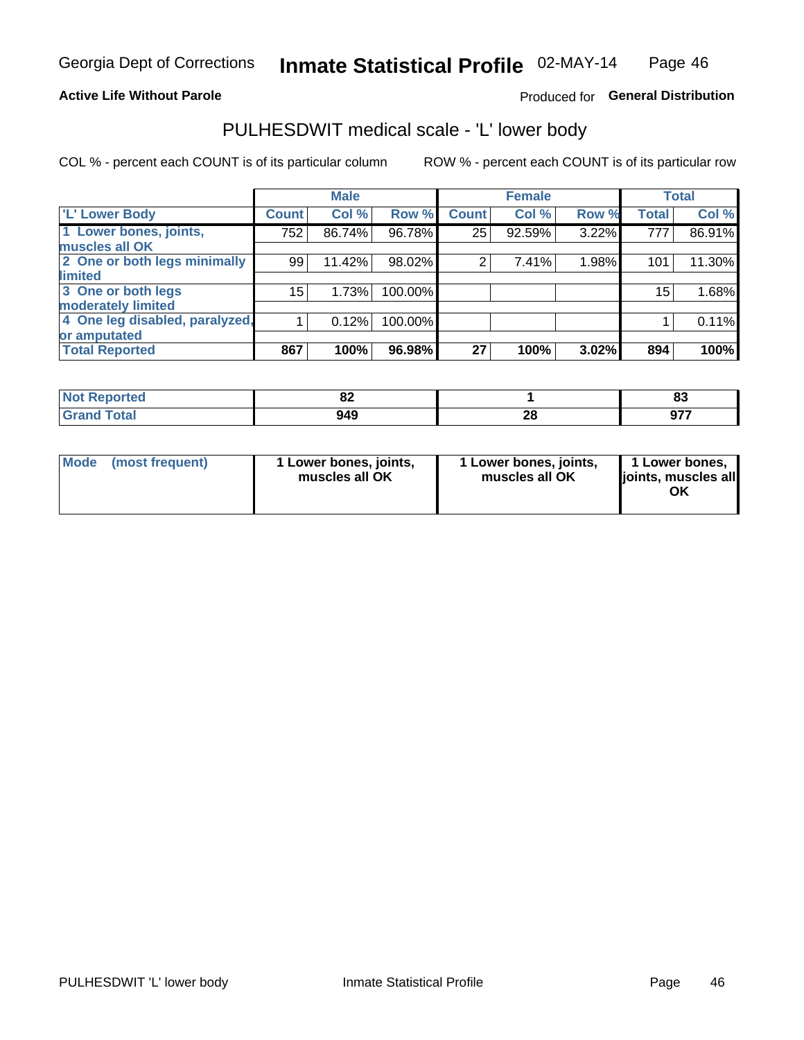Georgia Dept of Corrections **Inmate Statistical Profile** 02-MAY-14

**Active Life Without Parole**

Produced for **General Distribution**

## PULHESDWIT medical scale - 'L' lower body

COL % - percent each COUNT is of its particular column ROW % - percent each COUNT is of its particular row

| | Male | | | Female | | | Total | |
|---|---|---|---|---|---|---|---|---|
| 'L' Lower Body | Count | Col % | Row % | Count | Col % | Row % | Total | Col % |
| 1 Lower bones, joints, muscles all OK | 752 | 86.74% | 96.78% | 25 | 92.59% | 3.22% | 777 | 86.91% |
| 2 One or both legs minimally limited | 99 | 11.42% | 98.02% | 2 | 7.41% | 1.98% | 101 | 11.30% |
| 3 One or both legs moderately limited | 15 | 1.73% | 100.00% | | | | 15 | 1.68% |
| 4 One leg disabled, paralyzed, or amputated | 1 | 0.12% | 100.00% | | | | 1 | 0.11% |
| **Total Reported** | **867** | **100%** | **96.98%** | **27** | **100%** | **3.02%** | **894** | **100%** |

| | Male | Female | Total |
|---|---|---|---|
| Not Reported | 82 | 1 | 83 |
| Grand Total | 949 | 28 | 977 |

| | Male | Female | Total |
|---|---|---|---|
| Mode (most frequent) | 1 Lower bones, joints, muscles all OK | 1 Lower bones, joints, muscles all OK | 1 Lower bones, joints, muscles all OK |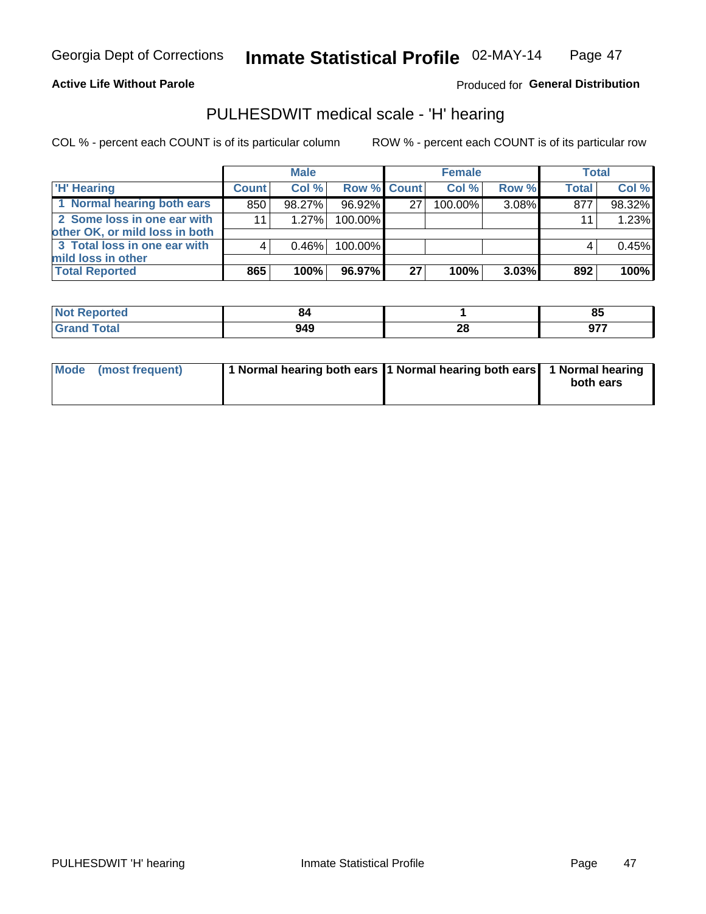Georgia Dept of Corrections **Inmate Statistical Profile** 02-MAY-14

**Active Life Without Parole**

Produced for **General Distribution**

## PULHESDWIT medical scale - 'H' hearing

COL % - percent each COUNT is of its particular column ROW % - percent each COUNT is of its particular row

| | Male | | | Female | | | Total | |
|---|---|---|---|---|---|---|---|---|
| 'H' Hearing | Count | Col % | Row % | Count | Col % | Row % | Total | Col % |
| 1 Normal hearing both ears | 850 | 98.27% | 96.92% | 27 | 100.00% | 3.08% | 877 | 98.32% |
| 2 Some loss in one ear with other OK, or mild loss in both | 11 | 1.27% | 100.00% | | | | 11 | 1.23% |
| 3 Total loss in one ear with mild loss in other | 4 | 0.46% | 100.00% | | | | 4 | 0.45% |
| **Total Reported** | **865** | **100%** | **96.97%** | **27** | **100%** | **3.03%** | **892** | **100%** |

| | Male | Female | Total |
|---|---|---|---|
| Not Reported | 84 | 1 | 85 |
| Grand Total | 949 | 28 | 977 |

| | Male | Female | Total |
|---|---|---|---|
| Mode (most frequent) | 1 Normal hearing both ears | 1 Normal hearing both ears | 1 Normal hearing both ears |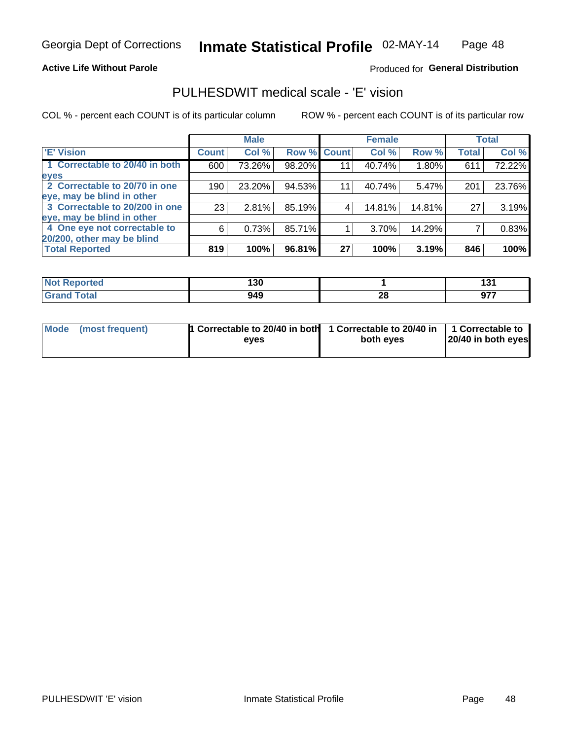Georgia Dept of Corrections **Inmate Statistical Profile** 02-MAY-14

**Active Life Without Parole**

Produced for **General Distribution**

## PULHESDWIT medical scale - 'E' vision

COL % - percent each COUNT is of its particular column

ROW % - percent each COUNT is of its particular row

| | Male | | | Female | | | Total | |
|---|---|---|---|---|---|---|---|---|
| **'E' Vision** | **Count** | **Col %** | **Row %** | **Count** | **Col %** | **Row %** | **Total** | **Col %** |
| **1 Correctable to 20/40 in both eyes** | 600 | 73.26% | 98.20% | 11 | 40.74% | 1.80% | 611 | 72.22% |
| **2 Correctable to 20/70 in one eye, may be blind in other** | 190 | 23.20% | 94.53% | 11 | 40.74% | 5.47% | 201 | 23.76% |
| **3 Correctable to 20/200 in one eye, may be blind in other** | 23 | 2.81% | 85.19% | 4 | 14.81% | 14.81% | 27 | 3.19% |
| **4 One eye not correctable to 20/200, other may be blind** | 6 | 0.73% | 85.71% | 1 | 3.70% | 14.29% | 7 | 0.83% |
| **Total Reported** | **819** | **100%** | **96.81%** | **27** | **100%** | **3.19%** | **846** | **100%** |

| | Male | Female | Total |
|---|---|---|---|
| **Not Reported** | **130** | **1** | **131** |
| **Grand Total** | **949** | **28** | **977** |

| | Male | Female | Total |
|---|---|---|---|
| **Mode (most frequent)** | **1 Correctable to 20/40 in both eyes** | **1 Correctable to 20/40 in both eyes** | **1 Correctable to 20/40 in both eyes** |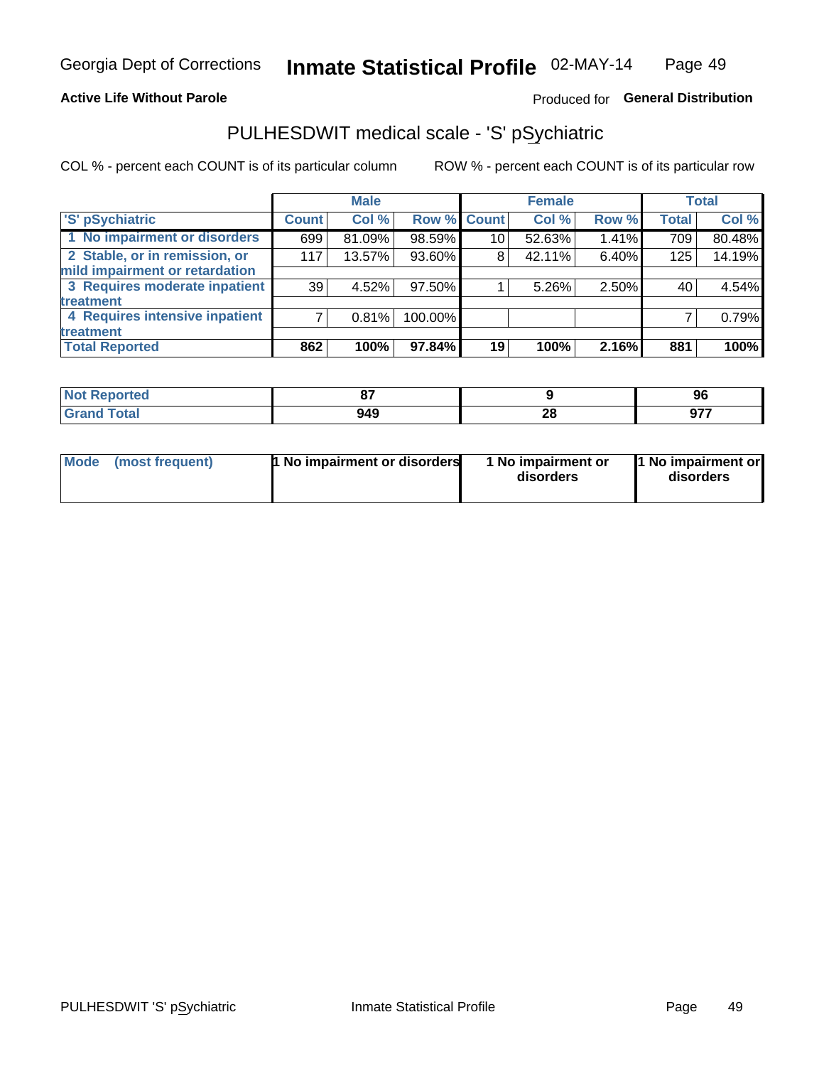Georgia Dept of Corrections **Inmate Statistical Profile** 02-MAY-14

**Active Life Without Parole**

Produced for **General Distribution**

## PULHESDWIT medical scale - 'S' pSychiatric

COL % - percent each COUNT is of its particular column

ROW % - percent each COUNT is of its particular row

| | Male | | | Female | | | Total | |
|---|---|---|---|---|---|---|---|---|
| 'S' pSychiatric | Count | Col % | Row % | Count | Col % | Row % | Total | Col % |
| 1 No impairment or disorders | 699 | 81.09% | 98.59% | 10 | 52.63% | 1.41% | 709 | 80.48% |
| 2 Stable, or in remission, or mild impairment or retardation | 117 | 13.57% | 93.60% | 8 | 42.11% | 6.40% | 125 | 14.19% |
| 3 Requires moderate inpatient treatment | 39 | 4.52% | 97.50% | 1 | 5.26% | 2.50% | 40 | 4.54% |
| 4 Requires intensive inpatient treatment | 7 | 0.81% | 100.00% | | | | 7 | 0.79% |
| **Total Reported** | **862** | **100%** | **97.84%** | **19** | **100%** | **2.16%** | **881** | **100%** |

| | Male | Female | Total |
|---|---|---|---|
| Not Reported | 87 | 9 | 96 |
| Grand Total | 949 | 28 | 977 |

| | Male | Female | Total |
|---|---|---|---|
| Mode (most frequent) | 1 No impairment or disorders | 1 No impairment or disorders | 1 No impairment or disorders |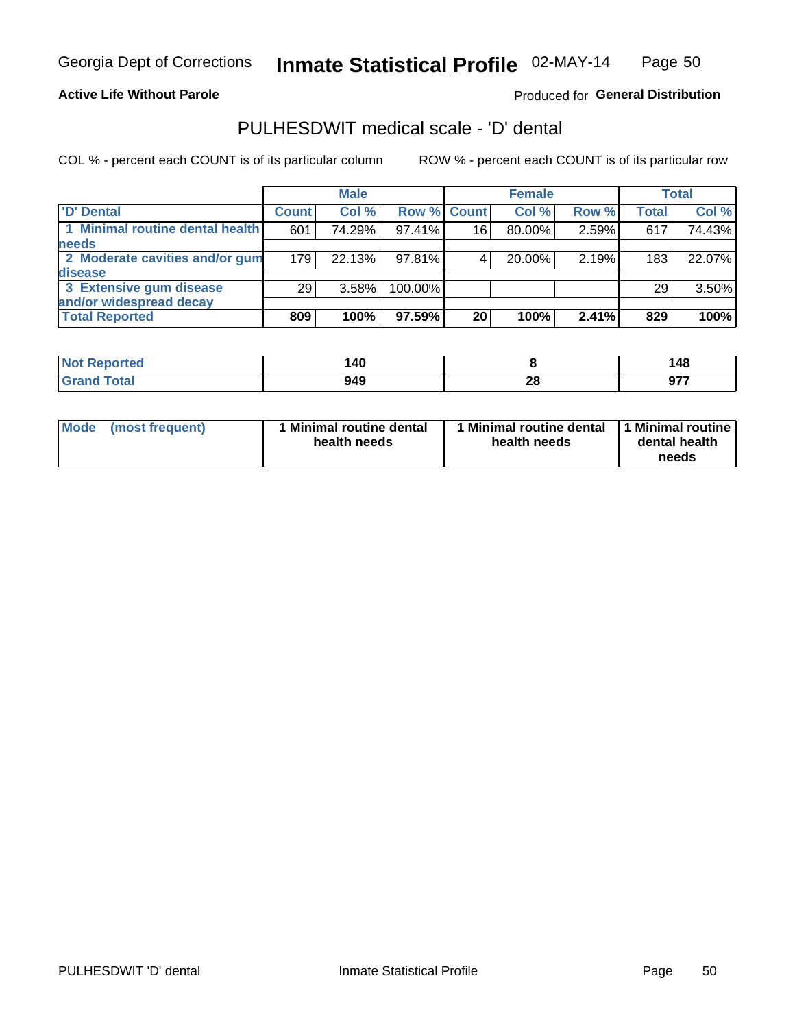Georgia Dept of Corrections **Inmate Statistical Profile** 02-MAY-14

**Active Life Without Parole**

Produced for **General Distribution**

## PULHESDWIT medical scale - 'D' dental

COL % - percent each COUNT is of its particular column    ROW % - percent each COUNT is of its particular row

| | Male | | | Female | | | Total | |
|---|---|---|---|---|---|---|---|---|
| **'D' Dental** | **Count** | **Col %** | **Row %** | **Count** | **Col %** | **Row %** | **Total** | **Col %** |
| **1 Minimal routine dental health needs** | 601 | 74.29% | 97.41% | 16 | 80.00% | 2.59% | 617 | 74.43% |
| **2 Moderate cavities and/or gum disease** | 179 | 22.13% | 97.81% | 4 | 20.00% | 2.19% | 183 | 22.07% |
| **3 Extensive gum disease and/or widespread decay** | 29 | 3.58% | 100.00% | | | | 29 | 3.50% |
| **Total Reported** | **809** | **100%** | **97.59%** | **20** | **100%** | **2.41%** | **829** | **100%** |

| | Male | Female | Total |
|---|---|---|---|
| **Not Reported** | **140** | **8** | **148** |
| **Grand Total** | **949** | **28** | **977** |

| | Male | Female | Total |
|---|---|---|---|
| **Mode (most frequent)** | **1 Minimal routine dental health needs** | **1 Minimal routine dental health needs** | **1 Minimal routine dental health needs** |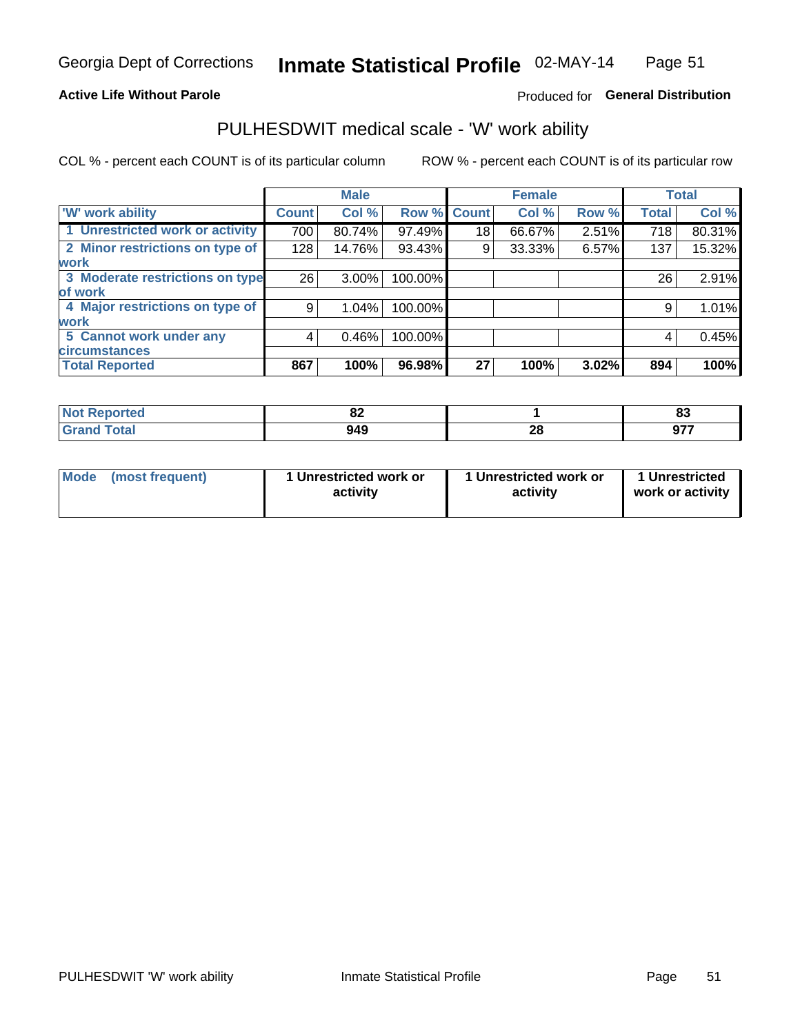Georgia Dept of Corrections **Inmate Statistical Profile** 02-MAY-14

**Active Life Without Parole**

Produced for **General Distribution**

## PULHESDWIT medical scale - 'W' work ability

COL % - percent each COUNT is of its particular column

ROW % - percent each COUNT is of its particular row

| | Male | | | Female | | | Total | |
|---|---|---|---|---|---|---|---|---|
| 'W' work ability | Count | Col % | Row % | Count | Col % | Row % | Total | Col % |
| 1 Unrestricted work or activity | 700 | 80.74% | 97.49% | 18 | 66.67% | 2.51% | 718 | 80.31% |
| 2 Minor restrictions on type of work | 128 | 14.76% | 93.43% | 9 | 33.33% | 6.57% | 137 | 15.32% |
| 3 Moderate restrictions on type of work | 26 | 3.00% | 100.00% | | | | 26 | 2.91% |
| 4 Major restrictions on type of work | 9 | 1.04% | 100.00% | | | | 9 | 1.01% |
| 5 Cannot work under any circumstances | 4 | 0.46% | 100.00% | | | | 4 | 0.45% |
| **Total Reported** | **867** | **100%** | **96.98%** | **27** | **100%** | **3.02%** | **894** | **100%** |

| | Male | Female | Total |
|---|---|---|---|
| Not Reported | 82 | 1 | 83 |
| Grand Total | 949 | 28 | 977 |

| | Male | Female | Total |
|---|---|---|---|
| Mode (most frequent) | 1 Unrestricted work or activity | 1 Unrestricted work or activity | 1 Unrestricted work or activity |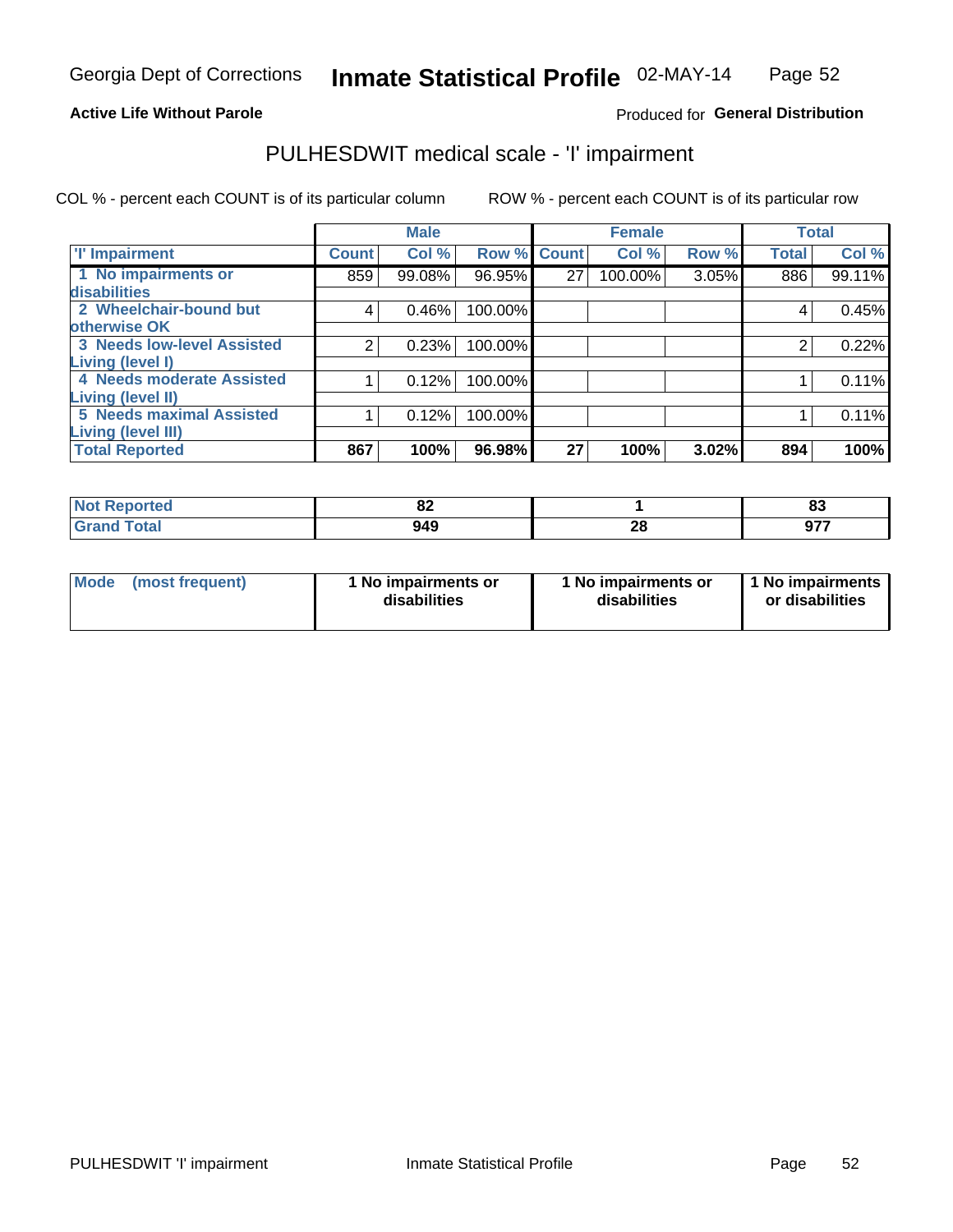Georgia Dept of Corrections **Inmate Statistical Profile** 02-MAY-14

**Active Life Without Parole**

Produced for **General Distribution**

## PULHESDWIT medical scale - 'I' impairment

COL % - percent each COUNT is of its particular column ROW % - percent each COUNT is of its particular row

| | Male | | | Female | | | Total | |
|---|---|---|---|---|---|---|---|---|
| **'I' Impairment** | **Count** | **Col %** | **Row %** | **Count** | **Col %** | **Row %** | **Total** | **Col %** |
| **1 No impairments or disabilities** | 859 | 99.08% | 96.95% | 27 | 100.00% | 3.05% | 886 | 99.11% |
| **2 Wheelchair-bound but otherwise OK** | 4 | 0.46% | 100.00% | | | | 4 | 0.45% |
| **3 Needs low-level Assisted Living (level I)** | 2 | 0.23% | 100.00% | | | | 2 | 0.22% |
| **4 Needs moderate Assisted Living (level II)** | 1 | 0.12% | 100.00% | | | | 1 | 0.11% |
| **5 Needs maximal Assisted Living (level III)** | 1 | 0.12% | 100.00% | | | | 1 | 0.11% |
| **Total Reported** | **867** | **100%** | **96.98%** | **27** | **100%** | **3.02%** | **894** | **100%** |

| | Male | Female | Total |
|---|---|---|---|
| **Not Reported** | **82** | **1** | **83** |
| **Grand Total** | **949** | **28** | **977** |

| | Male | Female | Total |
|---|---|---|---|
| **Mode (most frequent)** | **1 No impairments or disabilities** | **1 No impairments or disabilities** | **1 No impairments or disabilities** |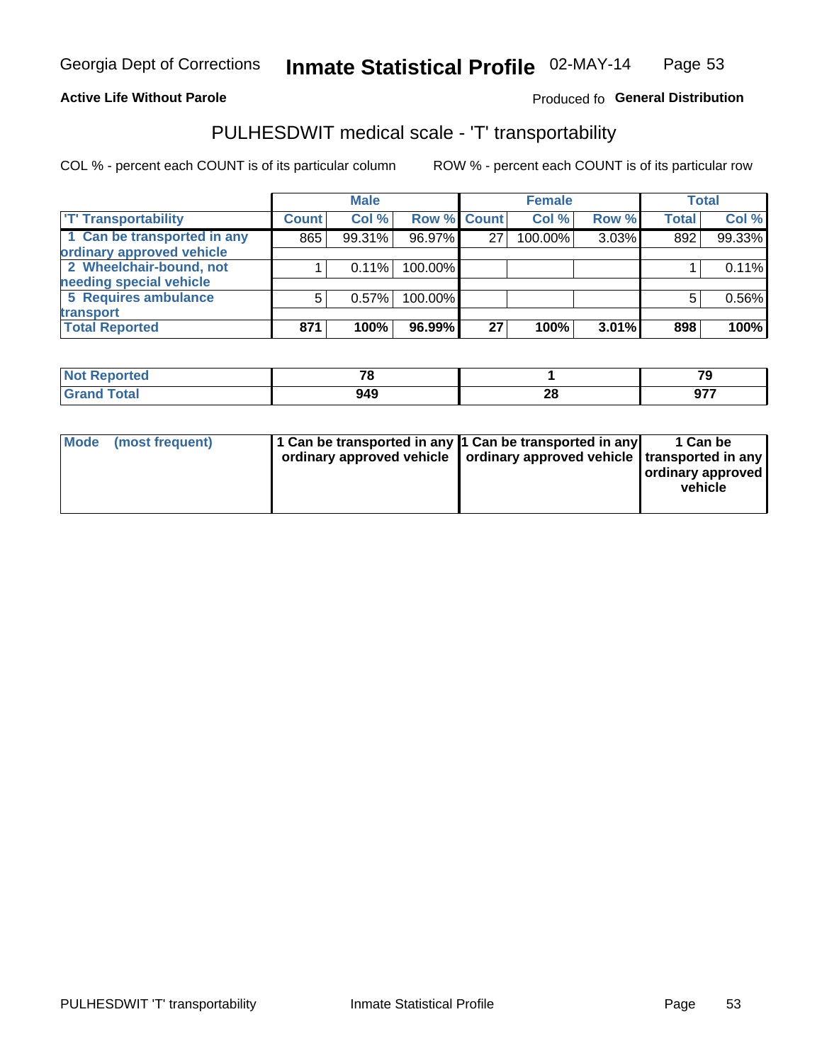Georgia Dept of Corrections **Inmate Statistical Profile** 02-MAY-14

**Active Life Without Parole**

Produced fo **General Distribution**

## PULHESDWIT medical scale - 'T' transportability

COL % - percent each COUNT is of its particular column

ROW % - percent each COUNT is of its particular row

| | Male | | | Female | | | Total | |
|---|---|---|---|---|---|---|---|---|
| 'T' Transportability | Count | Col % | Row % | Count | Col % | Row % | Total | Col % |
| 1 Can be transported in any ordinary approved vehicle | 865 | 99.31% | 96.97% | 27 | 100.00% | 3.03% | 892 | 99.33% |
| 2 Wheelchair-bound, not needing special vehicle | 1 | 0.11% | 100.00% | | | | 1 | 0.11% |
| 5 Requires ambulance transport | 5 | 0.57% | 100.00% | | | | 5 | 0.56% |
| **Total Reported** | **871** | **100%** | **96.99%** | **27** | **100%** | **3.01%** | **898** | **100%** |

| | Male | Female | Total |
|---|---|---|---|
| Not Reported | 78 | 1 | 79 |
| Grand Total | 949 | 28 | 977 |

| | Male | Female | Total |
|---|---|---|---|
| Mode (most frequent) | 1 Can be transported in any ordinary approved vehicle | 1 Can be transported in any ordinary approved vehicle | 1 Can be transported in any ordinary approved vehicle |

PULHESDWIT 'T' transportability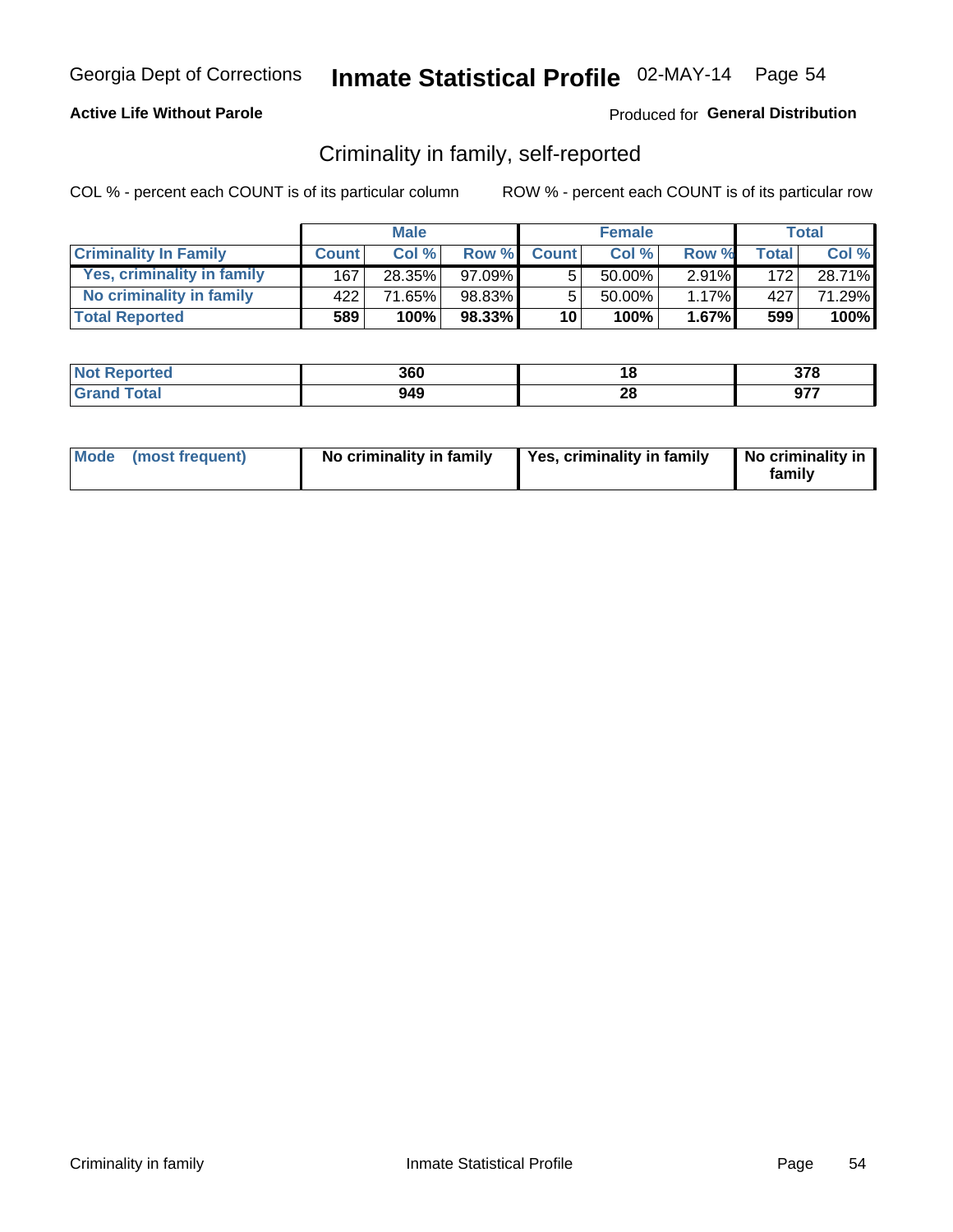Georgia Dept of Corrections **Inmate Statistical Profile** 02-MAY-14

**Active Life Without Parole**

Produced for **General Distribution**

## Criminality in family, self-reported

COL % - percent each COUNT is of its particular column

ROW % - percent each COUNT is of its particular row

| | Male | | | Female | | | Total | |
|---|---|---|---|---|---|---|---|---|
| **Criminality In Family** | **Count** | **Col %** | **Row %** | **Count** | **Col %** | **Row %** | **Total** | **Col %** |
| **Yes, criminality in family** | 167 | 28.35% | 97.09% | 5 | 50.00% | 2.91% | 172 | 28.71% |
| **No criminality in family** | 422 | 71.65% | 98.83% | 5 | 50.00% | 1.17% | 427 | 71.29% |
| **Total Reported** | **589** | **100%** | **98.33%** | **10** | **100%** | **1.67%** | **599** | **100%** |

| | Male | Female | Total |
|---|---|---|---|
| **Not Reported** | **360** | **18** | **378** |
| **Grand Total** | **949** | **28** | **977** |

| | Male | Female | Total |
|---|---|---|---|
| **Mode (most frequent)** | **No criminality in family** | **Yes, criminality in family** | **No criminality in family** |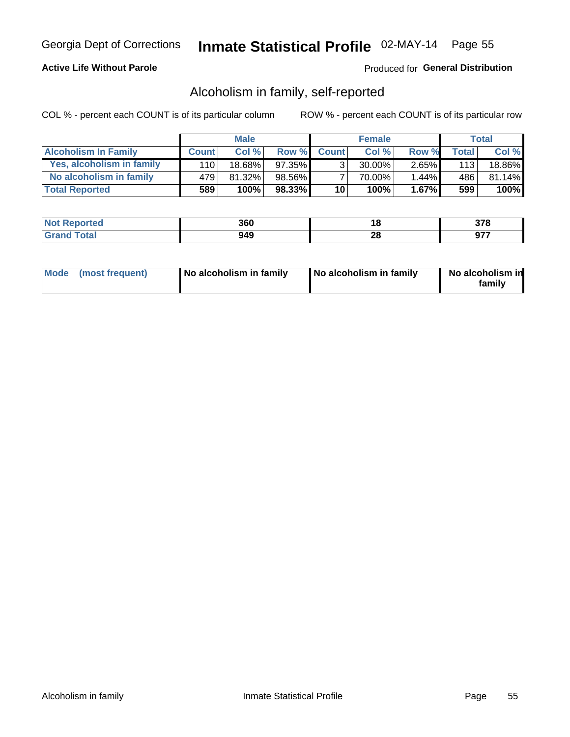Georgia Dept of Corrections **Inmate Statistical Profile** 02-MAY-14

**Active Life Without Parole**

Produced for **General Distribution**

## Alcoholism in family, self-reported

COL % - percent each COUNT is of its particular column

ROW % - percent each COUNT is of its particular row

| | Male | | | Female | | | Total | |
|---|---|---|---|---|---|---|---|---|
| **Alcoholism In Family** | **Count** | **Col %** | **Row %** | **Count** | **Col %** | **Row %** | **Total** | **Col %** |
| Yes, alcoholism in family | 110 | 18.68% | 97.35% | 3 | 30.00% | 2.65% | 113 | 18.86% |
| No alcoholism in family | 479 | 81.32% | 98.56% | 7 | 70.00% | 1.44% | 486 | 81.14% |
| **Total Reported** | **589** | **100%** | **98.33%** | **10** | **100%** | **1.67%** | **599** | **100%** |

| | Male | Female | Total |
|---|---|---|---|
| **Not Reported** | **360** | **18** | **378** |
| **Grand Total** | **949** | **28** | **977** |

| | Male | Female | Total |
|---|---|---|---|
| **Mode (most frequent)** | **No alcoholism in family** | **No alcoholism in family** | **No alcoholism in family** |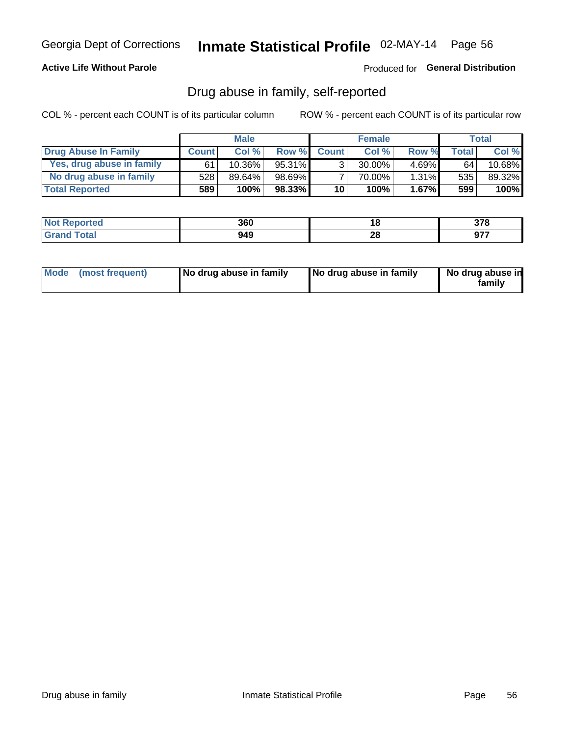Georgia Dept of Corrections **Inmate Statistical Profile** 02-MAY-14

**Active Life Without Parole**

Produced for **General Distribution**

## Drug abuse in family, self-reported

COL % - percent each COUNT is of its particular column

ROW % - percent each COUNT is of its particular row

| | Male | | | Female | | | Total | |
|---|---|---|---|---|---|---|---|---|
| **Drug Abuse In Family** | **Count** | **Col %** | **Row %** | **Count** | **Col %** | **Row %** | **Total** | **Col %** |
| Yes, drug abuse in family | 61 | 10.36% | 95.31% | 3 | 30.00% | 4.69% | 64 | 10.68% |
| No drug abuse in family | 528 | 89.64% | 98.69% | 7 | 70.00% | 1.31% | 535 | 89.32% |
| **Total Reported** | **589** | **100%** | **98.33%** | **10** | **100%** | **1.67%** | **599** | **100%** |

| | Male | Female | Total |
|---|---|---|---|
| Not Reported | 360 | 18 | 378 |
| Grand Total | 949 | 28 | 977 |

| | Male | Female | Total |
|---|---|---|---|
| Mode (most frequent) | No drug abuse in family | No drug abuse in family | No drug abuse in family |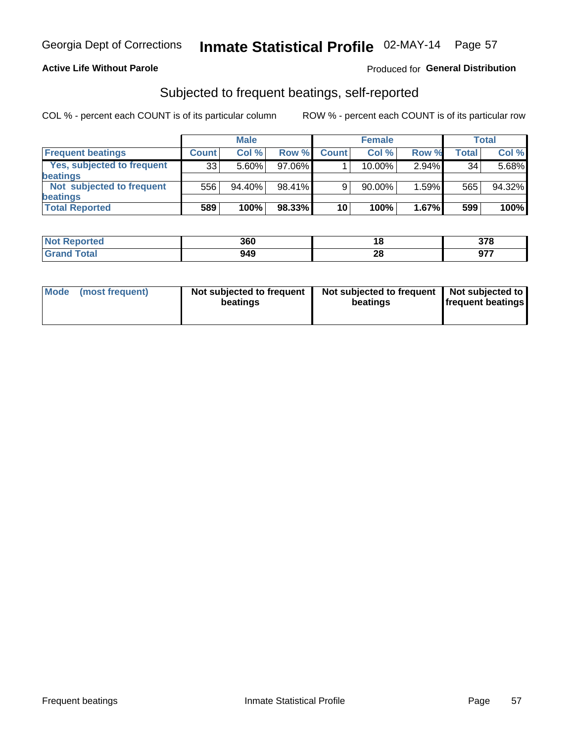Georgia Dept of Corrections **Inmate Statistical Profile** 02-MAY-14

**Active Life Without Parole**

Produced for **General Distribution**

## Subjected to frequent beatings, self-reported

COL % - percent each COUNT is of its particular column

ROW % - percent each COUNT is of its particular row

| | Male | | | Female | | | Total | |
|---|---|---|---|---|---|---|---|---|
| **Frequent beatings** | **Count** | **Col %** | **Row %** | **Count** | **Col %** | **Row %** | **Total** | **Col %** |
| **Yes, subjected to frequent beatings** | 33 | 5.60% | 97.06% | 1 | 10.00% | 2.94% | 34 | 5.68% |
| **Not subjected to frequent beatings** | 556 | 94.40% | 98.41% | 9 | 90.00% | 1.59% | 565 | 94.32% |
| **Total Reported** | **589** | **100%** | **98.33%** | **10** | **100%** | **1.67%** | **599** | **100%** |

| | Male | Female | Total |
|---|---|---|---|
| **Not Reported** | **360** | **18** | **378** |
| **Grand Total** | **949** | **28** | **977** |

| | Male | Female | Total |
|---|---|---|---|
| **Mode (most frequent)** | **Not subjected to frequent beatings** | **Not subjected to frequent beatings** | **Not subjected to frequent beatings** |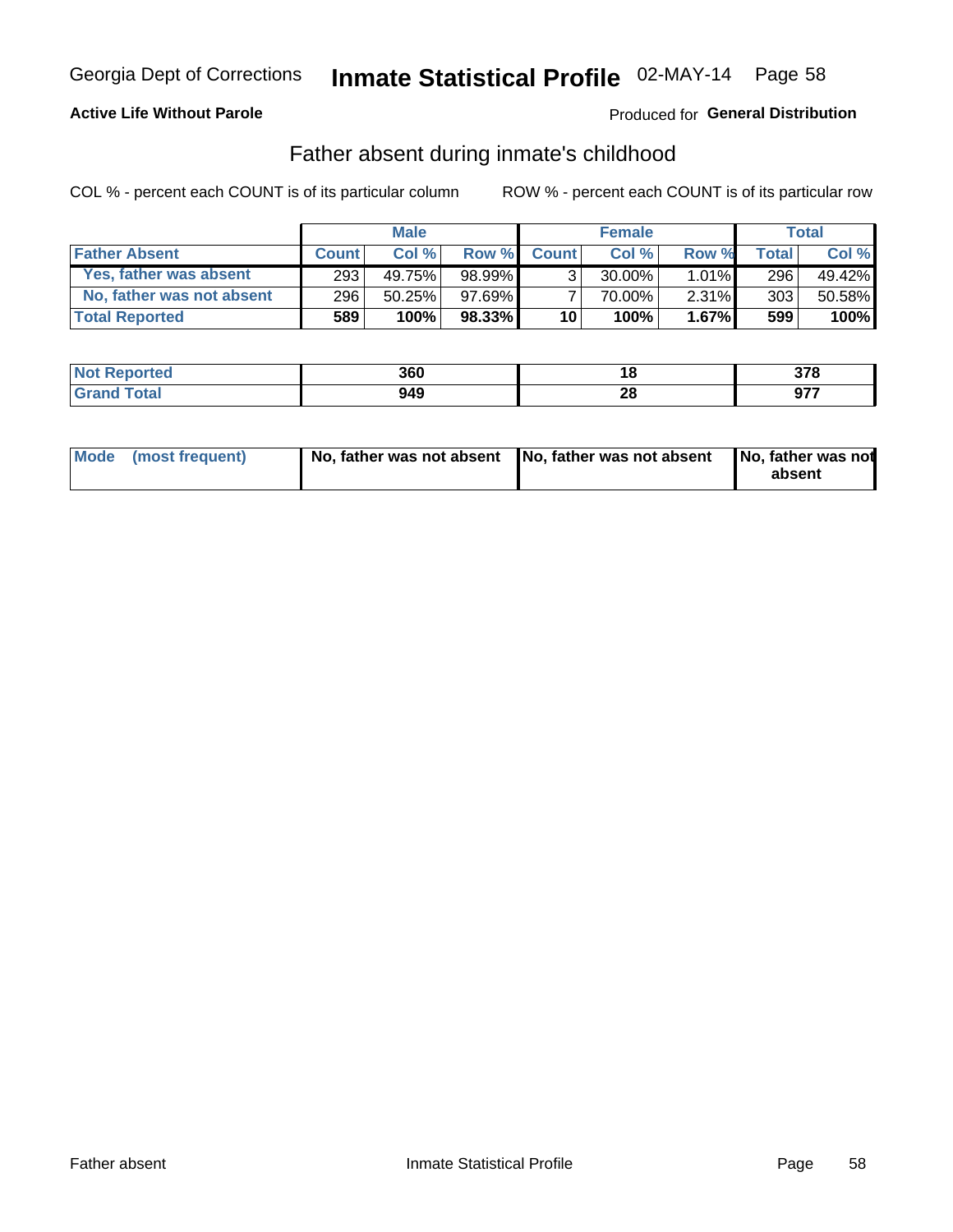Georgia Dept of Corrections **Inmate Statistical Profile** 02-MAY-14

**Active Life Without Parole**

Produced for **General Distribution**

## Father absent during inmate's childhood

COL % - percent each COUNT is of its particular column

ROW % - percent each COUNT is of its particular row

| | Male | | | Female | | | Total | |
|---|---|---|---|---|---|---|---|---|
| **Father Absent** | **Count** | **Col %** | **Row %** | **Count** | **Col %** | **Row %** | **Total** | **Col %** |
| Yes, father was absent | 293 | 49.75% | 98.99% | 3 | 30.00% | 1.01% | 296 | 49.42% |
| No, father was not absent | 296 | 50.25% | 97.69% | 7 | 70.00% | 2.31% | 303 | 50.58% |
| **Total Reported** | **589** | **100%** | **98.33%** | **10** | **100%** | **1.67%** | **599** | **100%** |

| | Male | Female | Total |
|---|---|---|---|
| **Not Reported** | **360** | **18** | **378** |
| **Grand Total** | **949** | **28** | **977** |

| | Male | Female | Total |
|---|---|---|---|
| **Mode (most frequent)** | **No, father was not absent** | **No, father was not absent** | **No, father was not absent** |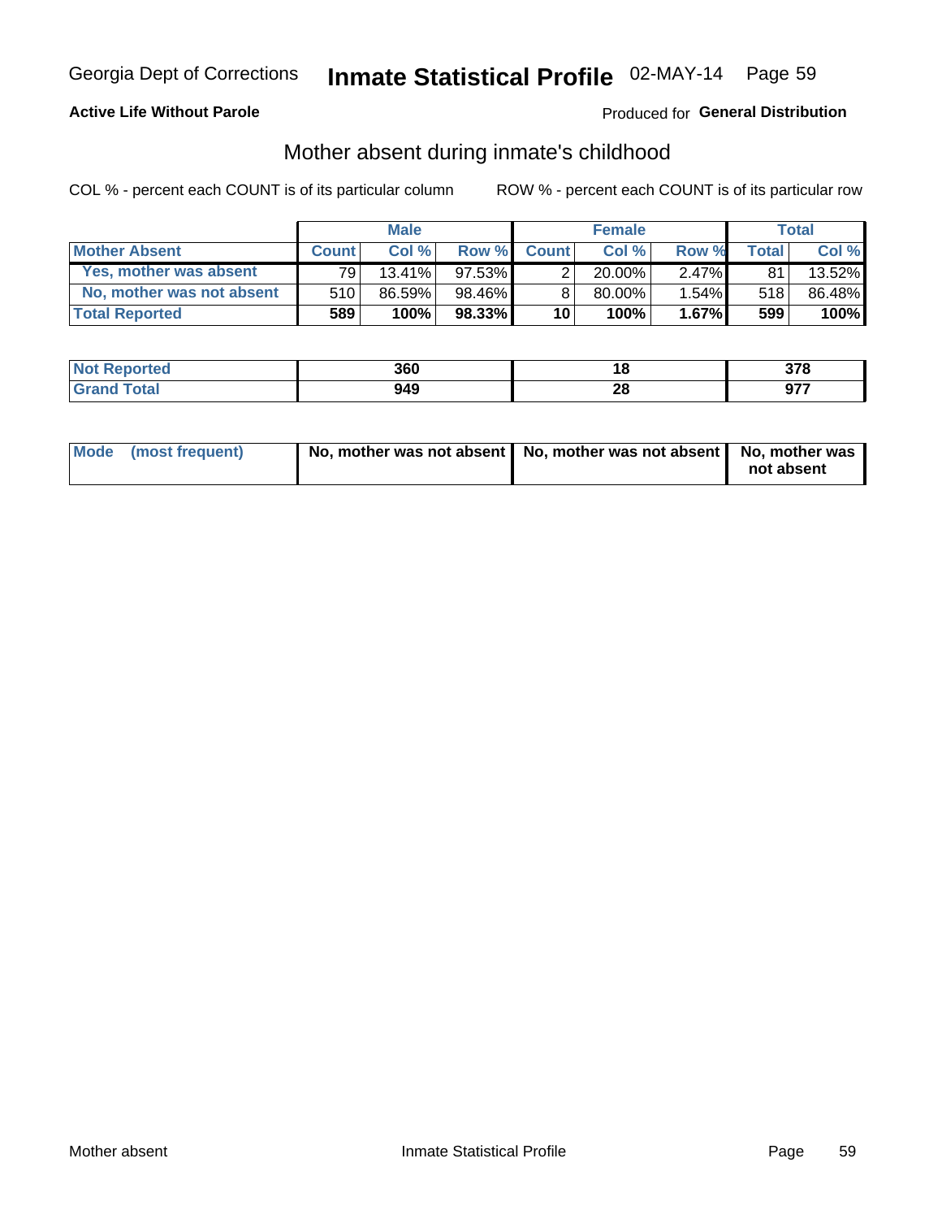Georgia Dept of Corrections **Inmate Statistical Profile** 02-MAY-14

**Active Life Without Parole**

Produced for **General Distribution**

## Mother absent during inmate's childhood

COL % - percent each COUNT is of its particular column ROW % - percent each COUNT is of its particular row

| | Male | | | Female | | | Total | |
|---|---|---|---|---|---|---|---|---|
| **Mother Absent** | **Count** | **Col %** | **Row %** | **Count** | **Col %** | **Row %** | **Total** | **Col %** |
| **Yes, mother was absent** | 79 | 13.41% | 97.53% | 2 | 20.00% | 2.47% | 81 | 13.52% |
| **No, mother was not absent** | 510 | 86.59% | 98.46% | 8 | 80.00% | 1.54% | 518 | 86.48% |
| **Total Reported** | **589** | **100%** | **98.33%** | **10** | **100%** | **1.67%** | **599** | **100%** |

| | Male | Female | Total |
|---|---|---|---|
| **Not Reported** | **360** | **18** | **378** |
| **Grand Total** | **949** | **28** | **977** |

| | Male | Female | Total |
|---|---|---|---|
| **Mode (most frequent)** | **No, mother was not absent** | **No, mother was not absent** | **No, mother was not absent** |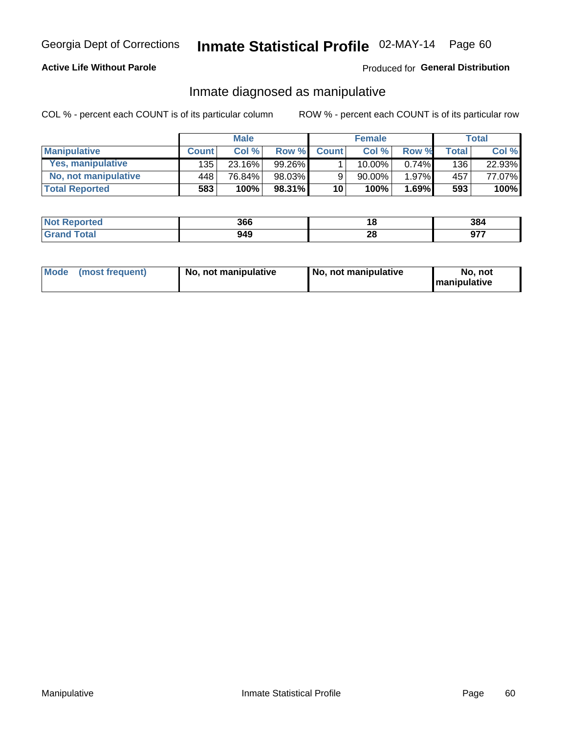Georgia Dept of Corrections **Inmate Statistical Profile** 02-MAY-14

**Active Life Without Parole**

Produced for **General Distribution**

## Inmate diagnosed as manipulative

COL % - percent each COUNT is of its particular column

ROW % - percent each COUNT is of its particular row

| | Male | | | Female | | | Total | |
|---|---|---|---|---|---|---|---|---|
| **Manipulative** | **Count** | **Col %** | **Row %** | **Count** | **Col %** | **Row %** | **Total** | **Col %** |
| **Yes, manipulative** | 135 | 23.16% | 99.26% | 1 | 10.00% | 0.74% | 136 | 22.93% |
| **No, not manipulative** | 448 | 76.84% | 98.03% | 9 | 90.00% | 1.97% | 457 | 77.07% |
| **Total Reported** | **583** | **100%** | **98.31%** | **10** | **100%** | **1.69%** | **593** | **100%** |

| | Male | Female | Total |
|---|---|---|---|
| **Not Reported** | **366** | **18** | **384** |
| **Grand Total** | **949** | **28** | **977** |

| | Male | Female | Total |
|---|---|---|---|
| **Mode (most frequent)** | **No, not manipulative** | **No, not manipulative** | **No, not manipulative** |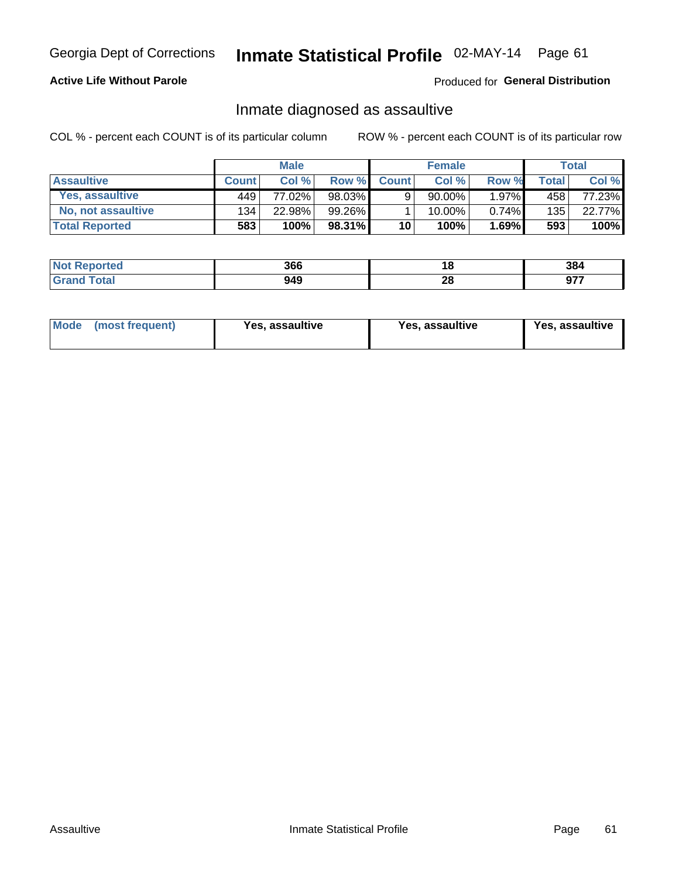Georgia Dept of Corrections **Inmate Statistical Profile** 02-MAY-14

**Active Life Without Parole**

Produced for **General Distribution**

## Inmate diagnosed as assaultive

COL % - percent each COUNT is of its particular column

ROW % - percent each COUNT is of its particular row

| | Male | | | Female | | | Total | |
|---|---|---|---|---|---|---|---|---|
| **Assaultive** | **Count** | **Col %** | **Row %** | **Count** | **Col %** | **Row %** | **Total** | **Col %** |
| Yes, assaultive | 449 | 77.02% | 98.03% | 9 | 90.00% | 1.97% | 458 | 77.23% |
| No, not assaultive | 134 | 22.98% | 99.26% | 1 | 10.00% | 0.74% | 135 | 22.77% |
| **Total Reported** | **583** | **100%** | **98.31%** | **10** | **100%** | **1.69%** | **593** | **100%** |

| | Male | Female | Total |
|---|---|---|---|
| **Not Reported** | **366** | **18** | **384** |
| **Grand Total** | **949** | **28** | **977** |

| | Male | Female | Total |
|---|---|---|---|
| **Mode (most frequent)** | **Yes, assaultive** | **Yes, assaultive** | **Yes, assaultive** |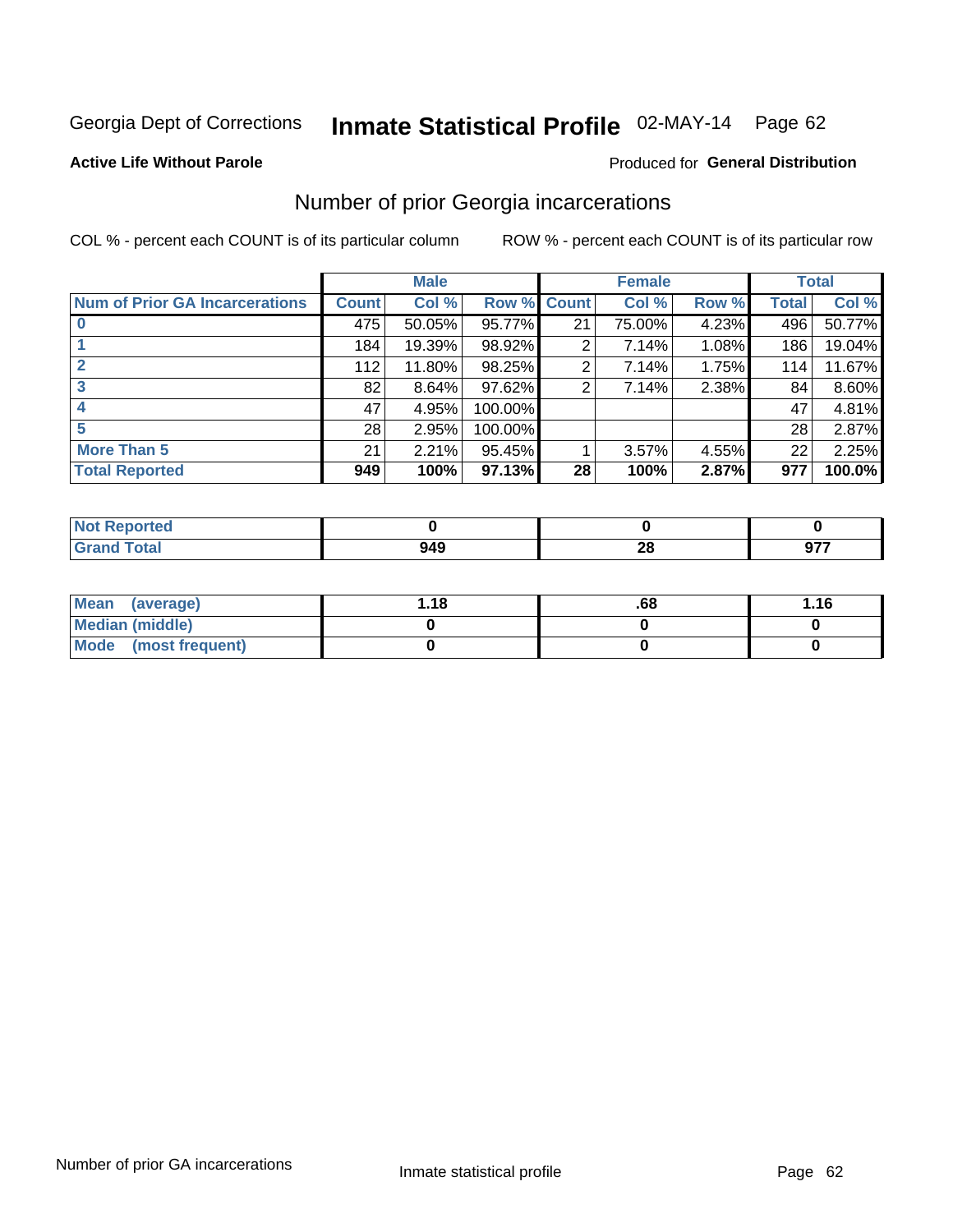Georgia Dept of Corrections **Inmate Statistical Profile** 02-MAY-14

**Active Life Without Parole**

Produced for **General Distribution**

## Number of prior Georgia incarcerations

COL % - percent each COUNT is of its particular column

ROW % - percent each COUNT is of its particular row

| | Male | | | Female | | | Total | |
|---|---|---|---|---|---|---|---|---|
| **Num of Prior GA Incarcerations** | **Count** | **Col %** | **Row %** | **Count** | **Col %** | **Row %** | **Total** | **Col %** |
| **0** | 475 | 50.05% | 95.77% | 21 | 75.00% | 4.23% | 496 | 50.77% |
| **1** | 184 | 19.39% | 98.92% | 2 | 7.14% | 1.08% | 186 | 19.04% |
| **2** | 112 | 11.80% | 98.25% | 2 | 7.14% | 1.75% | 114 | 11.67% |
| **3** | 82 | 8.64% | 97.62% | 2 | 7.14% | 2.38% | 84 | 8.60% |
| **4** | 47 | 4.95% | 100.00% | | | | 47 | 4.81% |
| **5** | 28 | 2.95% | 100.00% | | | | 28 | 2.87% |
| **More Than 5** | 21 | 2.21% | 95.45% | 1 | 3.57% | 4.55% | 22 | 2.25% |
| **Total Reported** | **949** | **100%** | **97.13%** | **28** | **100%** | **2.87%** | **977** | **100.0%** |

| | Male | Female | Total |
|---|---|---|---|
| **Not Reported** | **0** | **0** | **0** |
| **Grand Total** | **949** | **28** | **977** |

| | Male | Female | Total |
|---|---|---|---|
| **Mean (average)** | **1.18** | **.68** | **1.16** |
| **Median (middle)** | **0** | **0** | **0** |
| **Mode (most frequent)** | **0** | **0** | **0** |

Number of prior GA incarcerations

Inmate statistical profile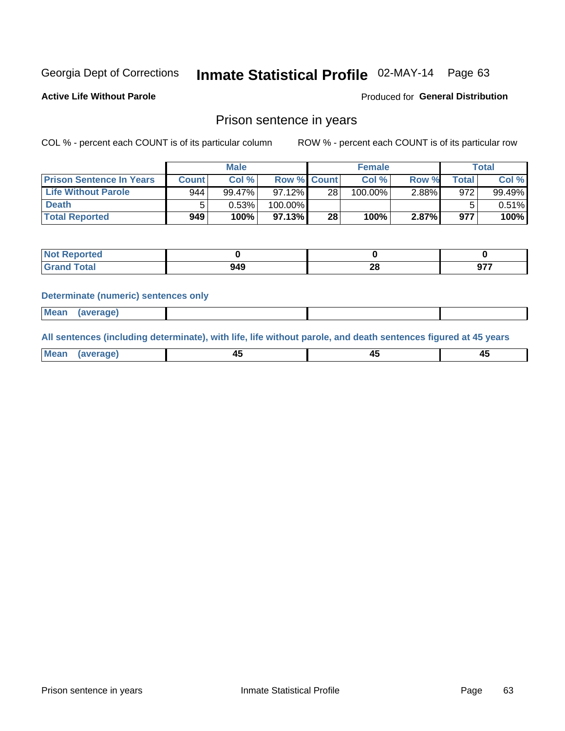Georgia Dept of Corrections **Inmate Statistical Profile** 02-MAY-14 Page 63

**Active Life Without Parole**

Produced for **General Distribution**

## Prison sentence in years

COL % - percent each COUNT is of its particular column

ROW % - percent each COUNT is of its particular row

| | Male | | | Female | | | Total | |
|---|---|---|---|---|---|---|---|---|
| **Prison Sentence In Years** | **Count** | **Col %** | **Row %** | **Count** | **Col %** | **Row %** | **Total** | **Col %** |
| **Life Without Parole** | 944 | 99.47% | 97.12% | 28 | 100.00% | 2.88% | 972 | 99.49% |
| **Death** | 5 | 0.53% | 100.00% | | | | 5 | 0.51% |
| **Total Reported** | **949** | **100%** | **97.13%** | **28** | **100%** | **2.87%** | **977** | **100%** |

| | Male | Female | Total |
|---|---|---|---|
| **Not Reported** | **0** | **0** | **0** |
| **Grand Total** | **949** | **28** | **977** |

**Determinate (numeric) sentences only**

| | Male | Female | Total |
|---|---|---|---|
| **Mean (average)** | | | |

**All sentences (including determinate), with life, life without parole, and death sentences figured at 45 years**

| | Male | Female | Total |
|---|---|---|---|
| **Mean (average)** | **45** | **45** | **45** |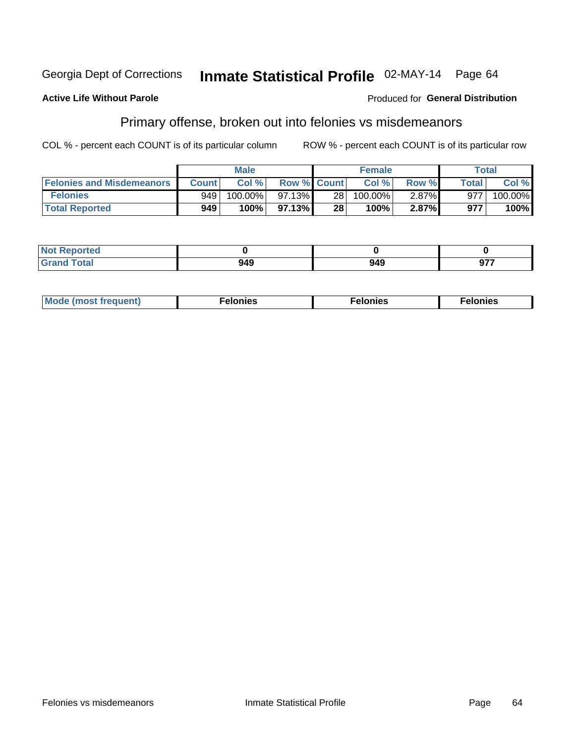Georgia Dept of Corrections **Inmate Statistical Profile** 02-MAY-14 Page 64

**Active Life Without Parole**

Produced for **General Distribution**

## Primary offense, broken out into felonies vs misdemeanors

COL % - percent each COUNT is of its particular column

ROW % - percent each COUNT is of its particular row

| | Male | | | Female | | | Total | |
|---|---|---|---|---|---|---|---|---|
| **Felonies and Misdemeanors** | **Count** | **Col %** | **Row %** | **Count** | **Col %** | **Row %** | **Total** | **Col %** |
| **Felonies** | 949 | 100.00% | 97.13% | 28 | 100.00% | 2.87% | 977 | 100.00% |
| **Total Reported** | **949** | **100%** | **97.13%** | **28** | **100%** | **2.87%** | **977** | **100%** |

| | | | |
|---|---|---|---|
| **Not Reported** | **0** | **0** | **0** |
| **Grand Total** | **949** | **949** | **977** |

| | | | |
|---|---|---|---|
| **Mode (most frequent)** | **Felonies** | **Felonies** | **Felonies** |

Felonies vs misdemeanors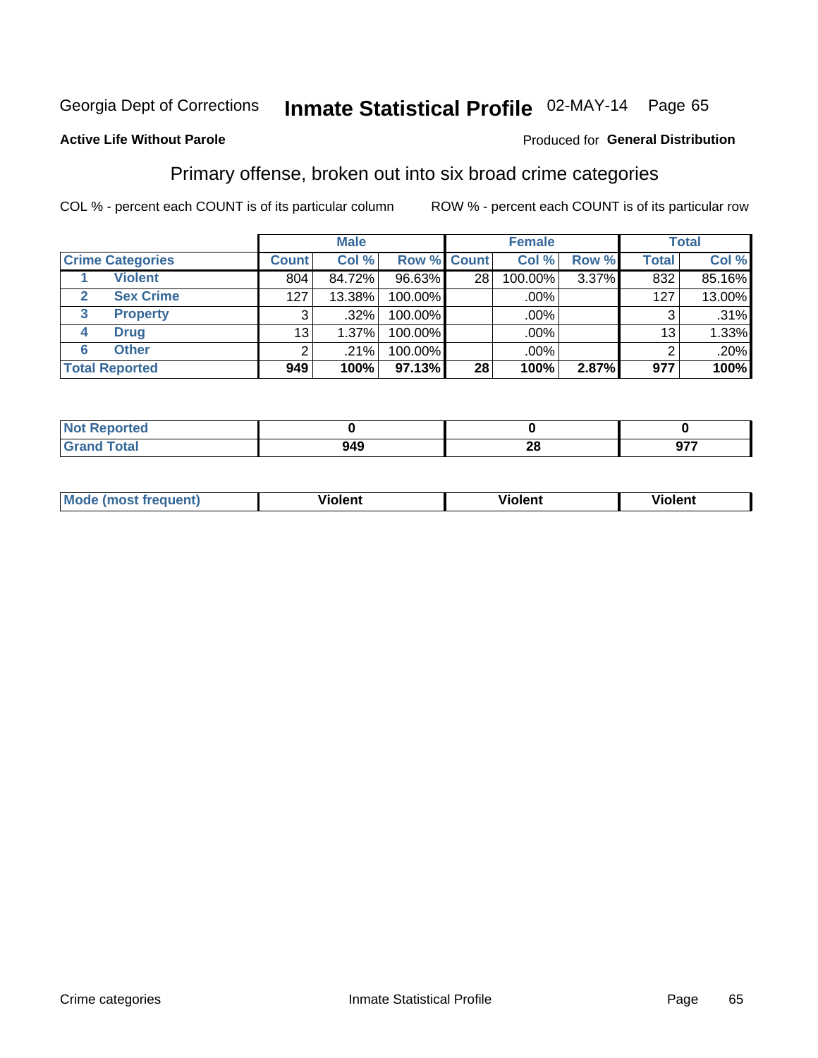Georgia Dept of Corrections **Inmate Statistical Profile** 02-MAY-14

**Active Life Without Parole**

Produced for **General Distribution**

## Primary offense, broken out into six broad crime categories

COL % - percent each COUNT is of its particular column

ROW % - percent each COUNT is of its particular row

| Crime Categories | Male | | | Female | | | Total | |
|---|---|---|---|---|---|---|---|---|
| | Count | Col % | Row % | Count | Col % | Row % | Total | Col % |
| 1 Violent | 804 | 84.72% | 96.63% | 28 | 100.00% | 3.37% | 832 | 85.16% |
| 2 Sex Crime | 127 | 13.38% | 100.00% | | .00% | | 127 | 13.00% |
| 3 Property | 3 | .32% | 100.00% | | .00% | | 3 | .31% |
| 4 Drug | 13 | 1.37% | 100.00% | | .00% | | 13 | 1.33% |
| 6 Other | 2 | .21% | 100.00% | | .00% | | 2 | .20% |
| **Total Reported** | **949** | **100%** | **97.13%** | **28** | **100%** | **2.87%** | **977** | **100%** |

| | Male | Female | Total |
|---|---|---|---|
| Not Reported | 0 | 0 | 0 |
| Grand Total | 949 | 28 | 977 |

| | Male | Female | Total |
|---|---|---|---|
| Mode (most frequent) | Violent | Violent | Violent |

Crime categories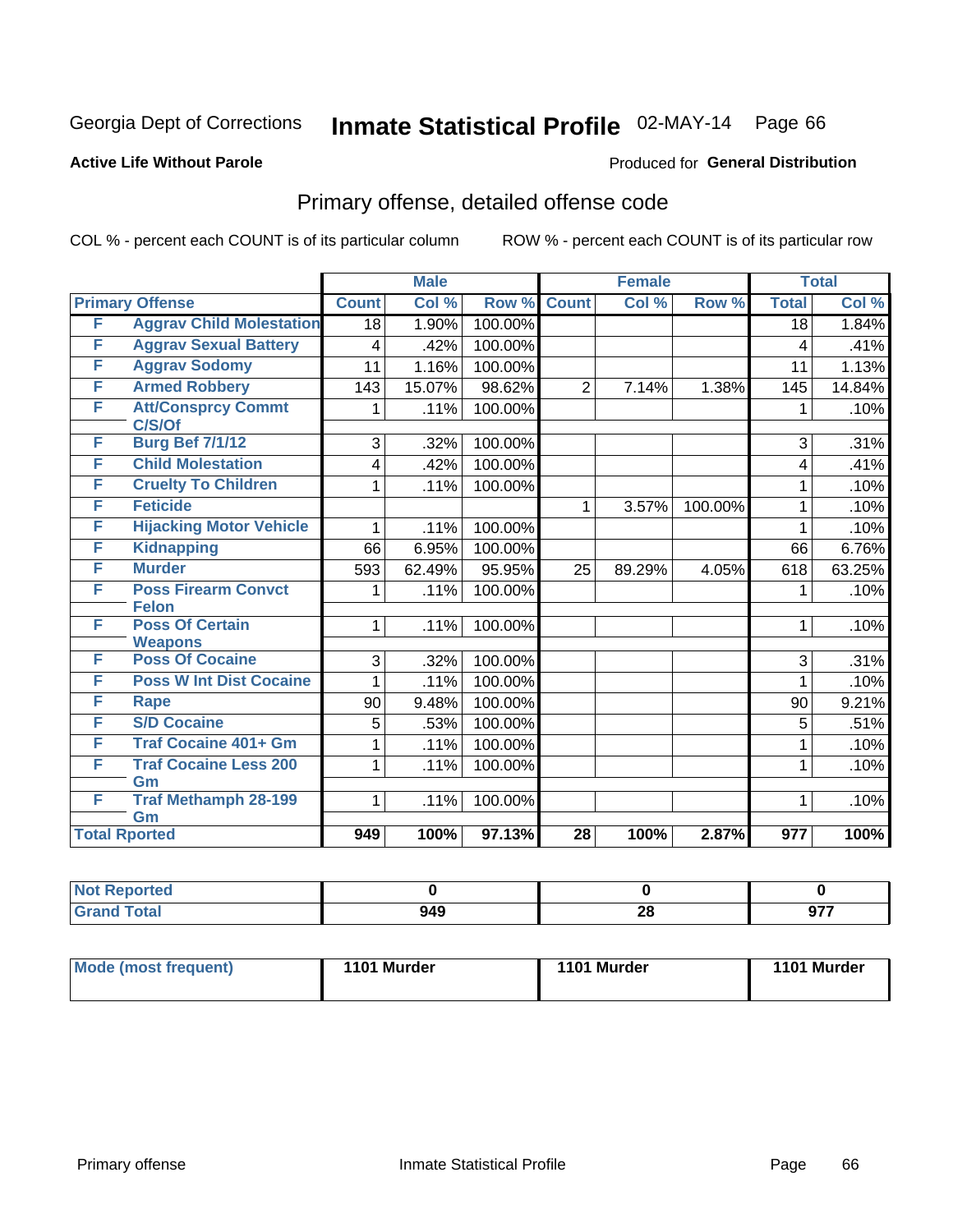# Georgia Dept of Corrections — Inmate Statistical Profile 02-MAY-14

**Active Life Without Parole**

Produced for **General Distribution**

## Primary offense, detailed offense code

COL % - percent each COUNT is of its particular column

ROW % - percent each COUNT is of its particular row

| Primary Offense | | Male | | | Female | | | Total | |
|---|---|---|---|---|---|---|---|---|---|
| | | Count | Col % | Row % | Count | Col % | Row % | Total | Col % |
| F | Aggrav Child Molestation | 18 | 1.90% | 100.00% | | | | 18 | 1.84% |
| F | Aggrav Sexual Battery | 4 | .42% | 100.00% | | | | 4 | .41% |
| F | Aggrav Sodomy | 11 | 1.16% | 100.00% | | | | 11 | 1.13% |
| F | Armed Robbery | 143 | 15.07% | 98.62% | 2 | 7.14% | 1.38% | 145 | 14.84% |
| F | Att/Consprcy Commt C/S/Of | 1 | .11% | 100.00% | | | | 1 | .10% |
| F | Burg Bef 7/1/12 | 3 | .32% | 100.00% | | | | 3 | .31% |
| F | Child Molestation | 4 | .42% | 100.00% | | | | 4 | .41% |
| F | Cruelty To Children | 1 | .11% | 100.00% | | | | 1 | .10% |
| F | Feticide | | | | 1 | 3.57% | 100.00% | 1 | .10% |
| F | Hijacking Motor Vehicle | 1 | .11% | 100.00% | | | | 1 | .10% |
| F | Kidnapping | 66 | 6.95% | 100.00% | | | | 66 | 6.76% |
| F | Murder | 593 | 62.49% | 95.95% | 25 | 89.29% | 4.05% | 618 | 63.25% |
| F | Poss Firearm Convct Felon | 1 | .11% | 100.00% | | | | 1 | .10% |
| F | Poss Of Certain Weapons | 1 | .11% | 100.00% | | | | 1 | .10% |
| F | Poss Of Cocaine | 3 | .32% | 100.00% | | | | 3 | .31% |
| F | Poss W Int Dist Cocaine | 1 | .11% | 100.00% | | | | 1 | .10% |
| F | Rape | 90 | 9.48% | 100.00% | | | | 90 | 9.21% |
| F | S/D Cocaine | 5 | .53% | 100.00% | | | | 5 | .51% |
| F | Traf Cocaine 401+ Gm | 1 | .11% | 100.00% | | | | 1 | .10% |
| F | Traf Cocaine Less 200 Gm | 1 | .11% | 100.00% | | | | 1 | .10% |
| F | Traf Methamph 28-199 Gm | 1 | .11% | 100.00% | | | | 1 | .10% |
| **Total Rported** | | **949** | **100%** | **97.13%** | **28** | **100%** | **2.87%** | **977** | **100%** |

| | Male | Female | Total |
|---|---|---|---|
| Not Reported | 0 | 0 | 0 |
| Grand Total | 949 | 28 | 977 |

| | Male | Female | Total |
|---|---|---|---|
| Mode (most frequent) | 1101 Murder | 1101 Murder | 1101 Murder |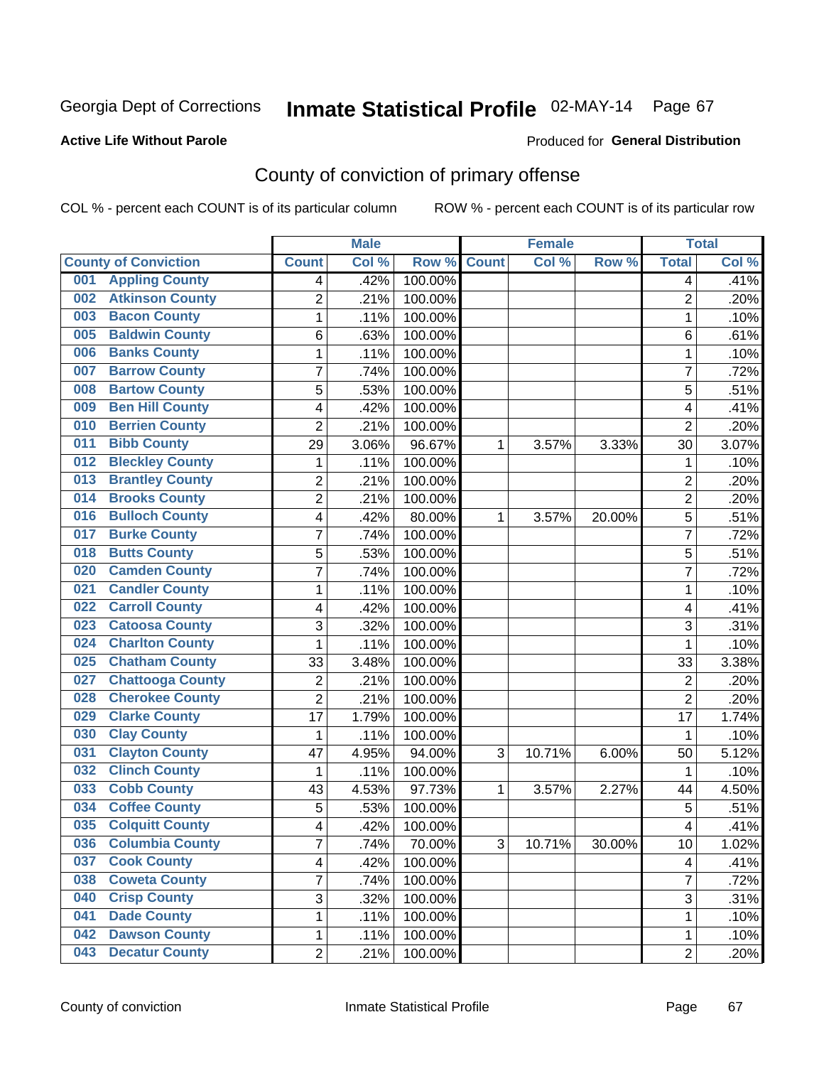Georgia Dept of Corrections **Inmate Statistical Profile** 02-MAY-14 Page 67

**Active Life Without Parole**

Produced for **General Distribution**

## County of conviction of primary offense

COL % - percent each COUNT is of its particular column ROW % - percent each COUNT is of its particular row

| County of Conviction | Male | | | Female | | | Total | |
|---|---|---|---|---|---|---|---|---|
| | Count | Col % | Row % | Count | Col % | Row % | Total | Col % |
| 001 Appling County | 4 | .42% | 100.00% | | | | 4 | .41% |
| 002 Atkinson County | 2 | .21% | 100.00% | | | | 2 | .20% |
| 003 Bacon County | 1 | .11% | 100.00% | | | | 1 | .10% |
| 005 Baldwin County | 6 | .63% | 100.00% | | | | 6 | .61% |
| 006 Banks County | 1 | .11% | 100.00% | | | | 1 | .10% |
| 007 Barrow County | 7 | .74% | 100.00% | | | | 7 | .72% |
| 008 Bartow County | 5 | .53% | 100.00% | | | | 5 | .51% |
| 009 Ben Hill County | 4 | .42% | 100.00% | | | | 4 | .41% |
| 010 Berrien County | 2 | .21% | 100.00% | | | | 2 | .20% |
| 011 Bibb County | 29 | 3.06% | 96.67% | 1 | 3.57% | 3.33% | 30 | 3.07% |
| 012 Bleckley County | 1 | .11% | 100.00% | | | | 1 | .10% |
| 013 Brantley County | 2 | .21% | 100.00% | | | | 2 | .20% |
| 014 Brooks County | 2 | .21% | 100.00% | | | | 2 | .20% |
| 016 Bulloch County | 4 | .42% | 80.00% | 1 | 3.57% | 20.00% | 5 | .51% |
| 017 Burke County | 7 | .74% | 100.00% | | | | 7 | .72% |
| 018 Butts County | 5 | .53% | 100.00% | | | | 5 | .51% |
| 020 Camden County | 7 | .74% | 100.00% | | | | 7 | .72% |
| 021 Candler County | 1 | .11% | 100.00% | | | | 1 | .10% |
| 022 Carroll County | 4 | .42% | 100.00% | | | | 4 | .41% |
| 023 Catoosa County | 3 | .32% | 100.00% | | | | 3 | .31% |
| 024 Charlton County | 1 | .11% | 100.00% | | | | 1 | .10% |
| 025 Chatham County | 33 | 3.48% | 100.00% | | | | 33 | 3.38% |
| 027 Chattooga County | 2 | .21% | 100.00% | | | | 2 | .20% |
| 028 Cherokee County | 2 | .21% | 100.00% | | | | 2 | .20% |
| 029 Clarke County | 17 | 1.79% | 100.00% | | | | 17 | 1.74% |
| 030 Clay County | 1 | .11% | 100.00% | | | | 1 | .10% |
| 031 Clayton County | 47 | 4.95% | 94.00% | 3 | 10.71% | 6.00% | 50 | 5.12% |
| 032 Clinch County | 1 | .11% | 100.00% | | | | 1 | .10% |
| 033 Cobb County | 43 | 4.53% | 97.73% | 1 | 3.57% | 2.27% | 44 | 4.50% |
| 034 Coffee County | 5 | .53% | 100.00% | | | | 5 | .51% |
| 035 Colquitt County | 4 | .42% | 100.00% | | | | 4 | .41% |
| 036 Columbia County | 7 | .74% | 70.00% | 3 | 10.71% | 30.00% | 10 | 1.02% |
| 037 Cook County | 4 | .42% | 100.00% | | | | 4 | .41% |
| 038 Coweta County | 7 | .74% | 100.00% | | | | 7 | .72% |
| 040 Crisp County | 3 | .32% | 100.00% | | | | 3 | .31% |
| 041 Dade County | 1 | .11% | 100.00% | | | | 1 | .10% |
| 042 Dawson County | 1 | .11% | 100.00% | | | | 1 | .10% |
| 043 Decatur County | 2 | .21% | 100.00% | | | | 2 | .20% |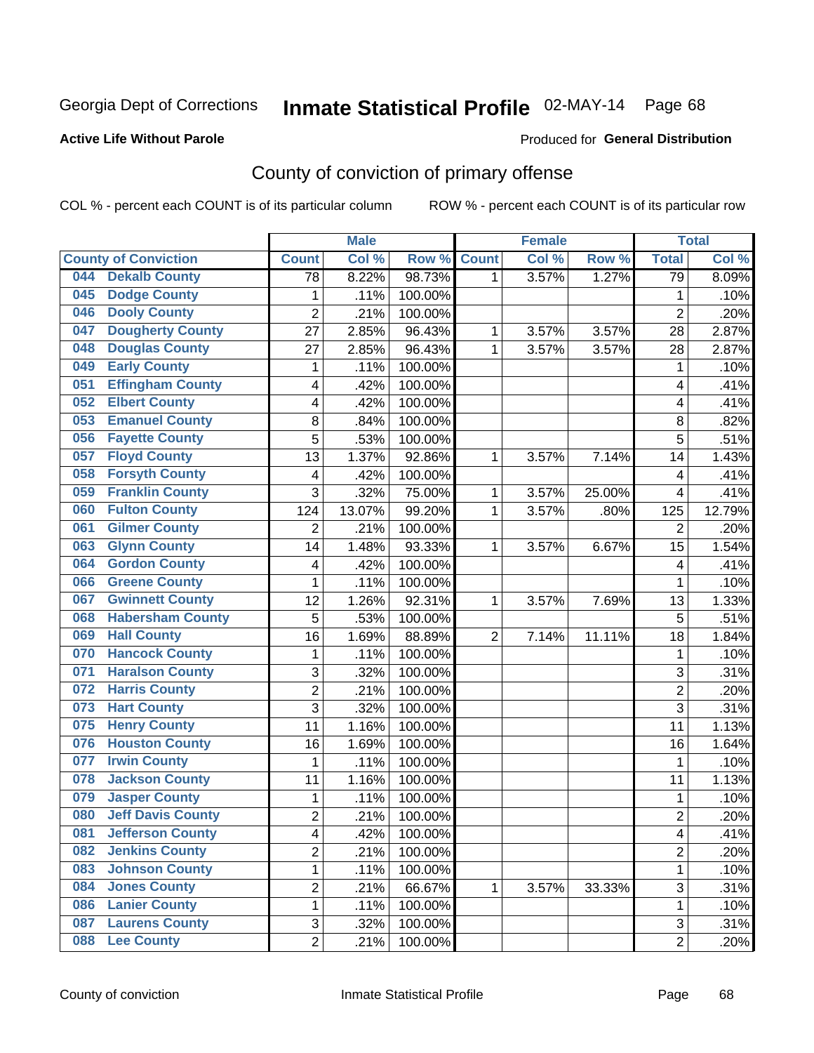Georgia Dept of Corrections **Inmate Statistical Profile** 02-MAY-14

**Active Life Without Parole**

Produced for **General Distribution**

## County of conviction of primary offense

COL % - percent each COUNT is of its particular column ROW % - percent each COUNT is of its particular row

| County of Conviction | Male | | | Female | | | Total | |
|---|---|---|---|---|---|---|---|---|
| | Count | Col % | Row % | Count | Col % | Row % | Total | Col % |
| 044 Dekalb County | 78 | 8.22% | 98.73% | 1 | 3.57% | 1.27% | 79 | 8.09% |
| 045 Dodge County | 1 | .11% | 100.00% | | | | 1 | .10% |
| 046 Dooly County | 2 | .21% | 100.00% | | | | 2 | .20% |
| 047 Dougherty County | 27 | 2.85% | 96.43% | 1 | 3.57% | 3.57% | 28 | 2.87% |
| 048 Douglas County | 27 | 2.85% | 96.43% | 1 | 3.57% | 3.57% | 28 | 2.87% |
| 049 Early County | 1 | .11% | 100.00% | | | | 1 | .10% |
| 051 Effingham County | 4 | .42% | 100.00% | | | | 4 | .41% |
| 052 Elbert County | 4 | .42% | 100.00% | | | | 4 | .41% |
| 053 Emanuel County | 8 | .84% | 100.00% | | | | 8 | .82% |
| 056 Fayette County | 5 | .53% | 100.00% | | | | 5 | .51% |
| 057 Floyd County | 13 | 1.37% | 92.86% | 1 | 3.57% | 7.14% | 14 | 1.43% |
| 058 Forsyth County | 4 | .42% | 100.00% | | | | 4 | .41% |
| 059 Franklin County | 3 | .32% | 75.00% | 1 | 3.57% | 25.00% | 4 | .41% |
| 060 Fulton County | 124 | 13.07% | 99.20% | 1 | 3.57% | .80% | 125 | 12.79% |
| 061 Gilmer County | 2 | .21% | 100.00% | | | | 2 | .20% |
| 063 Glynn County | 14 | 1.48% | 93.33% | 1 | 3.57% | 6.67% | 15 | 1.54% |
| 064 Gordon County | 4 | .42% | 100.00% | | | | 4 | .41% |
| 066 Greene County | 1 | .11% | 100.00% | | | | 1 | .10% |
| 067 Gwinnett County | 12 | 1.26% | 92.31% | 1 | 3.57% | 7.69% | 13 | 1.33% |
| 068 Habersham County | 5 | .53% | 100.00% | | | | 5 | .51% |
| 069 Hall County | 16 | 1.69% | 88.89% | 2 | 7.14% | 11.11% | 18 | 1.84% |
| 070 Hancock County | 1 | .11% | 100.00% | | | | 1 | .10% |
| 071 Haralson County | 3 | .32% | 100.00% | | | | 3 | .31% |
| 072 Harris County | 2 | .21% | 100.00% | | | | 2 | .20% |
| 073 Hart County | 3 | .32% | 100.00% | | | | 3 | .31% |
| 075 Henry County | 11 | 1.16% | 100.00% | | | | 11 | 1.13% |
| 076 Houston County | 16 | 1.69% | 100.00% | | | | 16 | 1.64% |
| 077 Irwin County | 1 | .11% | 100.00% | | | | 1 | .10% |
| 078 Jackson County | 11 | 1.16% | 100.00% | | | | 11 | 1.13% |
| 079 Jasper County | 1 | .11% | 100.00% | | | | 1 | .10% |
| 080 Jeff Davis County | 2 | .21% | 100.00% | | | | 2 | .20% |
| 081 Jefferson County | 4 | .42% | 100.00% | | | | 4 | .41% |
| 082 Jenkins County | 2 | .21% | 100.00% | | | | 2 | .20% |
| 083 Johnson County | 1 | .11% | 100.00% | | | | 1 | .10% |
| 084 Jones County | 2 | .21% | 66.67% | 1 | 3.57% | 33.33% | 3 | .31% |
| 086 Lanier County | 1 | .11% | 100.00% | | | | 1 | .10% |
| 087 Laurens County | 3 | .32% | 100.00% | | | | 3 | .31% |
| 088 Lee County | 2 | .21% | 100.00% | | | | 2 | .20% |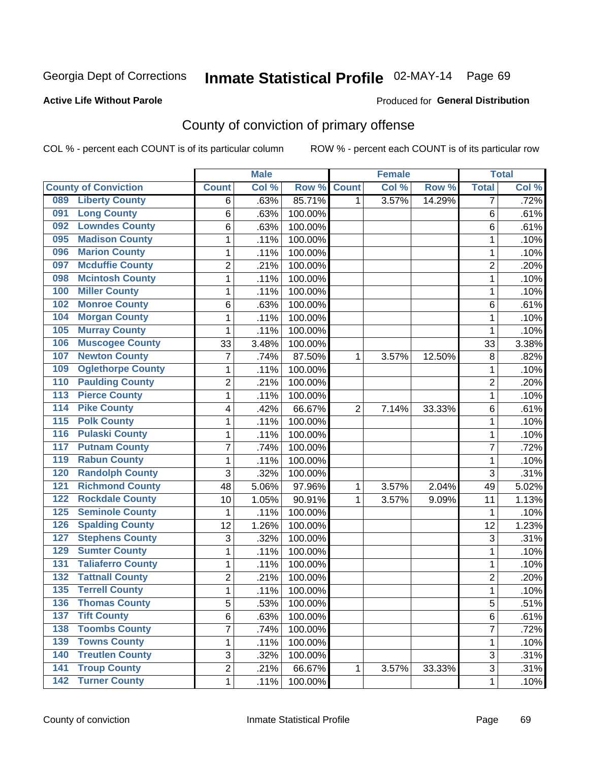Georgia Dept of Corrections **Inmate Statistical Profile** 02-MAY-14

**Active Life Without Parole**

Produced for **General Distribution**

## County of conviction of primary offense

COL % - percent each COUNT is of its particular column ROW % - percent each COUNT is of its particular row

| County of Conviction | Male | | | Female | | | Total | |
|---|---|---|---|---|---|---|---|---|
| | Count | Col % | Row % | Count | Col % | Row % | Total | Col % |
| 089 Liberty County | 6 | .63% | 85.71% | 1 | 3.57% | 14.29% | 7 | .72% |
| 091 Long County | 6 | .63% | 100.00% | | | | 6 | .61% |
| 092 Lowndes County | 6 | .63% | 100.00% | | | | 6 | .61% |
| 095 Madison County | 1 | .11% | 100.00% | | | | 1 | .10% |
| 096 Marion County | 1 | .11% | 100.00% | | | | 1 | .10% |
| 097 Mcduffie County | 2 | .21% | 100.00% | | | | 2 | .20% |
| 098 Mcintosh County | 1 | .11% | 100.00% | | | | 1 | .10% |
| 100 Miller County | 1 | .11% | 100.00% | | | | 1 | .10% |
| 102 Monroe County | 6 | .63% | 100.00% | | | | 6 | .61% |
| 104 Morgan County | 1 | .11% | 100.00% | | | | 1 | .10% |
| 105 Murray County | 1 | .11% | 100.00% | | | | 1 | .10% |
| 106 Muscogee County | 33 | 3.48% | 100.00% | | | | 33 | 3.38% |
| 107 Newton County | 7 | .74% | 87.50% | 1 | 3.57% | 12.50% | 8 | .82% |
| 109 Oglethorpe County | 1 | .11% | 100.00% | | | | 1 | .10% |
| 110 Paulding County | 2 | .21% | 100.00% | | | | 2 | .20% |
| 113 Pierce County | 1 | .11% | 100.00% | | | | 1 | .10% |
| 114 Pike County | 4 | .42% | 66.67% | 2 | 7.14% | 33.33% | 6 | .61% |
| 115 Polk County | 1 | .11% | 100.00% | | | | 1 | .10% |
| 116 Pulaski County | 1 | .11% | 100.00% | | | | 1 | .10% |
| 117 Putnam County | 7 | .74% | 100.00% | | | | 7 | .72% |
| 119 Rabun County | 1 | .11% | 100.00% | | | | 1 | .10% |
| 120 Randolph County | 3 | .32% | 100.00% | | | | 3 | .31% |
| 121 Richmond County | 48 | 5.06% | 97.96% | 1 | 3.57% | 2.04% | 49 | 5.02% |
| 122 Rockdale County | 10 | 1.05% | 90.91% | 1 | 3.57% | 9.09% | 11 | 1.13% |
| 125 Seminole County | 1 | .11% | 100.00% | | | | 1 | .10% |
| 126 Spalding County | 12 | 1.26% | 100.00% | | | | 12 | 1.23% |
| 127 Stephens County | 3 | .32% | 100.00% | | | | 3 | .31% |
| 129 Sumter County | 1 | .11% | 100.00% | | | | 1 | .10% |
| 131 Taliaferro County | 1 | .11% | 100.00% | | | | 1 | .10% |
| 132 Tattnall County | 2 | .21% | 100.00% | | | | 2 | .20% |
| 135 Terrell County | 1 | .11% | 100.00% | | | | 1 | .10% |
| 136 Thomas County | 5 | .53% | 100.00% | | | | 5 | .51% |
| 137 Tift County | 6 | .63% | 100.00% | | | | 6 | .61% |
| 138 Toombs County | 7 | .74% | 100.00% | | | | 7 | .72% |
| 139 Towns County | 1 | .11% | 100.00% | | | | 1 | .10% |
| 140 Treutlen County | 3 | .32% | 100.00% | | | | 3 | .31% |
| 141 Troup County | 2 | .21% | 66.67% | 1 | 3.57% | 33.33% | 3 | .31% |
| 142 Turner County | 1 | .11% | 100.00% | | | | 1 | .10% |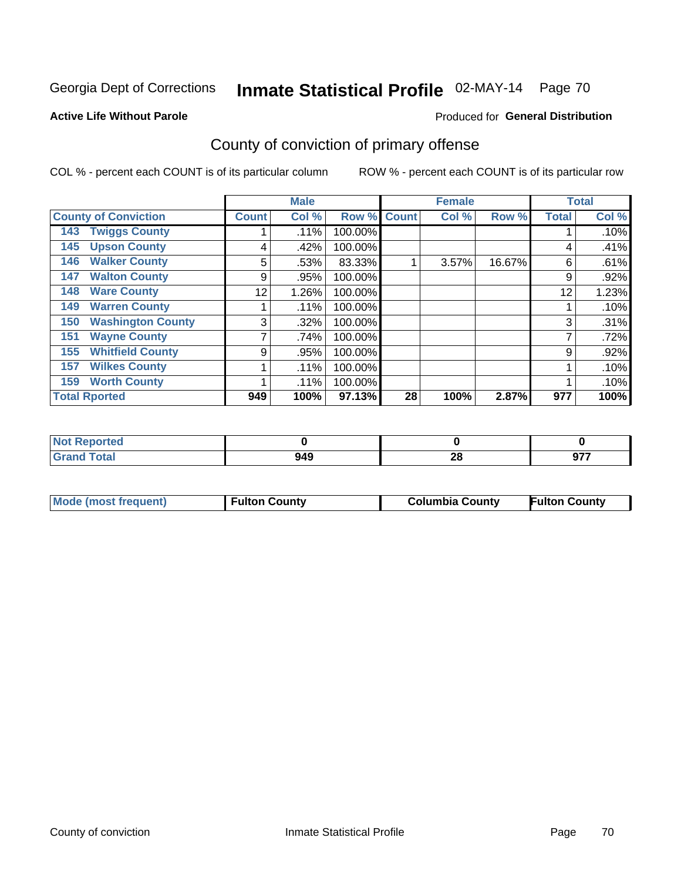Georgia Dept of Corrections **Inmate Statistical Profile** 02-MAY-14 Page 70

**Active Life Without Parole**

Produced for **General Distribution**

## County of conviction of primary offense

COL % - percent each COUNT is of its particular column

ROW % - percent each COUNT is of its particular row

| | Male | | | Female | | | Total | |
|---|---|---|---|---|---|---|---|---|
| **County of Conviction** | **Count** | **Col %** | **Row %** | **Count** | **Col %** | **Row %** | **Total** | **Col %** |
| 143 Twiggs County | 1 | .11% | 100.00% | | | | 1 | .10% |
| 145 Upson County | 4 | .42% | 100.00% | | | | 4 | .41% |
| 146 Walker County | 5 | .53% | 83.33% | 1 | 3.57% | 16.67% | 6 | .61% |
| 147 Walton County | 9 | .95% | 100.00% | | | | 9 | .92% |
| 148 Ware County | 12 | 1.26% | 100.00% | | | | 12 | 1.23% |
| 149 Warren County | 1 | .11% | 100.00% | | | | 1 | .10% |
| 150 Washington County | 3 | .32% | 100.00% | | | | 3 | .31% |
| 151 Wayne County | 7 | .74% | 100.00% | | | | 7 | .72% |
| 155 Whitfield County | 9 | .95% | 100.00% | | | | 9 | .92% |
| 157 Wilkes County | 1 | .11% | 100.00% | | | | 1 | .10% |
| 159 Worth County | 1 | .11% | 100.00% | | | | 1 | .10% |
| **Total Rported** | **949** | **100%** | **97.13%** | **28** | **100%** | **2.87%** | **977** | **100%** |

| | Male | Female | Total |
|---|---|---|---|
| **Not Reported** | **0** | **0** | **0** |
| **Grand Total** | **949** | **28** | **977** |

| | Male | Female | Total |
|---|---|---|---|
| **Mode (most frequent)** | **Fulton County** | **Columbia County** | **Fulton County** |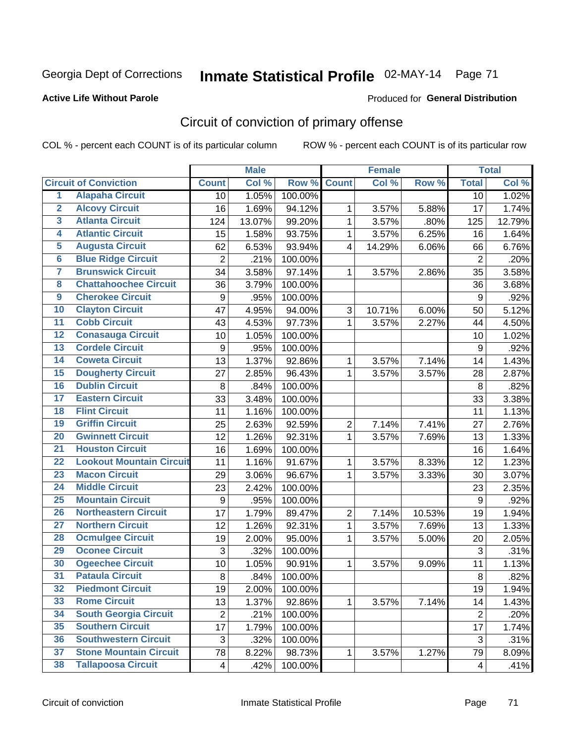Georgia Dept of Corrections **Inmate Statistical Profile** 02-MAY-14

**Active Life Without Parole**

Produced for **General Distribution**

## Circuit of conviction of primary offense

COL % - percent each COUNT is of its particular column    ROW % - percent each COUNT is of its particular row

| | Circuit of Conviction | Male | | | Female | | | Total | |
|---|---|---|---|---|---|---|---|---|---|
| | | Count | Col % | Row % | Count | Col % | Row % | Total | Col % |
| 1 | Alapaha Circuit | 10 | 1.05% | 100.00% | | | | 10 | 1.02% |
| 2 | Alcovy Circuit | 16 | 1.69% | 94.12% | 1 | 3.57% | 5.88% | 17 | 1.74% |
| 3 | Atlanta Circuit | 124 | 13.07% | 99.20% | 1 | 3.57% | .80% | 125 | 12.79% |
| 4 | Atlantic Circuit | 15 | 1.58% | 93.75% | 1 | 3.57% | 6.25% | 16 | 1.64% |
| 5 | Augusta Circuit | 62 | 6.53% | 93.94% | 4 | 14.29% | 6.06% | 66 | 6.76% |
| 6 | Blue Ridge Circuit | 2 | .21% | 100.00% | | | | 2 | .20% |
| 7 | Brunswick Circuit | 34 | 3.58% | 97.14% | 1 | 3.57% | 2.86% | 35 | 3.58% |
| 8 | Chattahoochee Circuit | 36 | 3.79% | 100.00% | | | | 36 | 3.68% |
| 9 | Cherokee Circuit | 9 | .95% | 100.00% | | | | 9 | .92% |
| 10 | Clayton Circuit | 47 | 4.95% | 94.00% | 3 | 10.71% | 6.00% | 50 | 5.12% |
| 11 | Cobb Circuit | 43 | 4.53% | 97.73% | 1 | 3.57% | 2.27% | 44 | 4.50% |
| 12 | Conasauga Circuit | 10 | 1.05% | 100.00% | | | | 10 | 1.02% |
| 13 | Cordele Circuit | 9 | .95% | 100.00% | | | | 9 | .92% |
| 14 | Coweta Circuit | 13 | 1.37% | 92.86% | 1 | 3.57% | 7.14% | 14 | 1.43% |
| 15 | Dougherty Circuit | 27 | 2.85% | 96.43% | 1 | 3.57% | 3.57% | 28 | 2.87% |
| 16 | Dublin Circuit | 8 | .84% | 100.00% | | | | 8 | .82% |
| 17 | Eastern Circuit | 33 | 3.48% | 100.00% | | | | 33 | 3.38% |
| 18 | Flint Circuit | 11 | 1.16% | 100.00% | | | | 11 | 1.13% |
| 19 | Griffin Circuit | 25 | 2.63% | 92.59% | 2 | 7.14% | 7.41% | 27 | 2.76% |
| 20 | Gwinnett Circuit | 12 | 1.26% | 92.31% | 1 | 3.57% | 7.69% | 13 | 1.33% |
| 21 | Houston Circuit | 16 | 1.69% | 100.00% | | | | 16 | 1.64% |
| 22 | Lookout Mountain Circuit | 11 | 1.16% | 91.67% | 1 | 3.57% | 8.33% | 12 | 1.23% |
| 23 | Macon Circuit | 29 | 3.06% | 96.67% | 1 | 3.57% | 3.33% | 30 | 3.07% |
| 24 | Middle Circuit | 23 | 2.42% | 100.00% | | | | 23 | 2.35% |
| 25 | Mountain Circuit | 9 | .95% | 100.00% | | | | 9 | .92% |
| 26 | Northeastern Circuit | 17 | 1.79% | 89.47% | 2 | 7.14% | 10.53% | 19 | 1.94% |
| 27 | Northern Circuit | 12 | 1.26% | 92.31% | 1 | 3.57% | 7.69% | 13 | 1.33% |
| 28 | Ocmulgee Circuit | 19 | 2.00% | 95.00% | 1 | 3.57% | 5.00% | 20 | 2.05% |
| 29 | Oconee Circuit | 3 | .32% | 100.00% | | | | 3 | .31% |
| 30 | Ogeechee Circuit | 10 | 1.05% | 90.91% | 1 | 3.57% | 9.09% | 11 | 1.13% |
| 31 | Pataula Circuit | 8 | .84% | 100.00% | | | | 8 | .82% |
| 32 | Piedmont Circuit | 19 | 2.00% | 100.00% | | | | 19 | 1.94% |
| 33 | Rome Circuit | 13 | 1.37% | 92.86% | 1 | 3.57% | 7.14% | 14 | 1.43% |
| 34 | South Georgia Circuit | 2 | .21% | 100.00% | | | | 2 | .20% |
| 35 | Southern Circuit | 17 | 1.79% | 100.00% | | | | 17 | 1.74% |
| 36 | Southwestern Circuit | 3 | .32% | 100.00% | | | | 3 | .31% |
| 37 | Stone Mountain Circuit | 78 | 8.22% | 98.73% | 1 | 3.57% | 1.27% | 79 | 8.09% |
| 38 | Tallapoosa Circuit | 4 | .42% | 100.00% | | | | 4 | .41% |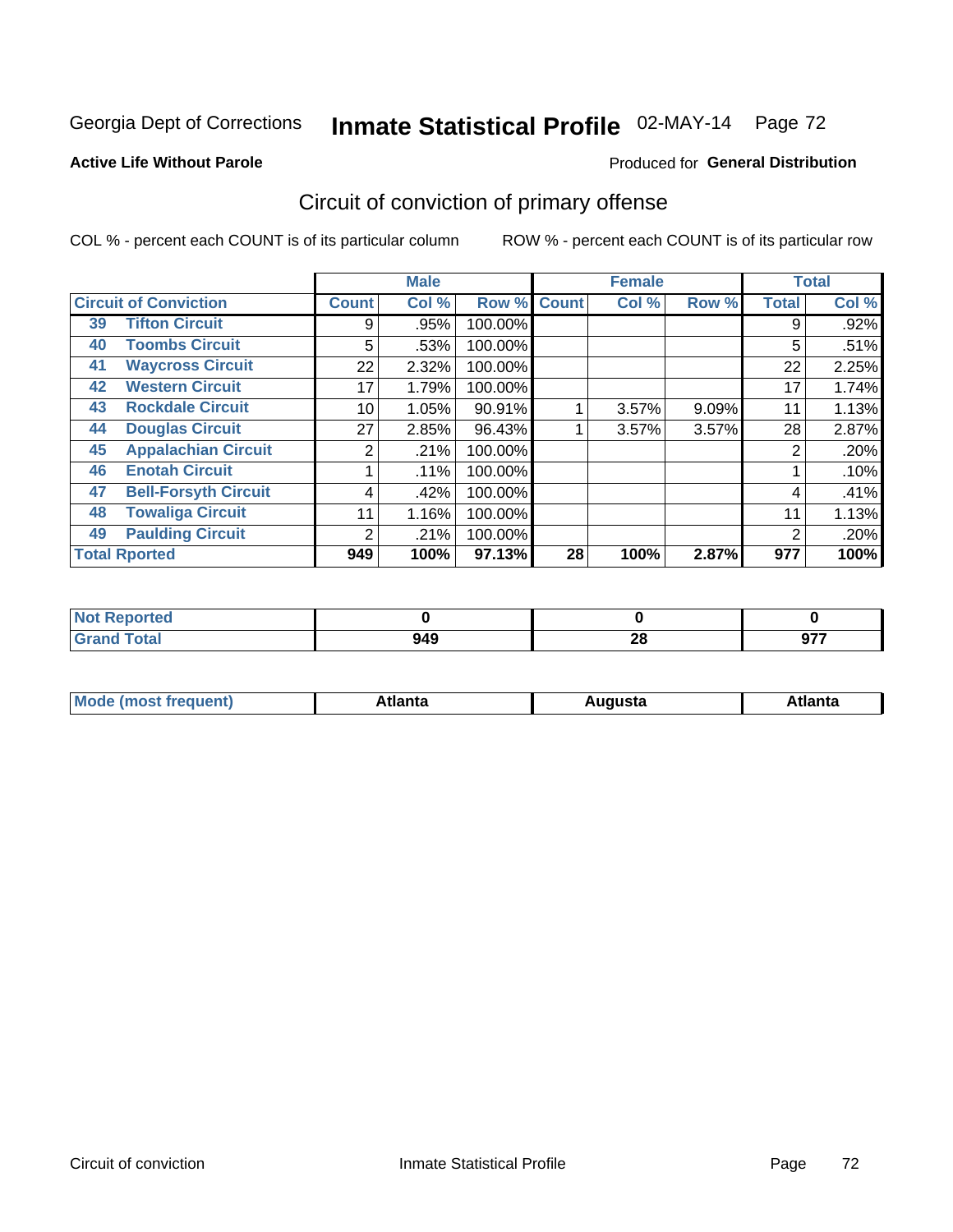Georgia Dept of Corrections **Inmate Statistical Profile** 02-MAY-14

**Active Life Without Parole**

Produced for **General Distribution**

## Circuit of conviction of primary offense

COL % - percent each COUNT is of its particular column

ROW % - percent each COUNT is of its particular row

| Circuit of Conviction | | Male | | | Female | | | Total | |
|---|---|---|---|---|---|---|---|---|---|
| | | Count | Col % | Row % | Count | Col % | Row % | Total | Col % |
| 39 | Tifton Circuit | 9 | .95% | 100.00% | | | | 9 | .92% |
| 40 | Toombs Circuit | 5 | .53% | 100.00% | | | | 5 | .51% |
| 41 | Waycross Circuit | 22 | 2.32% | 100.00% | | | | 22 | 2.25% |
| 42 | Western Circuit | 17 | 1.79% | 100.00% | | | | 17 | 1.74% |
| 43 | Rockdale Circuit | 10 | 1.05% | 90.91% | 1 | 3.57% | 9.09% | 11 | 1.13% |
| 44 | Douglas Circuit | 27 | 2.85% | 96.43% | 1 | 3.57% | 3.57% | 28 | 2.87% |
| 45 | Appalachian Circuit | 2 | .21% | 100.00% | | | | 2 | .20% |
| 46 | Enotah Circuit | 1 | .11% | 100.00% | | | | 1 | .10% |
| 47 | Bell-Forsyth Circuit | 4 | .42% | 100.00% | | | | 4 | .41% |
| 48 | Towaliga Circuit | 11 | 1.16% | 100.00% | | | | 11 | 1.13% |
| 49 | Paulding Circuit | 2 | .21% | 100.00% | | | | 2 | .20% |
| **Total Rported** | | **949** | **100%** | **97.13%** | **28** | **100%** | **2.87%** | **977** | **100%** |

| | Male | Female | Total |
|---|---|---|---|
| Not Reported | 0 | 0 | 0 |
| Grand Total | 949 | 28 | 977 |

| | Male | Female | Total |
|---|---|---|---|
| Mode (most frequent) | Atlanta | Augusta | Atlanta |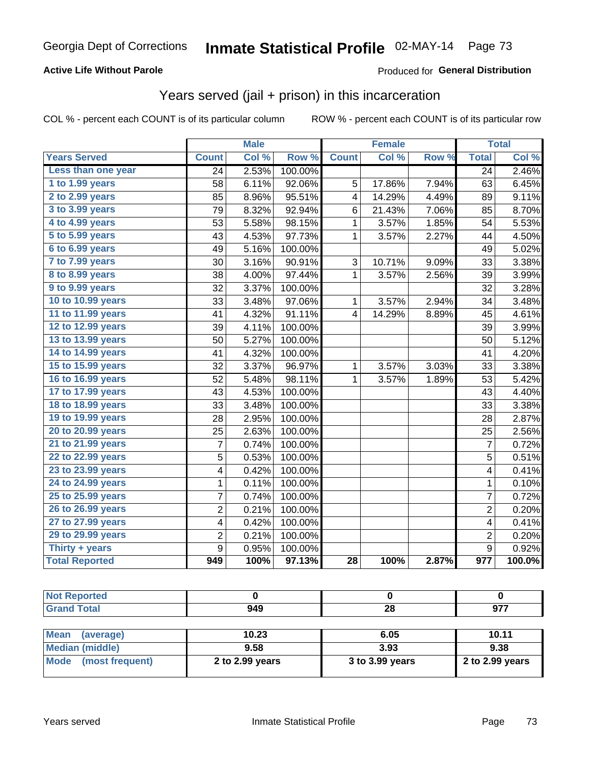Georgia Dept of Corrections **Inmate Statistical Profile** 02-MAY-14

**Active Life Without Parole**

Produced for **General Distribution**

## Years served (jail + prison) in this incarceration

COL % - percent each COUNT is of its particular column

ROW % - percent each COUNT is of its particular row

| | Male | | | Female | | | Total | |
|---|---|---|---|---|---|---|---|---|
| **Years Served** | **Count** | **Col %** | **Row %** | **Count** | **Col %** | **Row %** | **Total** | **Col %** |
| Less than one year | 24 | 2.53% | 100.00% | | | | 24 | 2.46% |
| 1 to 1.99 years | 58 | 6.11% | 92.06% | 5 | 17.86% | 7.94% | 63 | 6.45% |
| 2 to 2.99 years | 85 | 8.96% | 95.51% | 4 | 14.29% | 4.49% | 89 | 9.11% |
| 3 to 3.99 years | 79 | 8.32% | 92.94% | 6 | 21.43% | 7.06% | 85 | 8.70% |
| 4 to 4.99 years | 53 | 5.58% | 98.15% | 1 | 3.57% | 1.85% | 54 | 5.53% |
| 5 to 5.99 years | 43 | 4.53% | 97.73% | 1 | 3.57% | 2.27% | 44 | 4.50% |
| 6 to 6.99 years | 49 | 5.16% | 100.00% | | | | 49 | 5.02% |
| 7 to 7.99 years | 30 | 3.16% | 90.91% | 3 | 10.71% | 9.09% | 33 | 3.38% |
| 8 to 8.99 years | 38 | 4.00% | 97.44% | 1 | 3.57% | 2.56% | 39 | 3.99% |
| 9 to 9.99 years | 32 | 3.37% | 100.00% | | | | 32 | 3.28% |
| 10 to 10.99 years | 33 | 3.48% | 97.06% | 1 | 3.57% | 2.94% | 34 | 3.48% |
| 11 to 11.99 years | 41 | 4.32% | 91.11% | 4 | 14.29% | 8.89% | 45 | 4.61% |
| 12 to 12.99 years | 39 | 4.11% | 100.00% | | | | 39 | 3.99% |
| 13 to 13.99 years | 50 | 5.27% | 100.00% | | | | 50 | 5.12% |
| 14 to 14.99 years | 41 | 4.32% | 100.00% | | | | 41 | 4.20% |
| 15 to 15.99 years | 32 | 3.37% | 96.97% | 1 | 3.57% | 3.03% | 33 | 3.38% |
| 16 to 16.99 years | 52 | 5.48% | 98.11% | 1 | 3.57% | 1.89% | 53 | 5.42% |
| 17 to 17.99 years | 43 | 4.53% | 100.00% | | | | 43 | 4.40% |
| 18 to 18.99 years | 33 | 3.48% | 100.00% | | | | 33 | 3.38% |
| 19 to 19.99 years | 28 | 2.95% | 100.00% | | | | 28 | 2.87% |
| 20 to 20.99 years | 25 | 2.63% | 100.00% | | | | 25 | 2.56% |
| 21 to 21.99 years | 7 | 0.74% | 100.00% | | | | 7 | 0.72% |
| 22 to 22.99 years | 5 | 0.53% | 100.00% | | | | 5 | 0.51% |
| 23 to 23.99 years | 4 | 0.42% | 100.00% | | | | 4 | 0.41% |
| 24 to 24.99 years | 1 | 0.11% | 100.00% | | | | 1 | 0.10% |
| 25 to 25.99 years | 7 | 0.74% | 100.00% | | | | 7 | 0.72% |
| 26 to 26.99 years | 2 | 0.21% | 100.00% | | | | 2 | 0.20% |
| 27 to 27.99 years | 4 | 0.42% | 100.00% | | | | 4 | 0.41% |
| 29 to 29.99 years | 2 | 0.21% | 100.00% | | | | 2 | 0.20% |
| Thirty + years | 9 | 0.95% | 100.00% | | | | 9 | 0.92% |
| **Total Reported** | **949** | **100%** | **97.13%** | **28** | **100%** | **2.87%** | **977** | **100.0%** |

| | Male | Female | Total |
|---|---|---|---|
| **Not Reported** | **0** | **0** | **0** |
| **Grand Total** | **949** | **28** | **977** |

| | Male | Female | Total |
|---|---|---|---|
| **Mean (average)** | **10.23** | **6.05** | **10.11** |
| **Median (middle)** | **9.58** | **3.93** | **9.38** |
| **Mode (most frequent)** | **2 to 2.99 years** | **3 to 3.99 years** | **2 to 2.99 years** |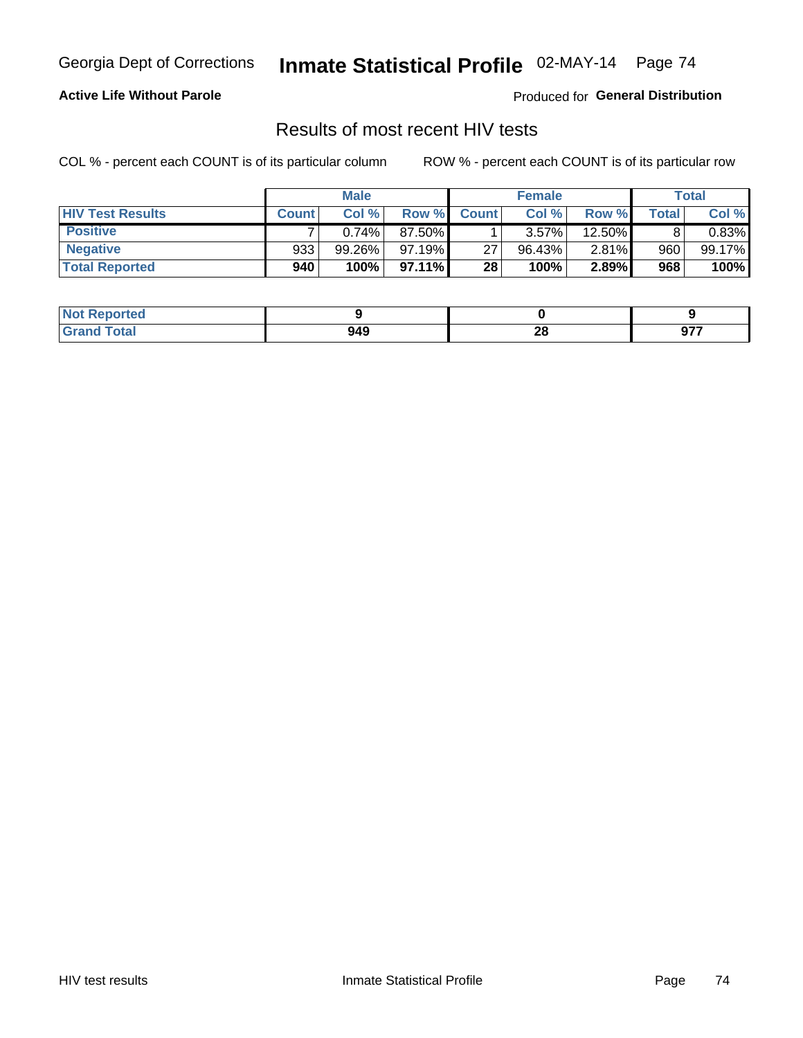Georgia Dept of Corrections **Inmate Statistical Profile** 02-MAY-14 Page 74

**Active Life Without Parole**

Produced for **General Distribution**

## Results of most recent HIV tests

COL % - percent each COUNT is of its particular column ROW % - percent each COUNT is of its particular row

| | Male | | | Female | | | Total | |
|---|---|---|---|---|---|---|---|---|
| **HIV Test Results** | **Count** | **Col %** | **Row %** | **Count** | **Col %** | **Row %** | **Total** | **Col %** |
| **Positive** | 7 | 0.74% | 87.50% | 1 | 3.57% | 12.50% | 8 | 0.83% |
| **Negative** | 933 | 99.26% | 97.19% | 27 | 96.43% | 2.81% | 960 | 99.17% |
| **Total Reported** | **940** | **100%** | **97.11%** | **28** | **100%** | **2.89%** | **968** | **100%** |

| | Male | Female | Total |
|---|---|---|---|
| **Not Reported** | **9** | **0** | **9** |
| **Grand Total** | **949** | **28** | **977** |

HIV test results Inmate Statistical Profile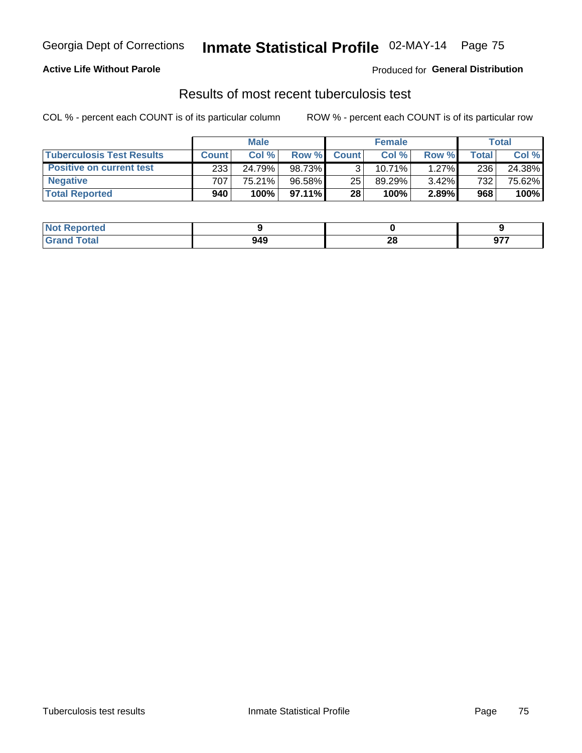**Active Life Without Parole**

Produced for **General Distribution**

## Results of most recent tuberculosis test

COL % - percent each COUNT is of its particular column

ROW % - percent each COUNT is of its particular row

| | Male | | | Female | | | Total | |
|---|---|---|---|---|---|---|---|---|
| **Tuberculosis Test Results** | **Count** | **Col %** | **Row %** | **Count** | **Col %** | **Row %** | **Total** | **Col %** |
| **Positive on current test** | 233 | 24.79% | 98.73% | 3 | 10.71% | 1.27% | 236 | 24.38% |
| **Negative** | 707 | 75.21% | 96.58% | 25 | 89.29% | 3.42% | 732 | 75.62% |
| **Total Reported** | **940** | **100%** | **97.11%** | **28** | **100%** | **2.89%** | **968** | **100%** |

| | Male | Female | Total |
|---|---|---|---|
| **Not Reported** | **9** | **0** | **9** |
| **Grand Total** | **949** | **28** | **977** |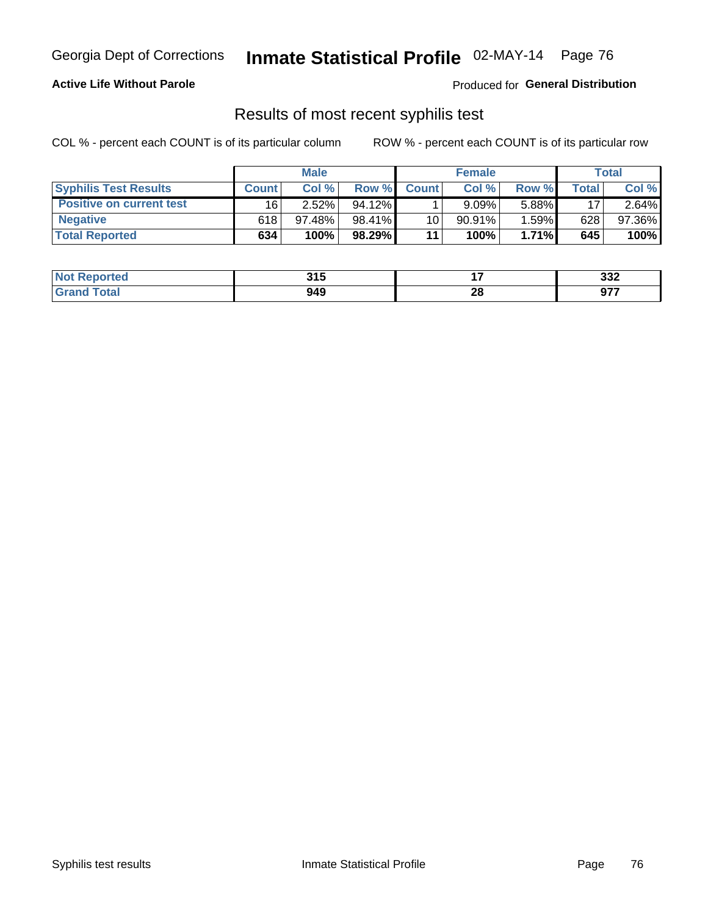# Georgia Dept of Corrections — Inmate Statistical Profile 02-MAY-14

**Active Life Without Parole**

Produced for **General Distribution**

## Results of most recent syphilis test

COL % - percent each COUNT is of its particular column    ROW % - percent each COUNT is of its particular row

| | Male | | | Female | | | Total | |
|---|---|---|---|---|---|---|---|---|
| **Syphilis Test Results** | **Count** | **Col %** | **Row %** | **Count** | **Col %** | **Row %** | **Total** | **Col %** |
| **Positive on current test** | 16 | 2.52% | 94.12% | 1 | 9.09% | 5.88% | 17 | 2.64% |
| **Negative** | 618 | 97.48% | 98.41% | 10 | 90.91% | 1.59% | 628 | 97.36% |
| **Total Reported** | **634** | **100%** | **98.29%** | **11** | **100%** | **1.71%** | **645** | **100%** |

| | Male | Female | Total |
|---|---|---|---|
| **Not Reported** | **315** | **17** | **332** |
| **Grand Total** | **949** | **28** | **977** |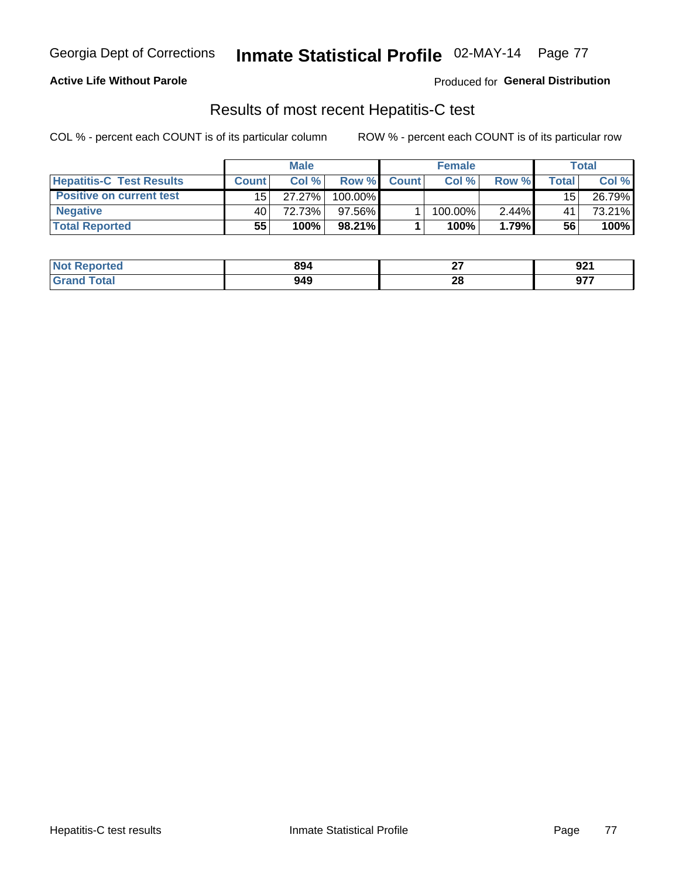Georgia Dept of Corrections **Inmate Statistical Profile** 02-MAY-14

**Active Life Without Parole**

Produced for **General Distribution**

## Results of most recent Hepatitis-C test

COL % - percent each COUNT is of its particular column ROW % - percent each COUNT is of its particular row

| | Male | | | Female | | | Total | |
|---|---|---|---|---|---|---|---|---|
| **Hepatitis-C Test Results** | **Count** | **Col %** | **Row %** | **Count** | **Col %** | **Row %** | **Total** | **Col %** |
| **Positive on current test** | 15 | 27.27% | 100.00% | | | | 15 | 26.79% |
| **Negative** | 40 | 72.73% | 97.56% | 1 | 100.00% | 2.44% | 41 | 73.21% |
| **Total Reported** | **55** | **100%** | **98.21%** | **1** | **100%** | **1.79%** | **56** | **100%** |

| | Male | Female | Total |
|---|---|---|---|
| **Not Reported** | **894** | **27** | **921** |
| **Grand Total** | **949** | **28** | **977** |

Hepatitis-C test results Inmate Statistical Profile